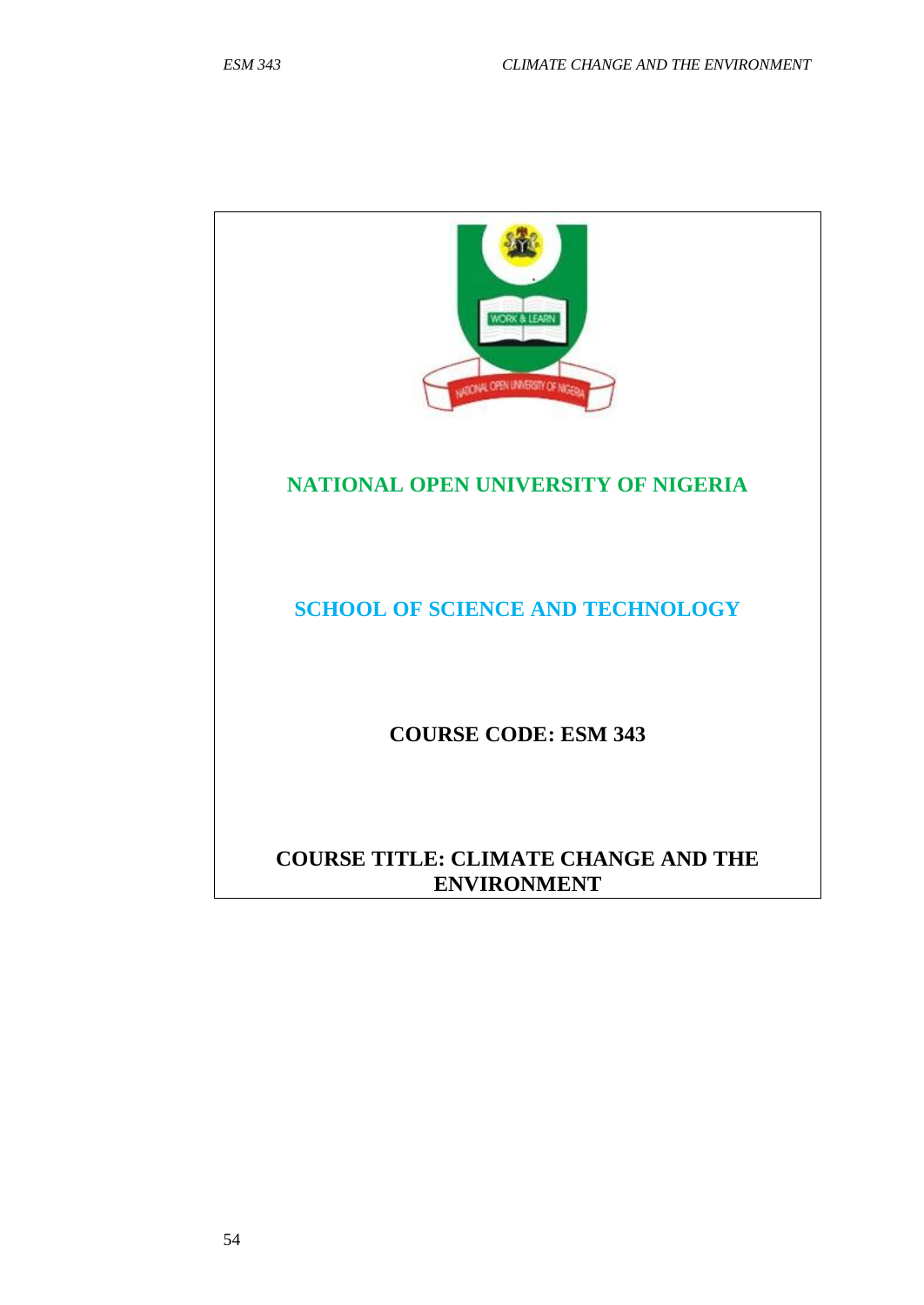# NATIONAL OPEN UNIVERSITY OF NIGERIA

## SCHOOL OF SCIENCE AND TECHNOLOGY

**COURSE CODE: ESM 343**

**COURSE TITLE: CLIMATE CHANGE AND THE ENVIRONMENT**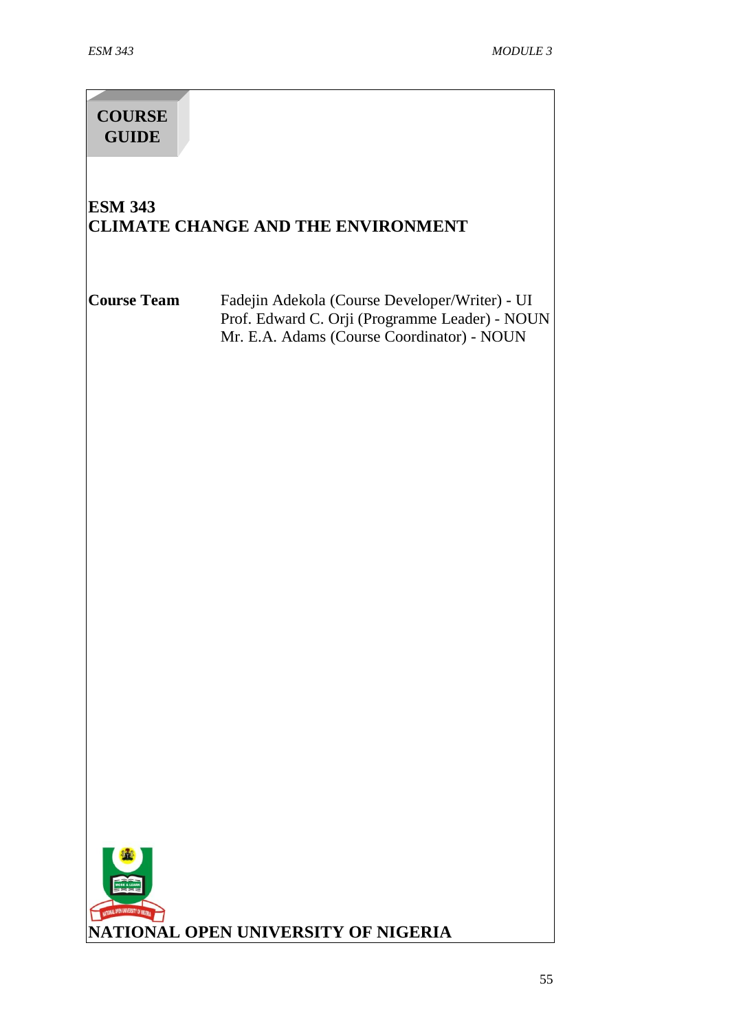**COURSE GUIDE**

# ESM 343
# CLIMATE CHANGE AND THE ENVIRONMENT

| **Course Team** | Fadejin Adekola (Course Developer/Writer) - UI<br>Prof. Edward C. Orji (Programme Leader) - NOUN<br>Mr. E.A. Adams (Course Coordinator) - NOUN |
|---|---|

**NATIONAL OPEN UNIVERSITY OF NIGERIA**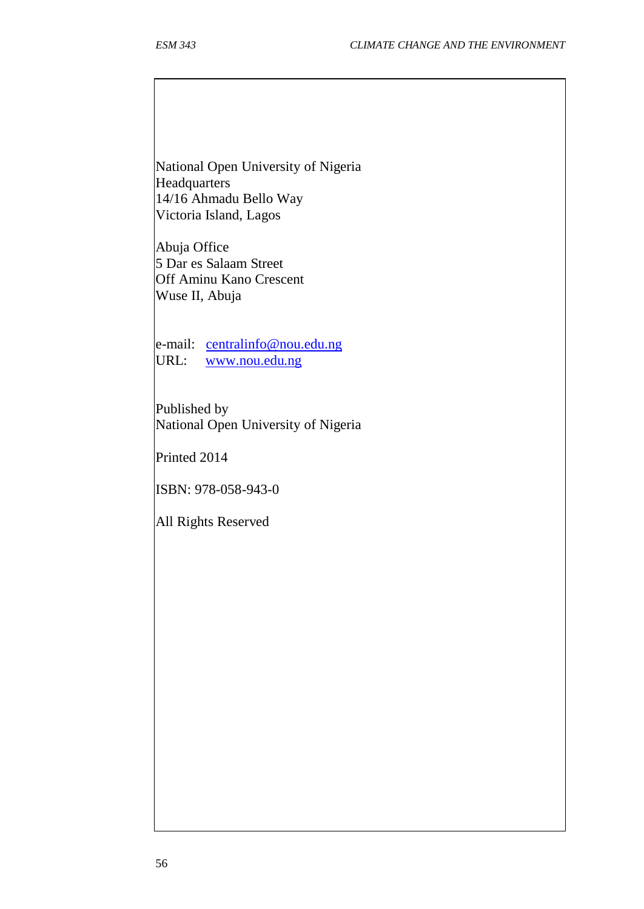National Open University of Nigeria
Headquarters
14/16 Ahmadu Bello Way
Victoria Island, Lagos

Abuja Office
5 Dar es Salaam Street
Off Aminu Kano Crescent
Wuse II, Abuja

e-mail: centralinfo@nou.edu.ng
URL: www.nou.edu.ng

Published by
National Open University of Nigeria

Printed 2014

ISBN: 978-058-943-0

All Rights Reserved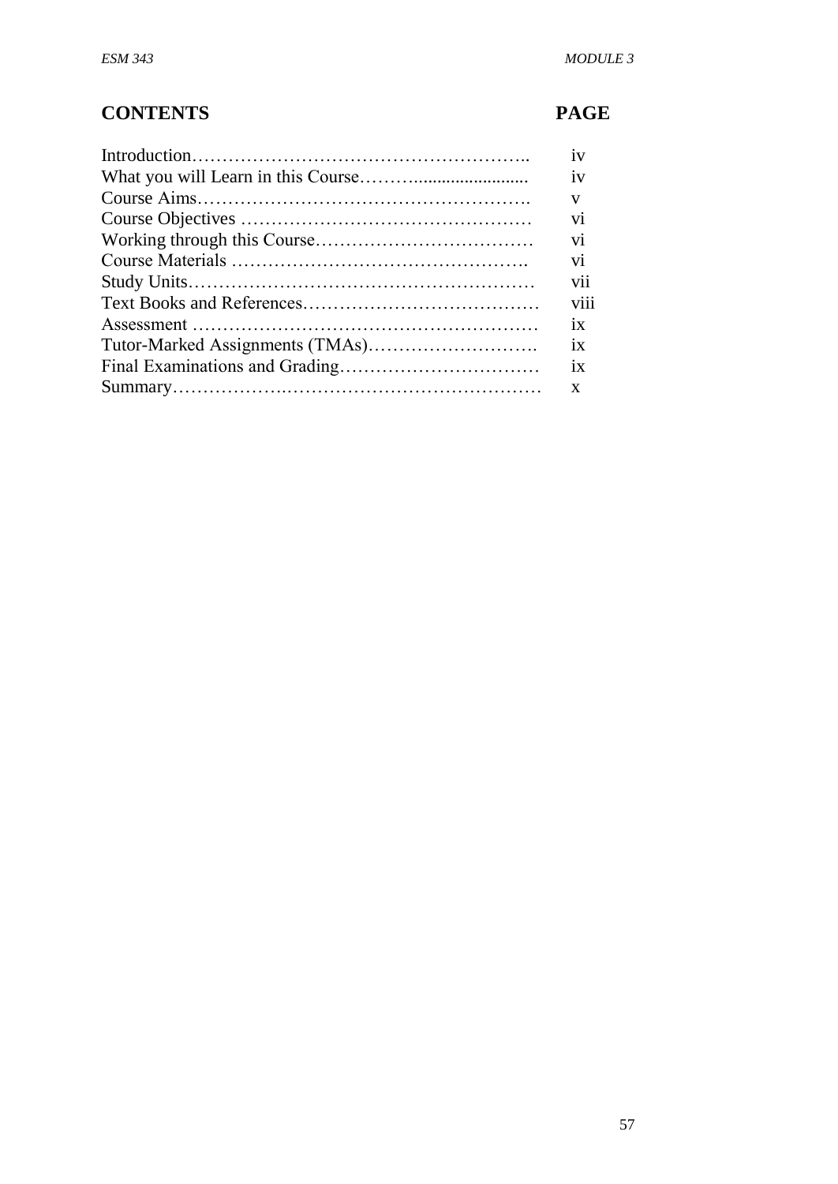| CONTENTS | PAGE |
|---|---|
| Introduction | iv |
| What you will Learn in this Course | iv |
| Course Aims | v |
| Course Objectives | vi |
| Working through this Course | vi |
| Course Materials | vi |
| Study Units | vii |
| Text Books and References | viii |
| Assessment | ix |
| Tutor-Marked Assignments (TMAs) | ix |
| Final Examinations and Grading | ix |
| Summary | x |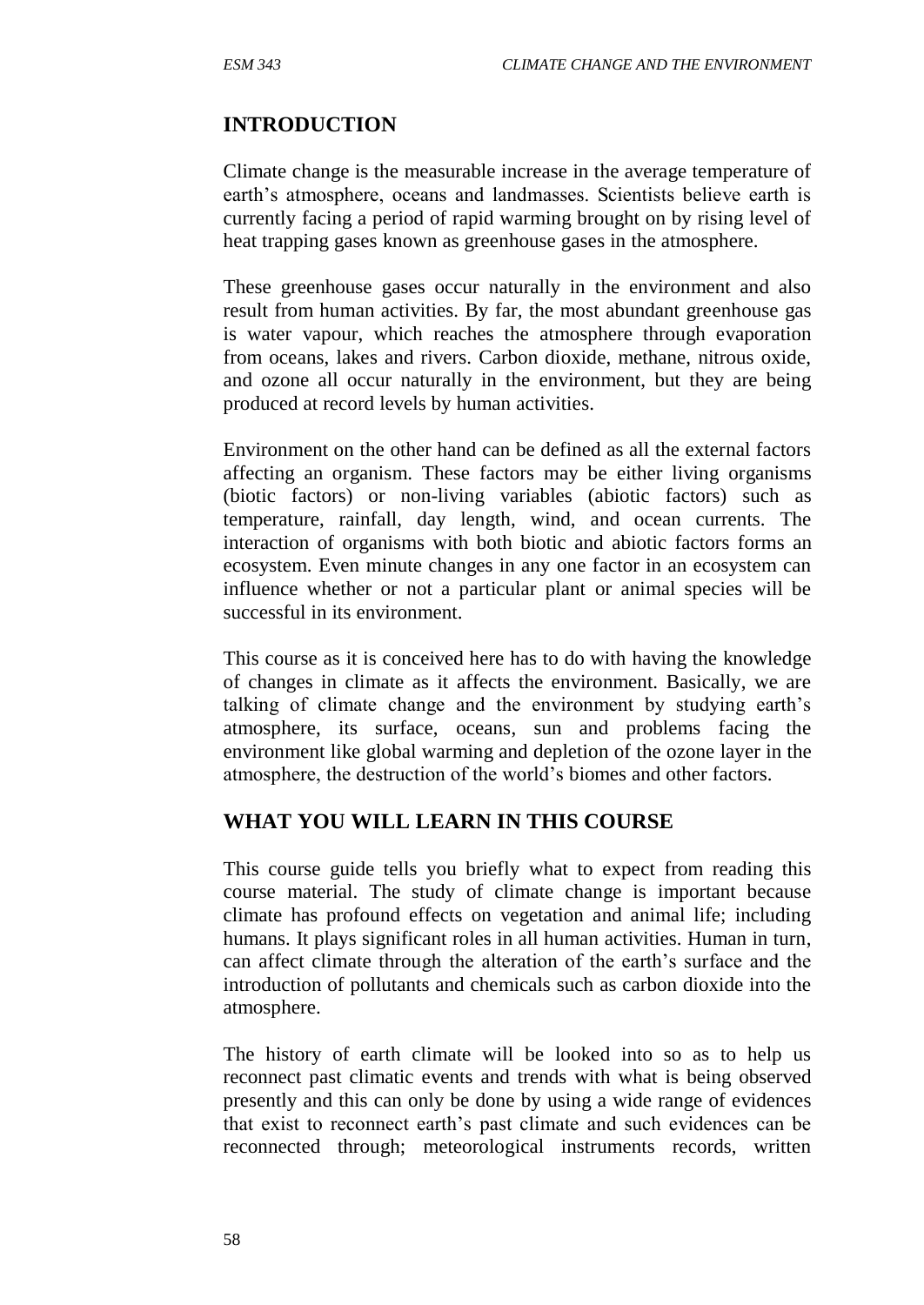## INTRODUCTION

Climate change is the measurable increase in the average temperature of earth's atmosphere, oceans and landmasses. Scientists believe earth is currently facing a period of rapid warming brought on by rising level of heat trapping gases known as greenhouse gases in the atmosphere.

These greenhouse gases occur naturally in the environment and also result from human activities. By far, the most abundant greenhouse gas is water vapour, which reaches the atmosphere through evaporation from oceans, lakes and rivers. Carbon dioxide, methane, nitrous oxide, and ozone all occur naturally in the environment, but they are being produced at record levels by human activities.

Environment on the other hand can be defined as all the external factors affecting an organism. These factors may be either living organisms (biotic factors) or non-living variables (abiotic factors) such as temperature, rainfall, day length, wind, and ocean currents. The interaction of organisms with both biotic and abiotic factors forms an ecosystem. Even minute changes in any one factor in an ecosystem can influence whether or not a particular plant or animal species will be successful in its environment.

This course as it is conceived here has to do with having the knowledge of changes in climate as it affects the environment. Basically, we are talking of climate change and the environment by studying earth's atmosphere, its surface, oceans, sun and problems facing the environment like global warming and depletion of the ozone layer in the atmosphere, the destruction of the world's biomes and other factors.

## WHAT YOU WILL LEARN IN THIS COURSE

This course guide tells you briefly what to expect from reading this course material. The study of climate change is important because climate has profound effects on vegetation and animal life; including humans. It plays significant roles in all human activities. Human in turn, can affect climate through the alteration of the earth's surface and the introduction of pollutants and chemicals such as carbon dioxide into the atmosphere.

The history of earth climate will be looked into so as to help us reconnect past climatic events and trends with what is being observed presently and this can only be done by using a wide range of evidences that exist to reconnect earth's past climate and such evidences can be reconnected through; meteorological instruments records, written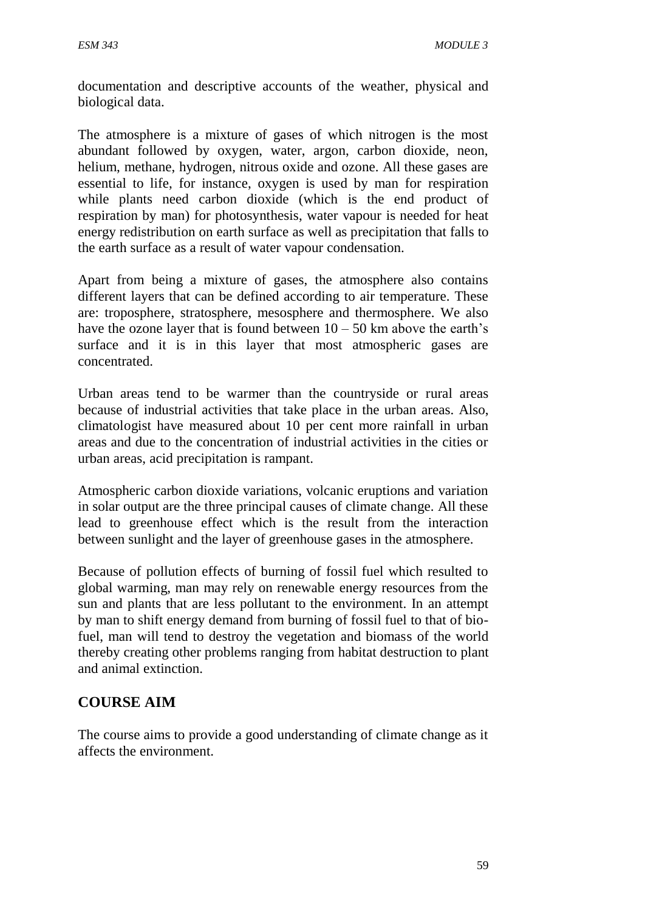documentation and descriptive accounts of the weather, physical and biological data.

The atmosphere is a mixture of gases of which nitrogen is the most abundant followed by oxygen, water, argon, carbon dioxide, neon, helium, methane, hydrogen, nitrous oxide and ozone. All these gases are essential to life, for instance, oxygen is used by man for respiration while plants need carbon dioxide (which is the end product of respiration by man) for photosynthesis, water vapour is needed for heat energy redistribution on earth surface as well as precipitation that falls to the earth surface as a result of water vapour condensation.

Apart from being a mixture of gases, the atmosphere also contains different layers that can be defined according to air temperature. These are: troposphere, stratosphere, mesosphere and thermosphere. We also have the ozone layer that is found between 10 – 50 km above the earth's surface and it is in this layer that most atmospheric gases are concentrated.

Urban areas tend to be warmer than the countryside or rural areas because of industrial activities that take place in the urban areas. Also, climatologist have measured about 10 per cent more rainfall in urban areas and due to the concentration of industrial activities in the cities or urban areas, acid precipitation is rampant.

Atmospheric carbon dioxide variations, volcanic eruptions and variation in solar output are the three principal causes of climate change. All these lead to greenhouse effect which is the result from the interaction between sunlight and the layer of greenhouse gases in the atmosphere.

Because of pollution effects of burning of fossil fuel which resulted to global warming, man may rely on renewable energy resources from the sun and plants that are less pollutant to the environment. In an attempt by man to shift energy demand from burning of fossil fuel to that of bio-fuel, man will tend to destroy the vegetation and biomass of the world thereby creating other problems ranging from habitat destruction to plant and animal extinction.

## COURSE AIM

The course aims to provide a good understanding of climate change as it affects the environment.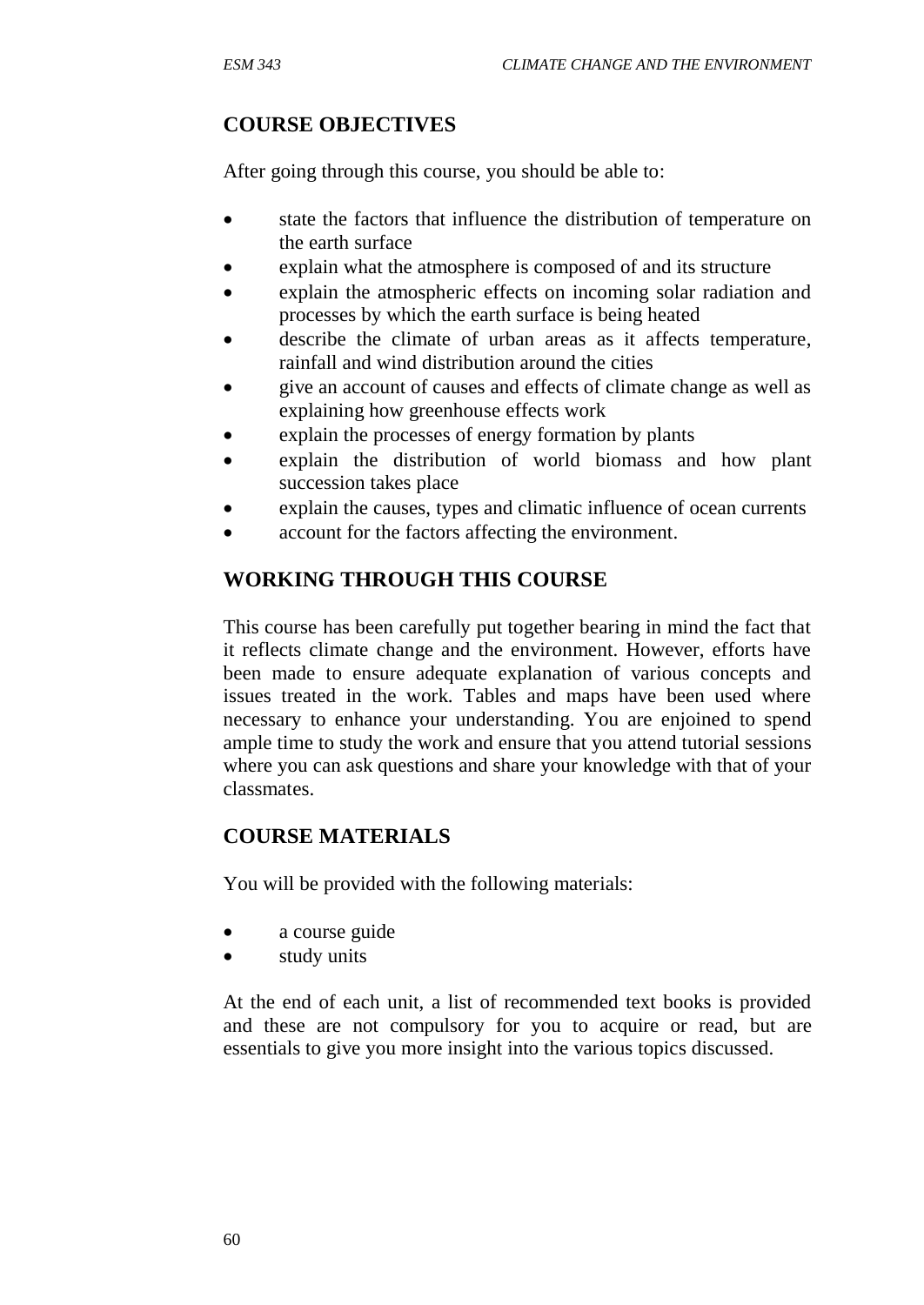## COURSE OBJECTIVES

After going through this course, you should be able to:

- state the factors that influence the distribution of temperature on the earth surface
- explain what the atmosphere is composed of and its structure
- explain the atmospheric effects on incoming solar radiation and processes by which the earth surface is being heated
- describe the climate of urban areas as it affects temperature, rainfall and wind distribution around the cities
- give an account of causes and effects of climate change as well as explaining how greenhouse effects work
- explain the processes of energy formation by plants
- explain the distribution of world biomass and how plant succession takes place
- explain the causes, types and climatic influence of ocean currents
- account for the factors affecting the environment.

## WORKING THROUGH THIS COURSE

This course has been carefully put together bearing in mind the fact that it reflects climate change and the environment. However, efforts have been made to ensure adequate explanation of various concepts and issues treated in the work. Tables and maps have been used where necessary to enhance your understanding. You are enjoined to spend ample time to study the work and ensure that you attend tutorial sessions where you can ask questions and share your knowledge with that of your classmates.

## COURSE MATERIALS

You will be provided with the following materials:

- a course guide
- study units

At the end of each unit, a list of recommended text books is provided and these are not compulsory for you to acquire or read, but are essentials to give you more insight into the various topics discussed.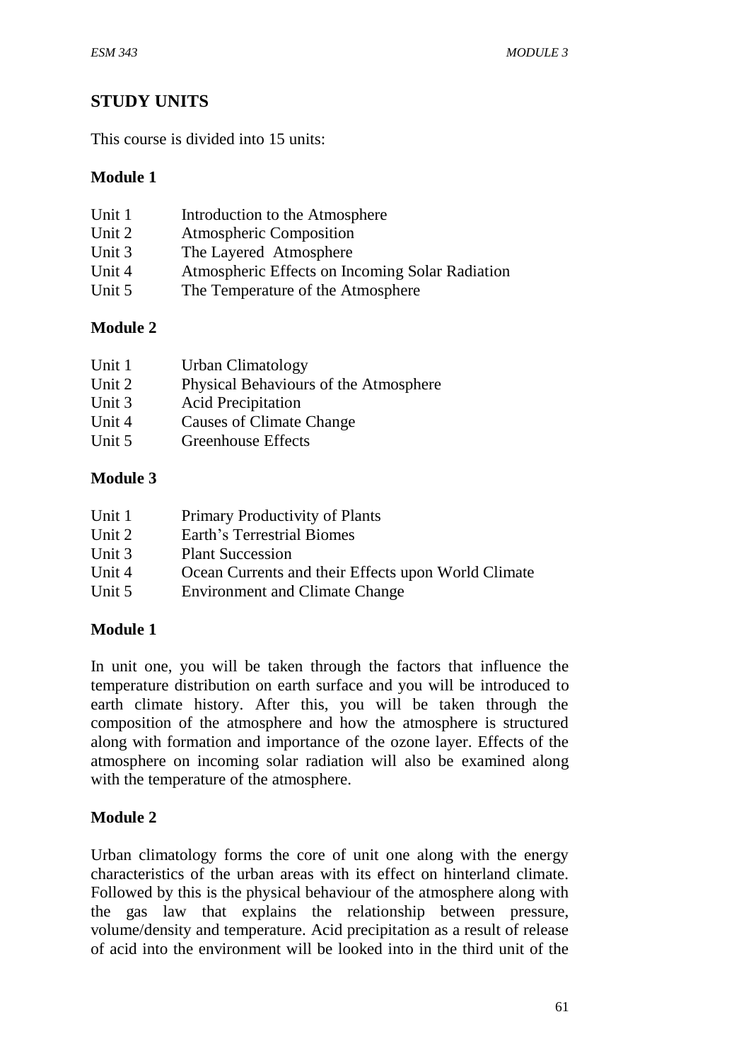## STUDY UNITS

This course is divided into 15 units:

### Module 1

Unit 1 Introduction to the Atmosphere
Unit 2 Atmospheric Composition
Unit 3 The Layered Atmosphere
Unit 4 Atmospheric Effects on Incoming Solar Radiation
Unit 5 The Temperature of the Atmosphere

### Module 2

Unit 1 Urban Climatology
Unit 2 Physical Behaviours of the Atmosphere
Unit 3 Acid Precipitation
Unit 4 Causes of Climate Change
Unit 5 Greenhouse Effects

### Module 3

Unit 1 Primary Productivity of Plants
Unit 2 Earth's Terrestrial Biomes
Unit 3 Plant Succession
Unit 4 Ocean Currents and their Effects upon World Climate
Unit 5 Environment and Climate Change

### Module 1

In unit one, you will be taken through the factors that influence the temperature distribution on earth surface and you will be introduced to earth climate history. After this, you will be taken through the composition of the atmosphere and how the atmosphere is structured along with formation and importance of the ozone layer. Effects of the atmosphere on incoming solar radiation will also be examined along with the temperature of the atmosphere.

### Module 2

Urban climatology forms the core of unit one along with the energy characteristics of the urban areas with its effect on hinterland climate. Followed by this is the physical behaviour of the atmosphere along with the gas law that explains the relationship between pressure, volume/density and temperature. Acid precipitation as a result of release of acid into the environment will be looked into in the third unit of the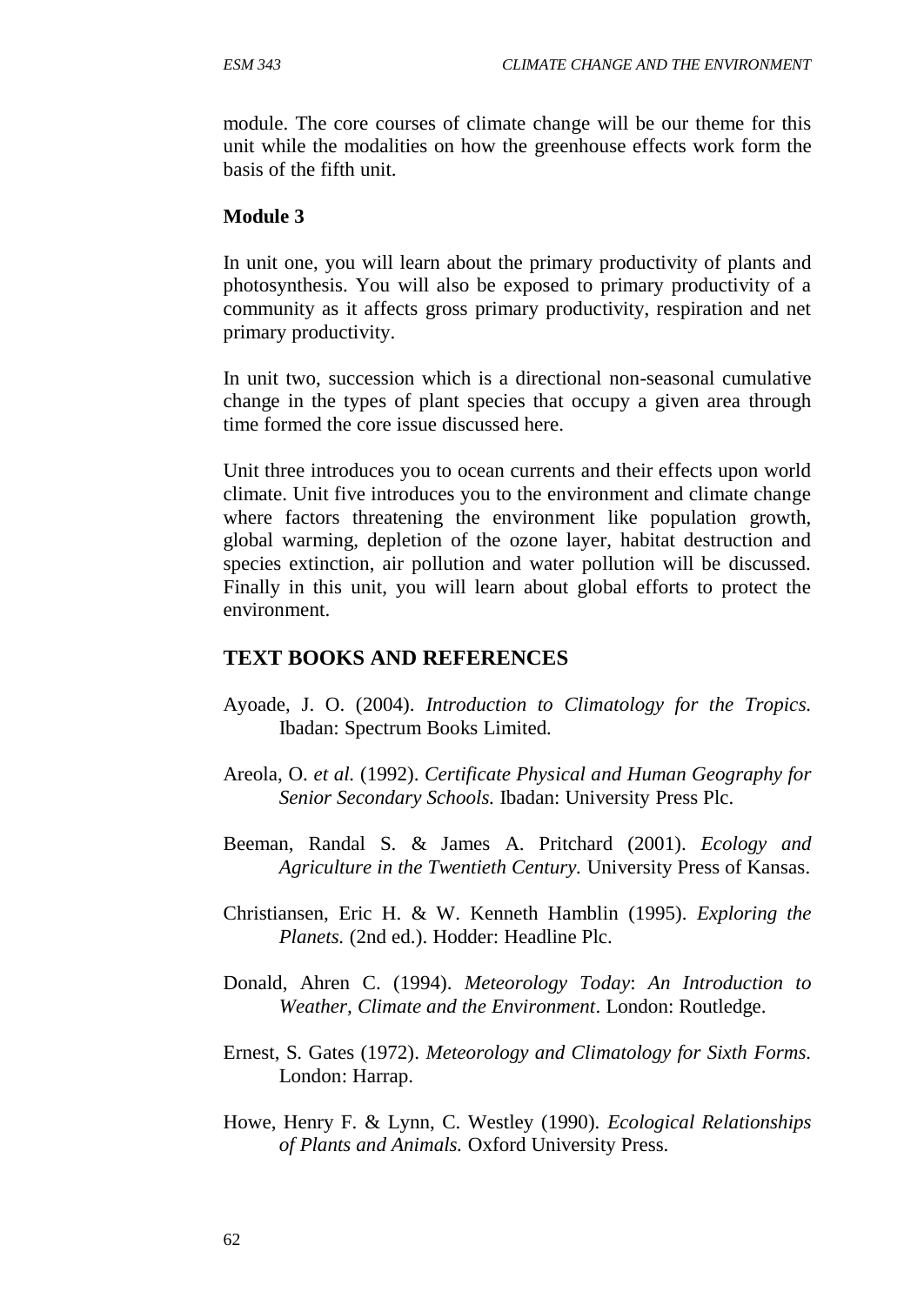module. The core courses of climate change will be our theme for this unit while the modalities on how the greenhouse effects work form the basis of the fifth unit.

**Module 3**

In unit one, you will learn about the primary productivity of plants and photosynthesis. You will also be exposed to primary productivity of a community as it affects gross primary productivity, respiration and net primary productivity.

In unit two, succession which is a directional non-seasonal cumulative change in the types of plant species that occupy a given area through time formed the core issue discussed here.

Unit three introduces you to ocean currents and their effects upon world climate. Unit five introduces you to the environment and climate change where factors threatening the environment like population growth, global warming, depletion of the ozone layer, habitat destruction and species extinction, air pollution and water pollution will be discussed. Finally in this unit, you will learn about global efforts to protect the environment.

## TEXT BOOKS AND REFERENCES

Ayoade, J. O. (2004). *Introduction to Climatology for the Tropics.* Ibadan: Spectrum Books Limited.

Areola, O. *et al.* (1992). *Certificate Physical and Human Geography for Senior Secondary Schools.* Ibadan: University Press Plc.

Beeman, Randal S. & James A. Pritchard (2001). *Ecology and Agriculture in the Twentieth Century.* University Press of Kansas.

Christiansen, Eric H. & W. Kenneth Hamblin (1995). *Exploring the Planets.* (2nd ed.). Hodder: Headline Plc.

Donald, Ahren C. (1994). *Meteorology Today*: *An Introduction to Weather, Climate and the Environment*. London: Routledge.

Ernest, S. Gates (1972). *Meteorology and Climatology for Sixth Forms.* London: Harrap.

Howe, Henry F. & Lynn, C. Westley (1990). *Ecological Relationships of Plants and Animals.* Oxford University Press.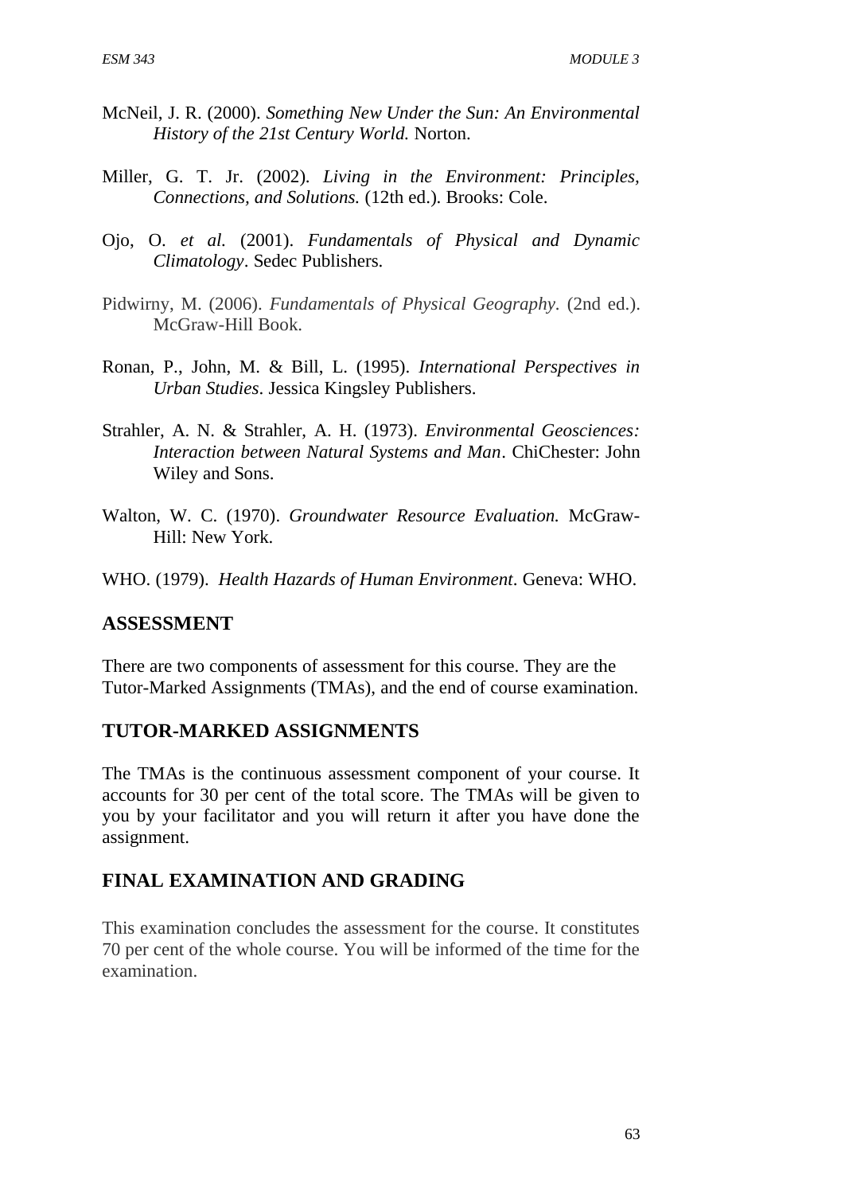McNeil, J. R. (2000). *Something New Under the Sun: An Environmental History of the 21st Century World.* Norton.

Miller, G. T. Jr. (2002). *Living in the Environment: Principles, Connections, and Solutions.* (12th ed.). Brooks: Cole.

Ojo, O. *et al.* (2001). *Fundamentals of Physical and Dynamic Climatology*. Sedec Publishers.

Pidwirny, M. (2006). *Fundamentals of Physical Geography*. (2nd ed.). McGraw-Hill Book.

Ronan, P., John, M. & Bill, L. (1995). *International Perspectives in Urban Studies*. Jessica Kingsley Publishers.

Strahler, A. N. & Strahler, A. H. (1973). *Environmental Geosciences: Interaction between Natural Systems and Man*. ChiChester: John Wiley and Sons.

Walton, W. C. (1970). *Groundwater Resource Evaluation.* McGraw-Hill: New York.

WHO. (1979). *Health Hazards of Human Environment*. Geneva: WHO.

## ASSESSMENT

There are two components of assessment for this course. They are the Tutor-Marked Assignments (TMAs), and the end of course examination.

## TUTOR-MARKED ASSIGNMENTS

The TMAs is the continuous assessment component of your course. It accounts for 30 per cent of the total score. The TMAs will be given to you by your facilitator and you will return it after you have done the assignment.

## FINAL EXAMINATION AND GRADING

This examination concludes the assessment for the course. It constitutes 70 per cent of the whole course. You will be informed of the time for the examination.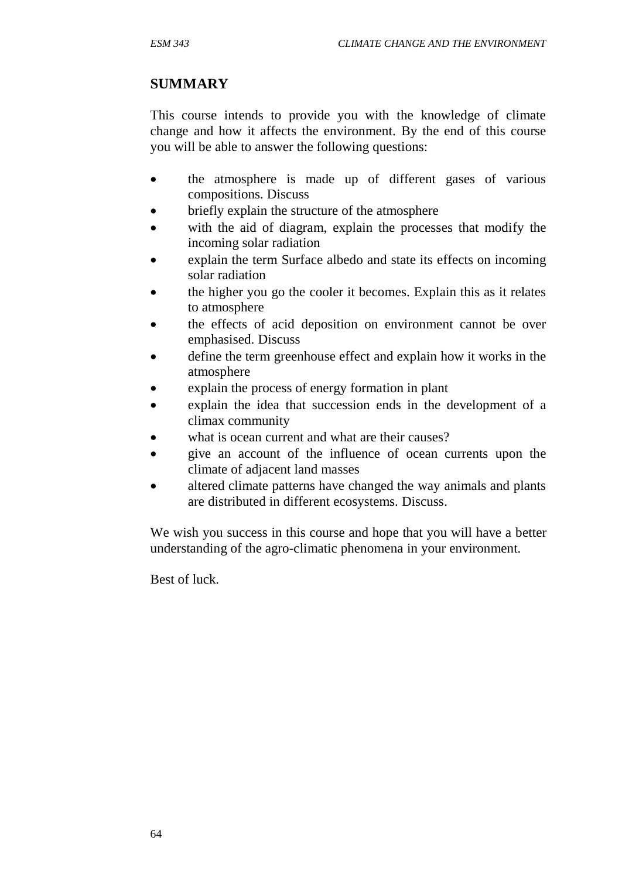## SUMMARY

This course intends to provide you with the knowledge of climate change and how it affects the environment. By the end of this course you will be able to answer the following questions:

- the atmosphere is made up of different gases of various compositions. Discuss
- briefly explain the structure of the atmosphere
- with the aid of diagram, explain the processes that modify the incoming solar radiation
- explain the term Surface albedo and state its effects on incoming solar radiation
- the higher you go the cooler it becomes. Explain this as it relates to atmosphere
- the effects of acid deposition on environment cannot be over emphasised. Discuss
- define the term greenhouse effect and explain how it works in the atmosphere
- explain the process of energy formation in plant
- explain the idea that succession ends in the development of a climax community
- what is ocean current and what are their causes?
- give an account of the influence of ocean currents upon the climate of adjacent land masses
- altered climate patterns have changed the way animals and plants are distributed in different ecosystems. Discuss.

We wish you success in this course and hope that you will have a better understanding of the agro-climatic phenomena in your environment.

Best of luck.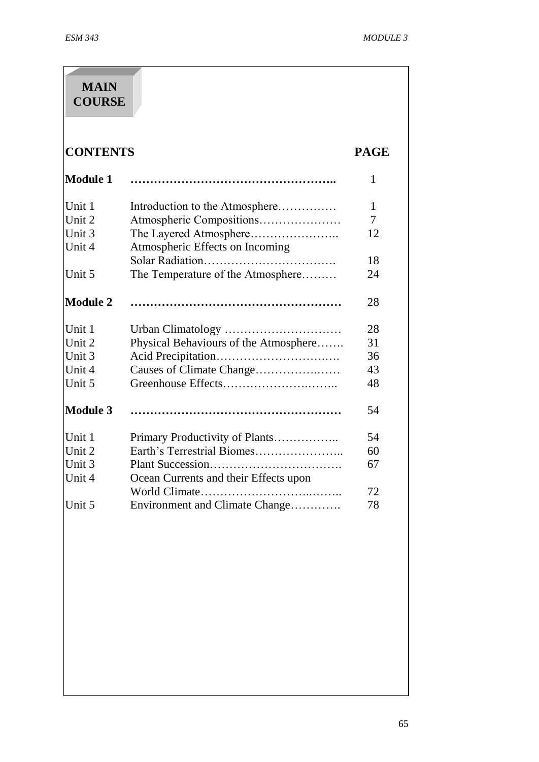# MAIN COURSE

| CONTENTS | | PAGE |
|---|---|---|
| **Module 1** | **……………………………………………..** | 1 |
| Unit 1 | Introduction to the Atmosphere…………… | 1 |
| Unit 2 | Atmospheric Compositions………………… | 7 |
| Unit 3 | The Layered Atmosphere………………….. | 12 |
| Unit 4 | Atmospheric Effects on Incoming Solar Radiation……………………………. | 18 |
| Unit 5 | The Temperature of the Atmosphere……… | 24 |
| **Module 2** | **………………………………………………** | 28 |
| Unit 1 | Urban Climatology ………………………… | 28 |
| Unit 2 | Physical Behaviours of the Atmosphere……. | 31 |
| Unit 3 | Acid Precipitation…………………….……. | 36 |
| Unit 4 | Causes of Climate Change………………..…. | 43 |
| Unit 5 | Greenhouse Effects……………………..…….. | 48 |
| **Module 3** | **………………………………………………** | 54 |
| Unit 1 | Primary Productivity of Plants…………….. | 54 |
| Unit 2 | Earth's Terrestrial Biomes………………….. | 60 |
| Unit 3 | Plant Succession……………………………. | 67 |
| Unit 4 | Ocean Currents and their Effects upon World Climate……………………..…….. | 72 |
| Unit 5 | Environment and Climate Change…………. | 78 |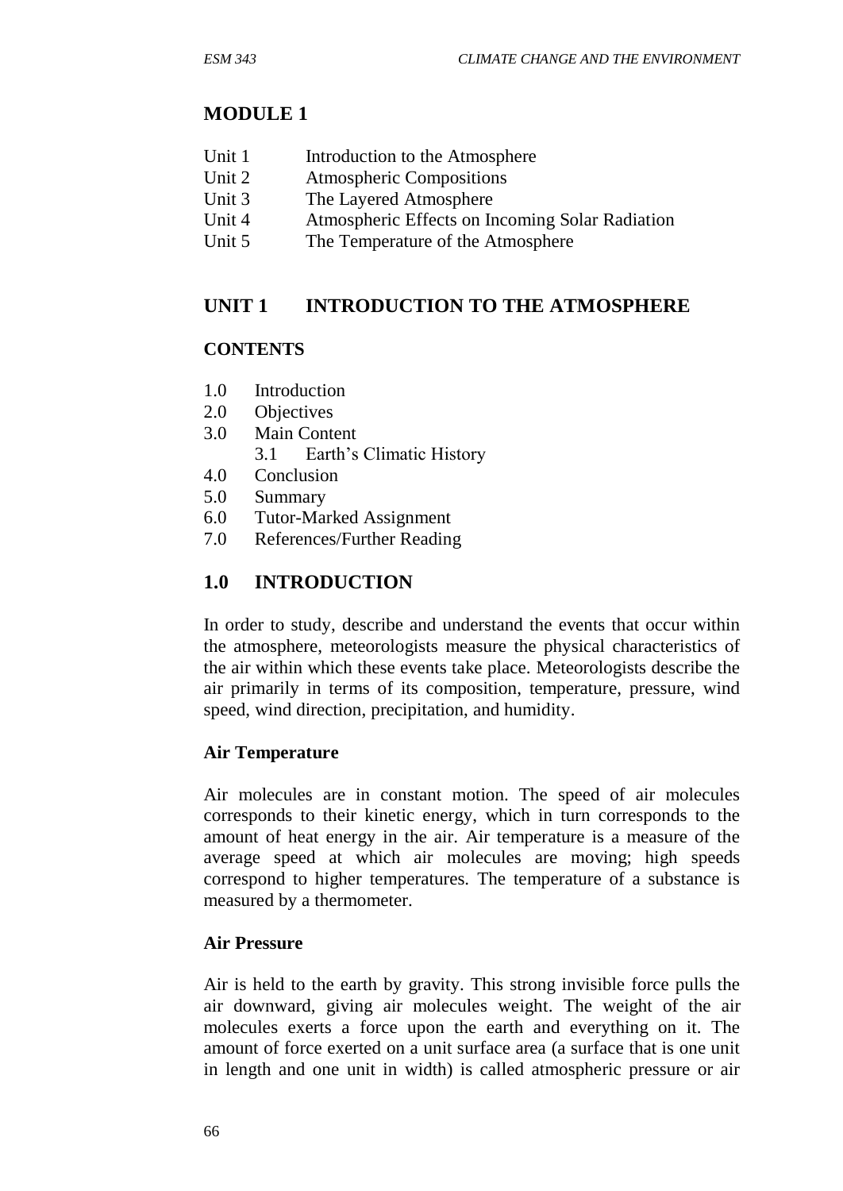# MODULE 1

- Unit 1 Introduction to the Atmosphere
- Unit 2 Atmospheric Compositions
- Unit 3 The Layered Atmosphere
- Unit 4 Atmospheric Effects on Incoming Solar Radiation
- Unit 5 The Temperature of the Atmosphere

## UNIT 1 INTRODUCTION TO THE ATMOSPHERE

### CONTENTS

- 1.0 Introduction
- 2.0 Objectives
- 3.0 Main Content
  - 3.1 Earth's Climatic History
- 4.0 Conclusion
- 5.0 Summary
- 6.0 Tutor-Marked Assignment
- 7.0 References/Further Reading

## 1.0 INTRODUCTION

In order to study, describe and understand the events that occur within the atmosphere, meteorologists measure the physical characteristics of the air within which these events take place. Meteorologists describe the air primarily in terms of its composition, temperature, pressure, wind speed, wind direction, precipitation, and humidity.

### Air Temperature

Air molecules are in constant motion. The speed of air molecules corresponds to their kinetic energy, which in turn corresponds to the amount of heat energy in the air. Air temperature is a measure of the average speed at which air molecules are moving; high speeds correspond to higher temperatures. The temperature of a substance is measured by a thermometer.

### Air Pressure

Air is held to the earth by gravity. This strong invisible force pulls the air downward, giving air molecules weight. The weight of the air molecules exerts a force upon the earth and everything on it. The amount of force exerted on a unit surface area (a surface that is one unit in length and one unit in width) is called atmospheric pressure or air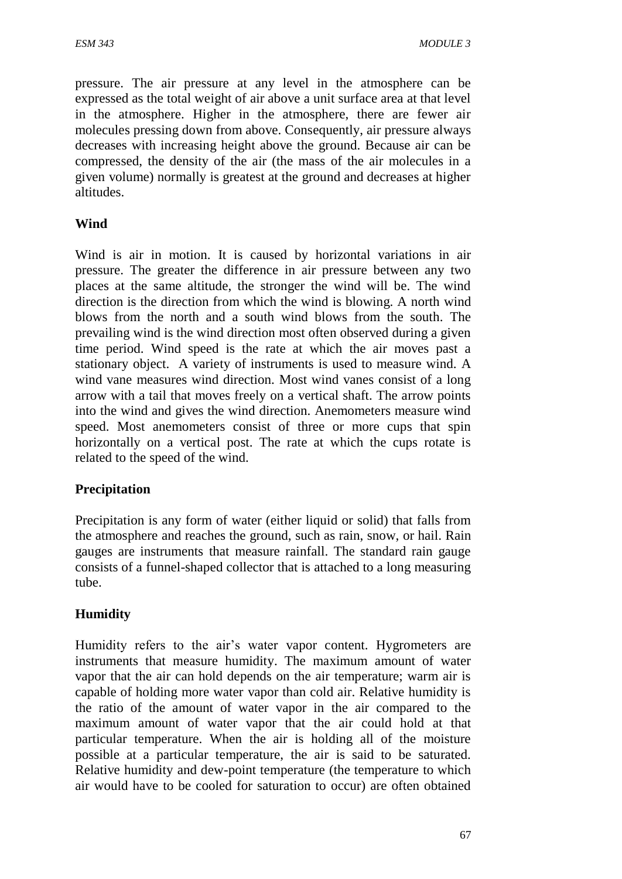pressure. The air pressure at any level in the atmosphere can be expressed as the total weight of air above a unit surface area at that level in the atmosphere. Higher in the atmosphere, there are fewer air molecules pressing down from above. Consequently, air pressure always decreases with increasing height above the ground. Because air can be compressed, the density of the air (the mass of the air molecules in a given volume) normally is greatest at the ground and decreases at higher altitudes.

## Wind

Wind is air in motion. It is caused by horizontal variations in air pressure. The greater the difference in air pressure between any two places at the same altitude, the stronger the wind will be. The wind direction is the direction from which the wind is blowing. A north wind blows from the north and a south wind blows from the south. The prevailing wind is the wind direction most often observed during a given time period. Wind speed is the rate at which the air moves past a stationary object. A variety of instruments is used to measure wind. A wind vane measures wind direction. Most wind vanes consist of a long arrow with a tail that moves freely on a vertical shaft. The arrow points into the wind and gives the wind direction. Anemometers measure wind speed. Most anemometers consist of three or more cups that spin horizontally on a vertical post. The rate at which the cups rotate is related to the speed of the wind.

## Precipitation

Precipitation is any form of water (either liquid or solid) that falls from the atmosphere and reaches the ground, such as rain, snow, or hail. Rain gauges are instruments that measure rainfall. The standard rain gauge consists of a funnel-shaped collector that is attached to a long measuring tube.

## Humidity

Humidity refers to the air's water vapor content. Hygrometers are instruments that measure humidity. The maximum amount of water vapor that the air can hold depends on the air temperature; warm air is capable of holding more water vapor than cold air. Relative humidity is the ratio of the amount of water vapor in the air compared to the maximum amount of water vapor that the air could hold at that particular temperature. When the air is holding all of the moisture possible at a particular temperature, the air is said to be saturated. Relative humidity and dew-point temperature (the temperature to which air would have to be cooled for saturation to occur) are often obtained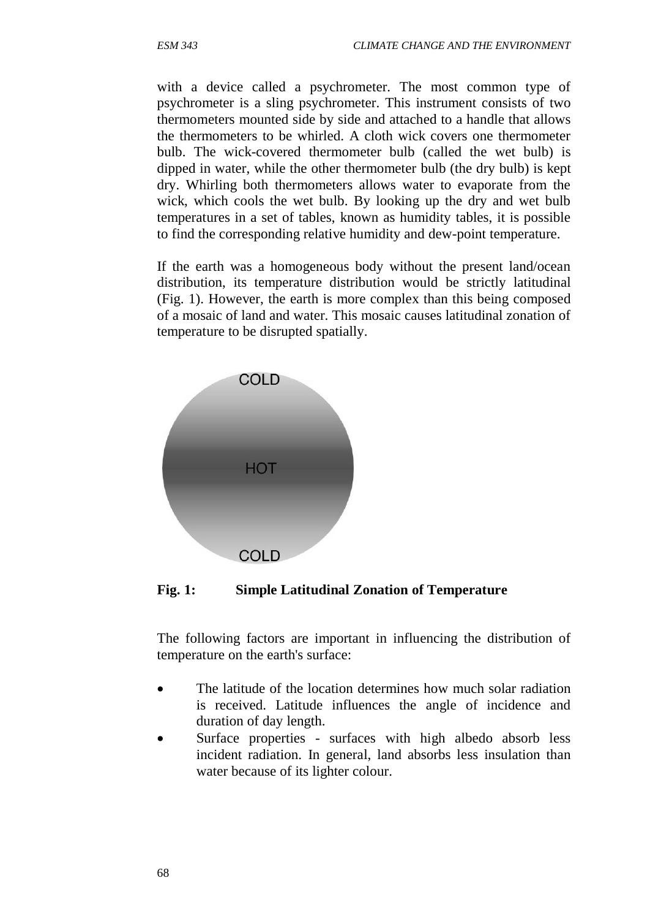with a device called a psychrometer. The most common type of psychrometer is a sling psychrometer. This instrument consists of two thermometers mounted side by side and attached to a handle that allows the thermometers to be whirled. A cloth wick covers one thermometer bulb. The wick-covered thermometer bulb (called the wet bulb) is dipped in water, while the other thermometer bulb (the dry bulb) is kept dry. Whirling both thermometers allows water to evaporate from the wick, which cools the wet bulb. By looking up the dry and wet bulb temperatures in a set of tables, known as humidity tables, it is possible to find the corresponding relative humidity and dew-point temperature.

If the earth was a homogeneous body without the present land/ocean distribution, its temperature distribution would be strictly latitudinal (Fig. 1). However, the earth is more complex than this being composed of a mosaic of land and water. This mosaic causes latitudinal zonation of temperature to be disrupted spatially.

COLD

HOT

COLD

**Fig. 1: Simple Latitudinal Zonation of Temperature**

The following factors are important in influencing the distribution of temperature on the earth's surface:

- The latitude of the location determines how much solar radiation is received. Latitude influences the angle of incidence and duration of day length.
- Surface properties - surfaces with high albedo absorb less incident radiation. In general, land absorbs less insulation than water because of its lighter colour.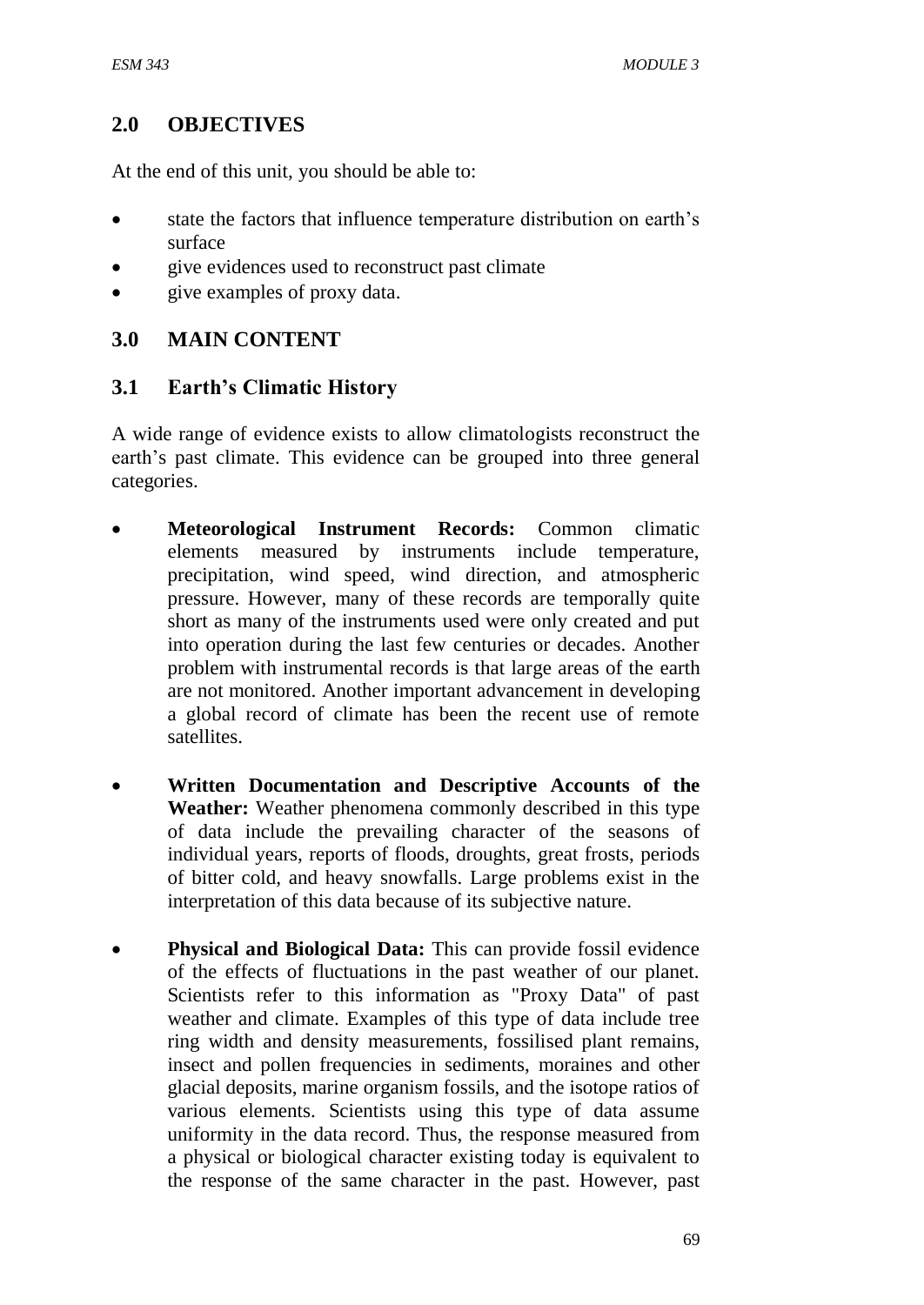## 2.0 OBJECTIVES

At the end of this unit, you should be able to:

- state the factors that influence temperature distribution on earth's surface
- give evidences used to reconstruct past climate
- give examples of proxy data.

## 3.0 MAIN CONTENT

### 3.1 Earth's Climatic History

A wide range of evidence exists to allow climatologists reconstruct the earth's past climate. This evidence can be grouped into three general categories.

- **Meteorological Instrument Records:** Common climatic elements measured by instruments include temperature, precipitation, wind speed, wind direction, and atmospheric pressure. However, many of these records are temporally quite short as many of the instruments used were only created and put into operation during the last few centuries or decades. Another problem with instrumental records is that large areas of the earth are not monitored. Another important advancement in developing a global record of climate has been the recent use of remote satellites.

- **Written Documentation and Descriptive Accounts of the Weather:** Weather phenomena commonly described in this type of data include the prevailing character of the seasons of individual years, reports of floods, droughts, great frosts, periods of bitter cold, and heavy snowfalls. Large problems exist in the interpretation of this data because of its subjective nature.

- **Physical and Biological Data:** This can provide fossil evidence of the effects of fluctuations in the past weather of our planet. Scientists refer to this information as "Proxy Data" of past weather and climate. Examples of this type of data include tree ring width and density measurements, fossilised plant remains, insect and pollen frequencies in sediments, moraines and other glacial deposits, marine organism fossils, and the isotope ratios of various elements. Scientists using this type of data assume uniformity in the data record. Thus, the response measured from a physical or biological character existing today is equivalent to the response of the same character in the past. However, past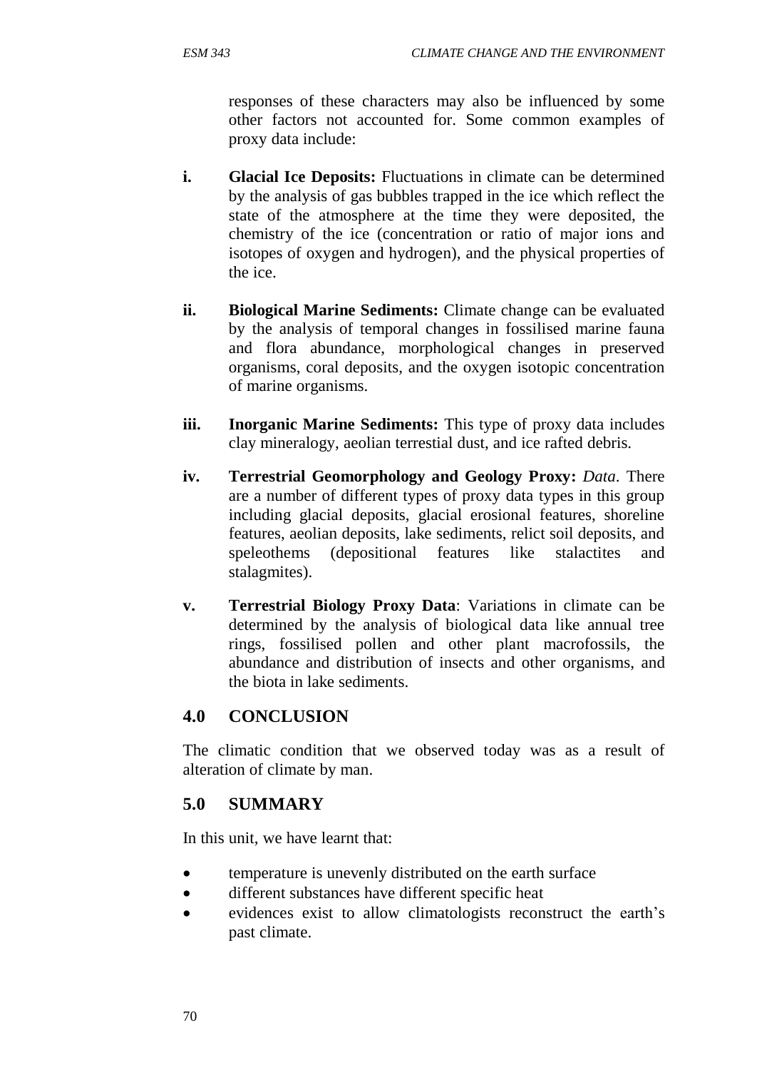responses of these characters may also be influenced by some other factors not accounted for. Some common examples of proxy data include:

i. **Glacial Ice Deposits:** Fluctuations in climate can be determined by the analysis of gas bubbles trapped in the ice which reflect the state of the atmosphere at the time they were deposited, the chemistry of the ice (concentration or ratio of major ions and isotopes of oxygen and hydrogen), and the physical properties of the ice.

ii. **Biological Marine Sediments:** Climate change can be evaluated by the analysis of temporal changes in fossilised marine fauna and flora abundance, morphological changes in preserved organisms, coral deposits, and the oxygen isotopic concentration of marine organisms.

iii. **Inorganic Marine Sediments:** This type of proxy data includes clay mineralogy, aeolian terrestial dust, and ice rafted debris.

iv. **Terrestrial Geomorphology and Geology Proxy:** *Data*. There are a number of different types of proxy data types in this group including glacial deposits, glacial erosional features, shoreline features, aeolian deposits, lake sediments, relict soil deposits, and speleothems (depositional features like stalactites and stalagmites).

v. **Terrestrial Biology Proxy Data**: Variations in climate can be determined by the analysis of biological data like annual tree rings, fossilised pollen and other plant macrofossils, the abundance and distribution of insects and other organisms, and the biota in lake sediments.

## 4.0 CONCLUSION

The climatic condition that we observed today was as a result of alteration of climate by man.

## 5.0 SUMMARY

In this unit, we have learnt that:

- temperature is unevenly distributed on the earth surface
- different substances have different specific heat
- evidences exist to allow climatologists reconstruct the earth's past climate.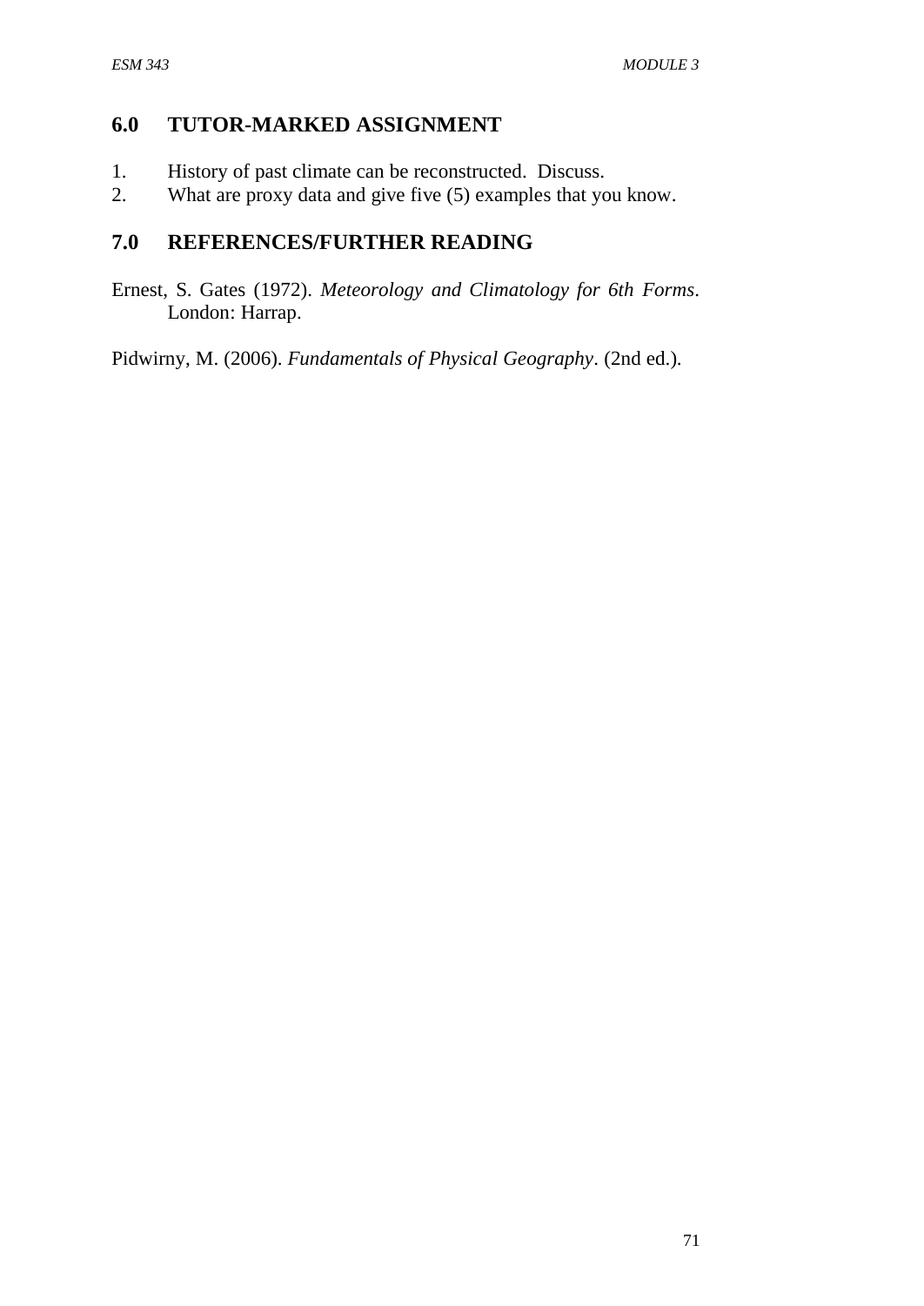## 6.0 TUTOR-MARKED ASSIGNMENT

1. History of past climate can be reconstructed. Discuss.
2. What are proxy data and give five (5) examples that you know.

## 7.0 REFERENCES/FURTHER READING

Ernest, S. Gates (1972). *Meteorology and Climatology for 6th Forms*. London: Harrap.

Pidwirny, M. (2006). *Fundamentals of Physical Geography*. (2nd ed.).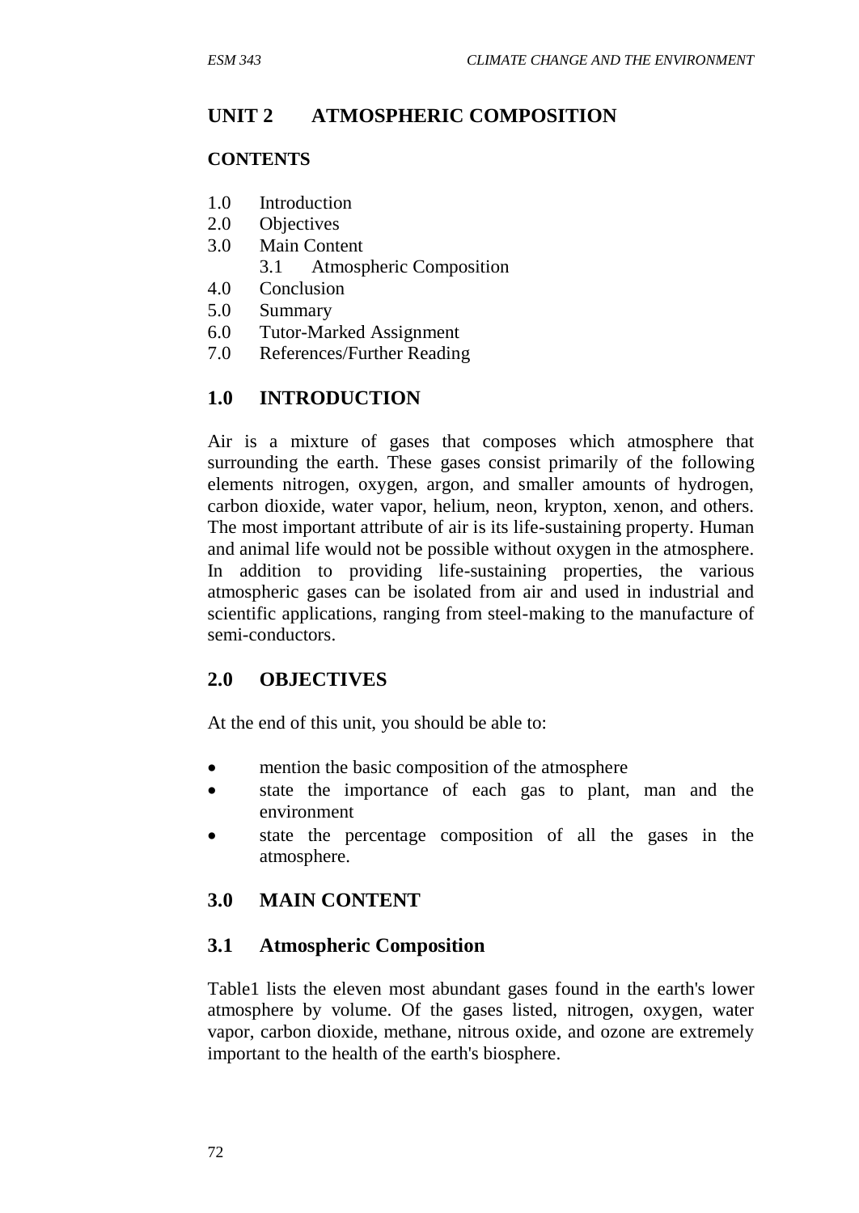## UNIT 2 ATMOSPHERIC COMPOSITION

### CONTENTS

1.0 Introduction
2.0 Objectives
3.0 Main Content
    3.1 Atmospheric Composition
4.0 Conclusion
5.0 Summary
6.0 Tutor-Marked Assignment
7.0 References/Further Reading

### 1.0 INTRODUCTION

Air is a mixture of gases that composes which atmosphere that surrounding the earth. These gases consist primarily of the following elements nitrogen, oxygen, argon, and smaller amounts of hydrogen, carbon dioxide, water vapor, helium, neon, krypton, xenon, and others. The most important attribute of air is its life-sustaining property. Human and animal life would not be possible without oxygen in the atmosphere. In addition to providing life-sustaining properties, the various atmospheric gases can be isolated from air and used in industrial and scientific applications, ranging from steel-making to the manufacture of semi-conductors.

### 2.0 OBJECTIVES

At the end of this unit, you should be able to:

- mention the basic composition of the atmosphere
- state the importance of each gas to plant, man and the environment
- state the percentage composition of all the gases in the atmosphere.

### 3.0 MAIN CONTENT

### 3.1 Atmospheric Composition

Table1 lists the eleven most abundant gases found in the earth's lower atmosphere by volume. Of the gases listed, nitrogen, oxygen, water vapor, carbon dioxide, methane, nitrous oxide, and ozone are extremely important to the health of the earth's biosphere.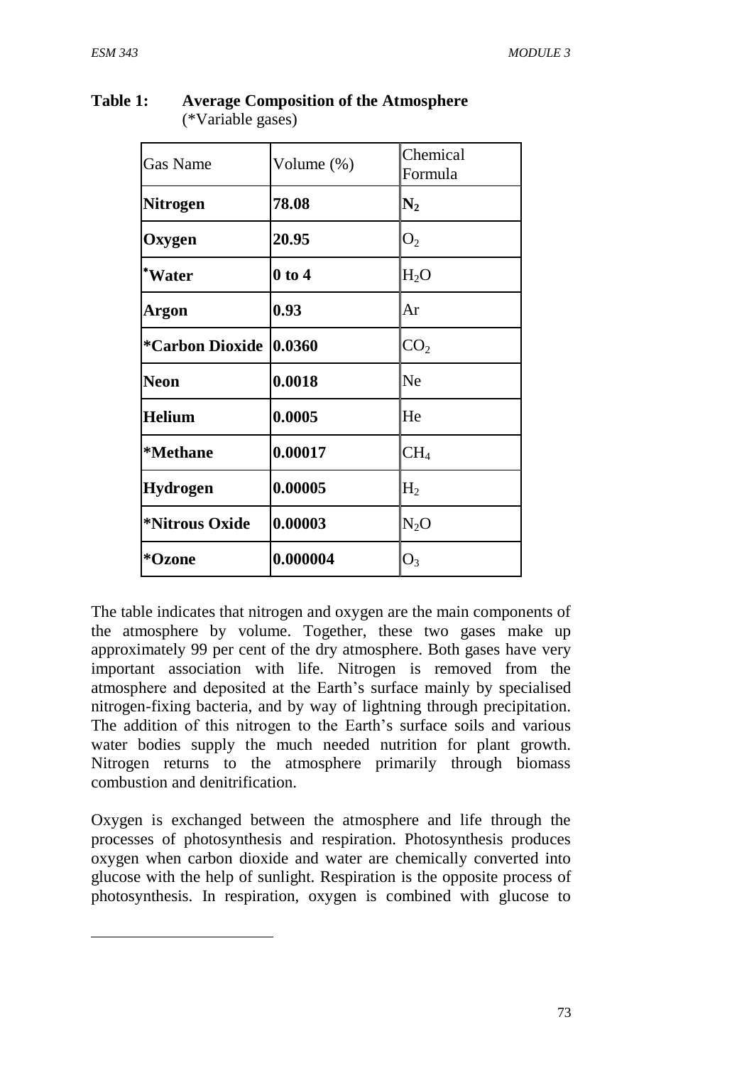**Table 1: Average Composition of the Atmosphere**
(*Variable gases)

| Gas Name | Volume (%) | Chemical Formula |
|---|---|---|
| **Nitrogen** | **78.08** | $N_2$ |
| **Oxygen** | **20.95** | $O_2$ |
| ***Water** | **0 to 4** | $H_2O$ |
| **Argon** | **0.93** | Ar |
| ***Carbon Dioxide** | **0.0360** | $CO_2$ |
| **Neon** | **0.0018** | Ne |
| **Helium** | **0.0005** | He |
| ***Methane** | **0.00017** | $CH_4$ |
| **Hydrogen** | **0.00005** | $H_2$ |
| ***Nitrous Oxide** | **0.00003** | $N_2O$ |
| ***Ozone** | **0.000004** | $O_3$ |

The table indicates that nitrogen and oxygen are the main components of the atmosphere by volume. Together, these two gases make up approximately 99 per cent of the dry atmosphere. Both gases have very important association with life. Nitrogen is removed from the atmosphere and deposited at the Earth's surface mainly by specialised nitrogen-fixing bacteria, and by way of lightning through precipitation. The addition of this nitrogen to the Earth's surface soils and various water bodies supply the much needed nutrition for plant growth. Nitrogen returns to the atmosphere primarily through biomass combustion and denitrification.

Oxygen is exchanged between the atmosphere and life through the processes of photosynthesis and respiration. Photosynthesis produces oxygen when carbon dioxide and water are chemically converted into glucose with the help of sunlight. Respiration is the opposite process of photosynthesis. In respiration, oxygen is combined with glucose to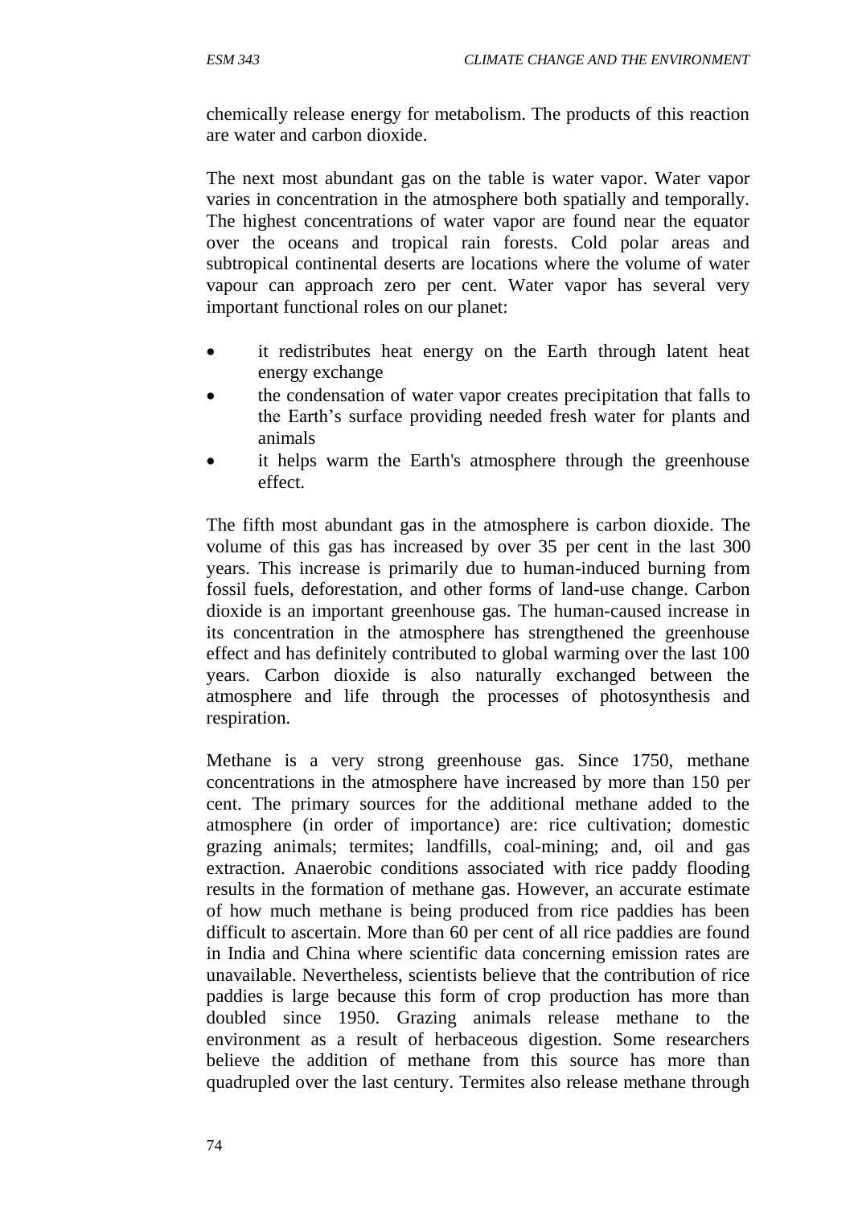chemically release energy for metabolism. The products of this reaction are water and carbon dioxide.

The next most abundant gas on the table is water vapor. Water vapor varies in concentration in the atmosphere both spatially and temporally. The highest concentrations of water vapor are found near the equator over the oceans and tropical rain forests. Cold polar areas and subtropical continental deserts are locations where the volume of water vapour can approach zero per cent. Water vapor has several very important functional roles on our planet:

- it redistributes heat energy on the Earth through latent heat energy exchange
- the condensation of water vapor creates precipitation that falls to the Earth's surface providing needed fresh water for plants and animals
- it helps warm the Earth's atmosphere through the greenhouse effect.

The fifth most abundant gas in the atmosphere is carbon dioxide. The volume of this gas has increased by over 35 per cent in the last 300 years. This increase is primarily due to human-induced burning from fossil fuels, deforestation, and other forms of land-use change. Carbon dioxide is an important greenhouse gas. The human-caused increase in its concentration in the atmosphere has strengthened the greenhouse effect and has definitely contributed to global warming over the last 100 years. Carbon dioxide is also naturally exchanged between the atmosphere and life through the processes of photosynthesis and respiration.

Methane is a very strong greenhouse gas. Since 1750, methane concentrations in the atmosphere have increased by more than 150 per cent. The primary sources for the additional methane added to the atmosphere (in order of importance) are: rice cultivation; domestic grazing animals; termites; landfills, coal-mining; and, oil and gas extraction. Anaerobic conditions associated with rice paddy flooding results in the formation of methane gas. However, an accurate estimate of how much methane is being produced from rice paddies has been difficult to ascertain. More than 60 per cent of all rice paddies are found in India and China where scientific data concerning emission rates are unavailable. Nevertheless, scientists believe that the contribution of rice paddies is large because this form of crop production has more than doubled since 1950. Grazing animals release methane to the environment as a result of herbaceous digestion. Some researchers believe the addition of methane from this source has more than quadrupled over the last century. Termites also release methane through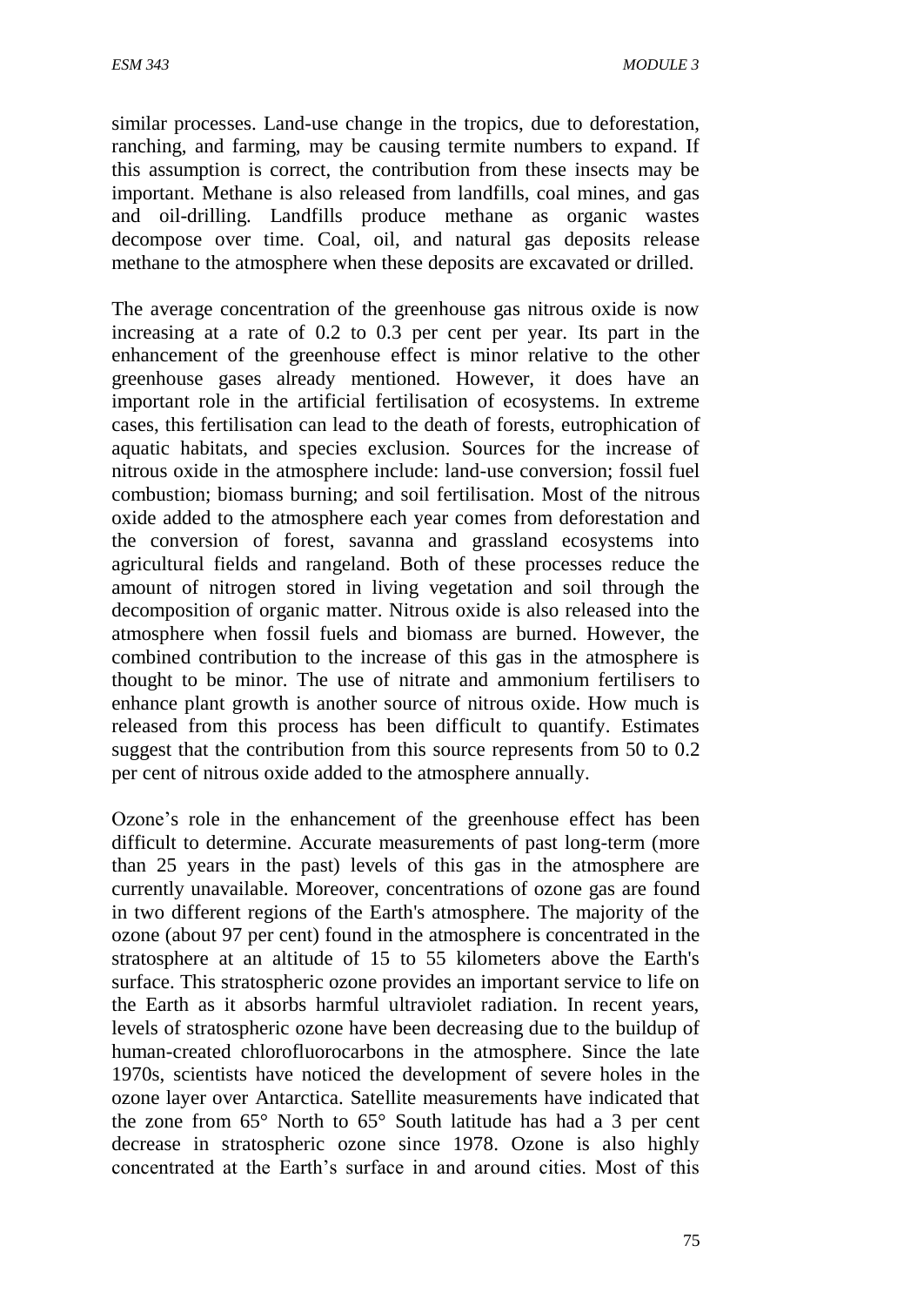similar processes. Land-use change in the tropics, due to deforestation, ranching, and farming, may be causing termite numbers to expand. If this assumption is correct, the contribution from these insects may be important. Methane is also released from landfills, coal mines, and gas and oil-drilling. Landfills produce methane as organic wastes decompose over time. Coal, oil, and natural gas deposits release methane to the atmosphere when these deposits are excavated or drilled.

The average concentration of the greenhouse gas nitrous oxide is now increasing at a rate of 0.2 to 0.3 per cent per year. Its part in the enhancement of the greenhouse effect is minor relative to the other greenhouse gases already mentioned. However, it does have an important role in the artificial fertilisation of ecosystems. In extreme cases, this fertilisation can lead to the death of forests, eutrophication of aquatic habitats, and species exclusion. Sources for the increase of nitrous oxide in the atmosphere include: land-use conversion; fossil fuel combustion; biomass burning; and soil fertilisation. Most of the nitrous oxide added to the atmosphere each year comes from deforestation and the conversion of forest, savanna and grassland ecosystems into agricultural fields and rangeland. Both of these processes reduce the amount of nitrogen stored in living vegetation and soil through the decomposition of organic matter. Nitrous oxide is also released into the atmosphere when fossil fuels and biomass are burned. However, the combined contribution to the increase of this gas in the atmosphere is thought to be minor. The use of nitrate and ammonium fertilisers to enhance plant growth is another source of nitrous oxide. How much is released from this process has been difficult to quantify. Estimates suggest that the contribution from this source represents from 50 to 0.2 per cent of nitrous oxide added to the atmosphere annually.

Ozone's role in the enhancement of the greenhouse effect has been difficult to determine. Accurate measurements of past long-term (more than 25 years in the past) levels of this gas in the atmosphere are currently unavailable. Moreover, concentrations of ozone gas are found in two different regions of the Earth's atmosphere. The majority of the ozone (about 97 per cent) found in the atmosphere is concentrated in the stratosphere at an altitude of 15 to 55 kilometers above the Earth's surface. This stratospheric ozone provides an important service to life on the Earth as it absorbs harmful ultraviolet radiation. In recent years, levels of stratospheric ozone have been decreasing due to the buildup of human-created chlorofluorocarbons in the atmosphere. Since the late 1970s, scientists have noticed the development of severe holes in the ozone layer over Antarctica. Satellite measurements have indicated that the zone from 65° North to 65° South latitude has had a 3 per cent decrease in stratospheric ozone since 1978. Ozone is also highly concentrated at the Earth's surface in and around cities. Most of this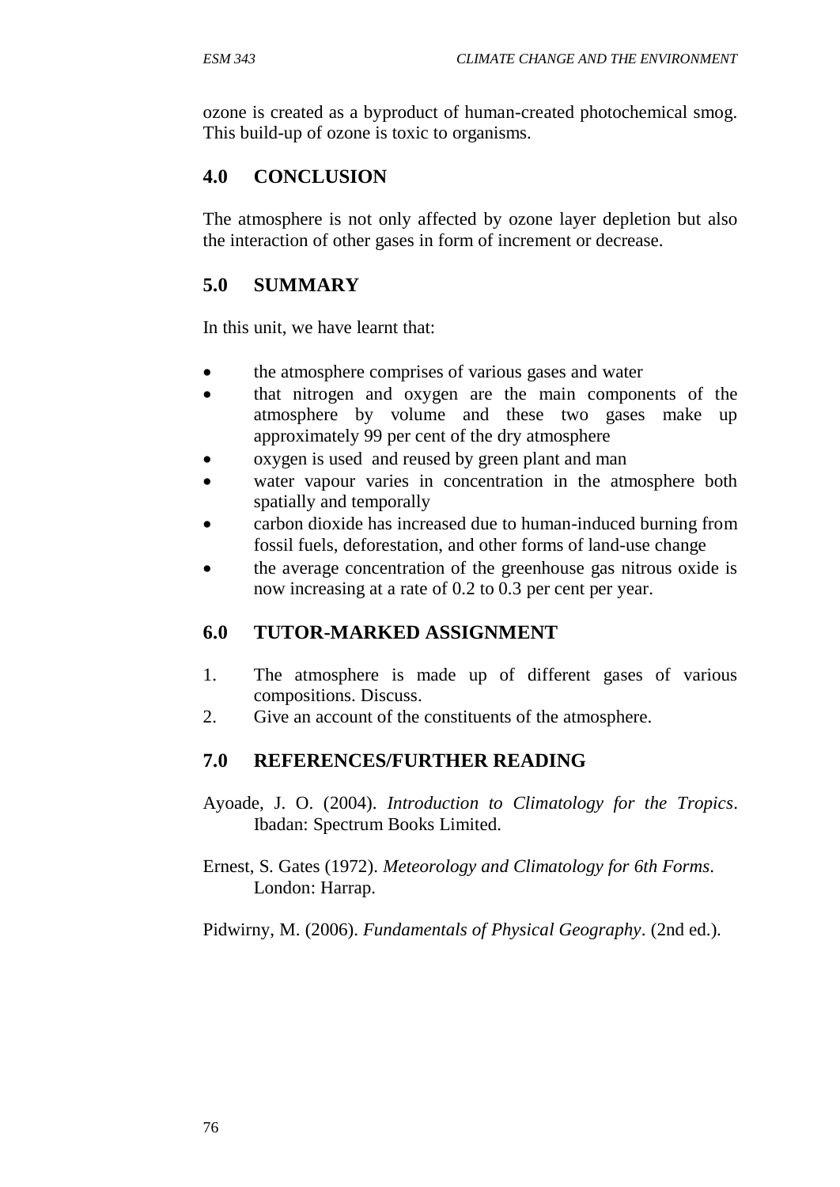ozone is created as a byproduct of human-created photochemical smog. This build-up of ozone is toxic to organisms.

## 4.0 CONCLUSION

The atmosphere is not only affected by ozone layer depletion but also the interaction of other gases in form of increment or decrease.

## 5.0 SUMMARY

In this unit, we have learnt that:

- the atmosphere comprises of various gases and water
- that nitrogen and oxygen are the main components of the atmosphere by volume and these two gases make up approximately 99 per cent of the dry atmosphere
- oxygen is used and reused by green plant and man
- water vapour varies in concentration in the atmosphere both spatially and temporally
- carbon dioxide has increased due to human-induced burning from fossil fuels, deforestation, and other forms of land-use change
- the average concentration of the greenhouse gas nitrous oxide is now increasing at a rate of 0.2 to 0.3 per cent per year.

## 6.0 TUTOR-MARKED ASSIGNMENT

1. The atmosphere is made up of different gases of various compositions. Discuss.
2. Give an account of the constituents of the atmosphere.

## 7.0 REFERENCES/FURTHER READING

Ayoade, J. O. (2004). *Introduction to Climatology for the Tropics*. Ibadan: Spectrum Books Limited.

Ernest, S. Gates (1972). *Meteorology and Climatology for 6th Forms*. London: Harrap.

Pidwirny, M. (2006). *Fundamentals of Physical Geography*. (2nd ed.).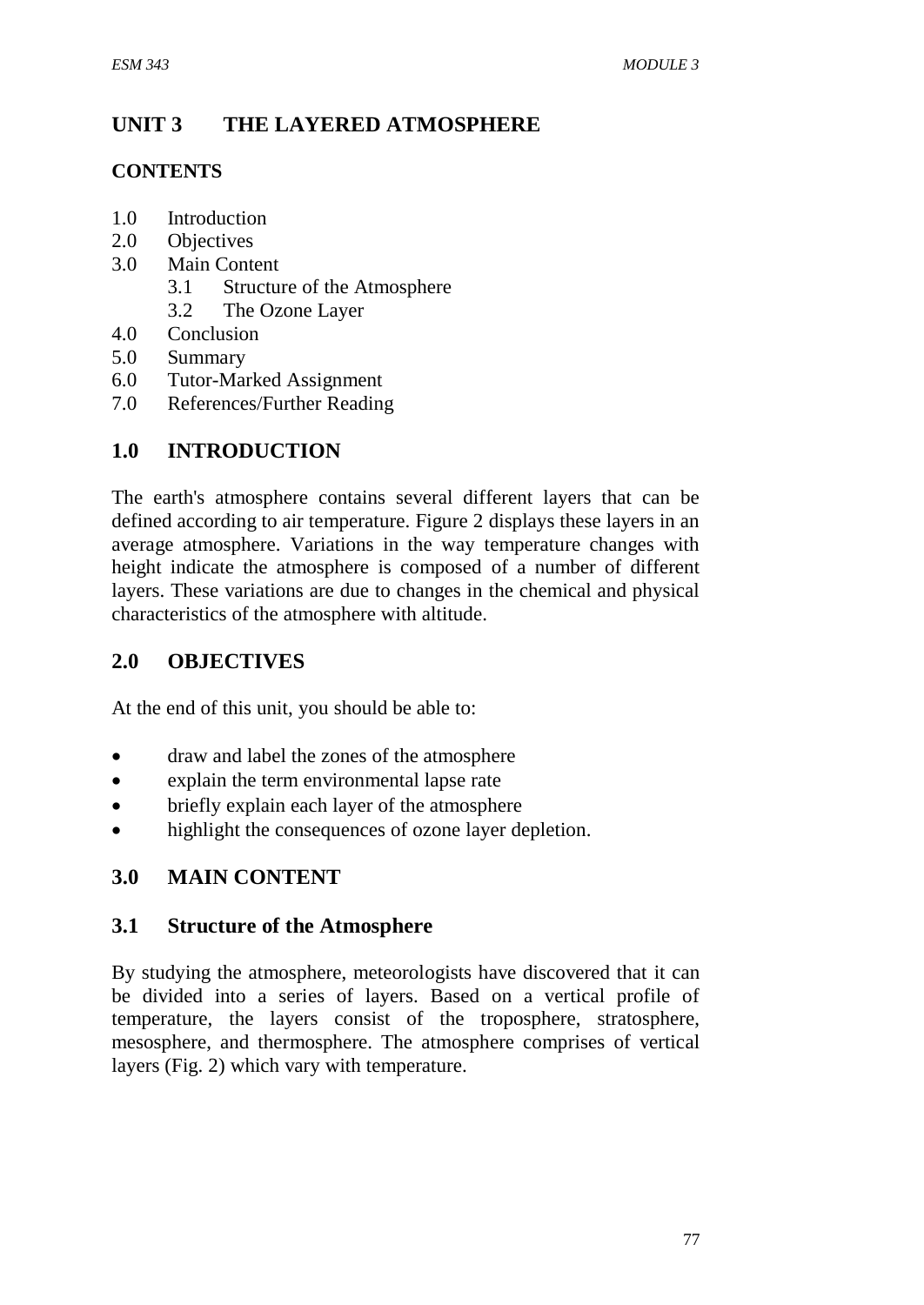## UNIT 3 THE LAYERED ATMOSPHERE

### CONTENTS

1.0 Introduction
2.0 Objectives
3.0 Main Content
 3.1 Structure of the Atmosphere
 3.2 The Ozone Layer
4.0 Conclusion
5.0 Summary
6.0 Tutor-Marked Assignment
7.0 References/Further Reading

## 1.0 INTRODUCTION

The earth's atmosphere contains several different layers that can be defined according to air temperature. Figure 2 displays these layers in an average atmosphere. Variations in the way temperature changes with height indicate the atmosphere is composed of a number of different layers. These variations are due to changes in the chemical and physical characteristics of the atmosphere with altitude.

## 2.0 OBJECTIVES

At the end of this unit, you should be able to:

- draw and label the zones of the atmosphere
- explain the term environmental lapse rate
- briefly explain each layer of the atmosphere
- highlight the consequences of ozone layer depletion.

## 3.0 MAIN CONTENT

### 3.1 Structure of the Atmosphere

By studying the atmosphere, meteorologists have discovered that it can be divided into a series of layers. Based on a vertical profile of temperature, the layers consist of the troposphere, stratosphere, mesosphere, and thermosphere. The atmosphere comprises of vertical layers (Fig. 2) which vary with temperature.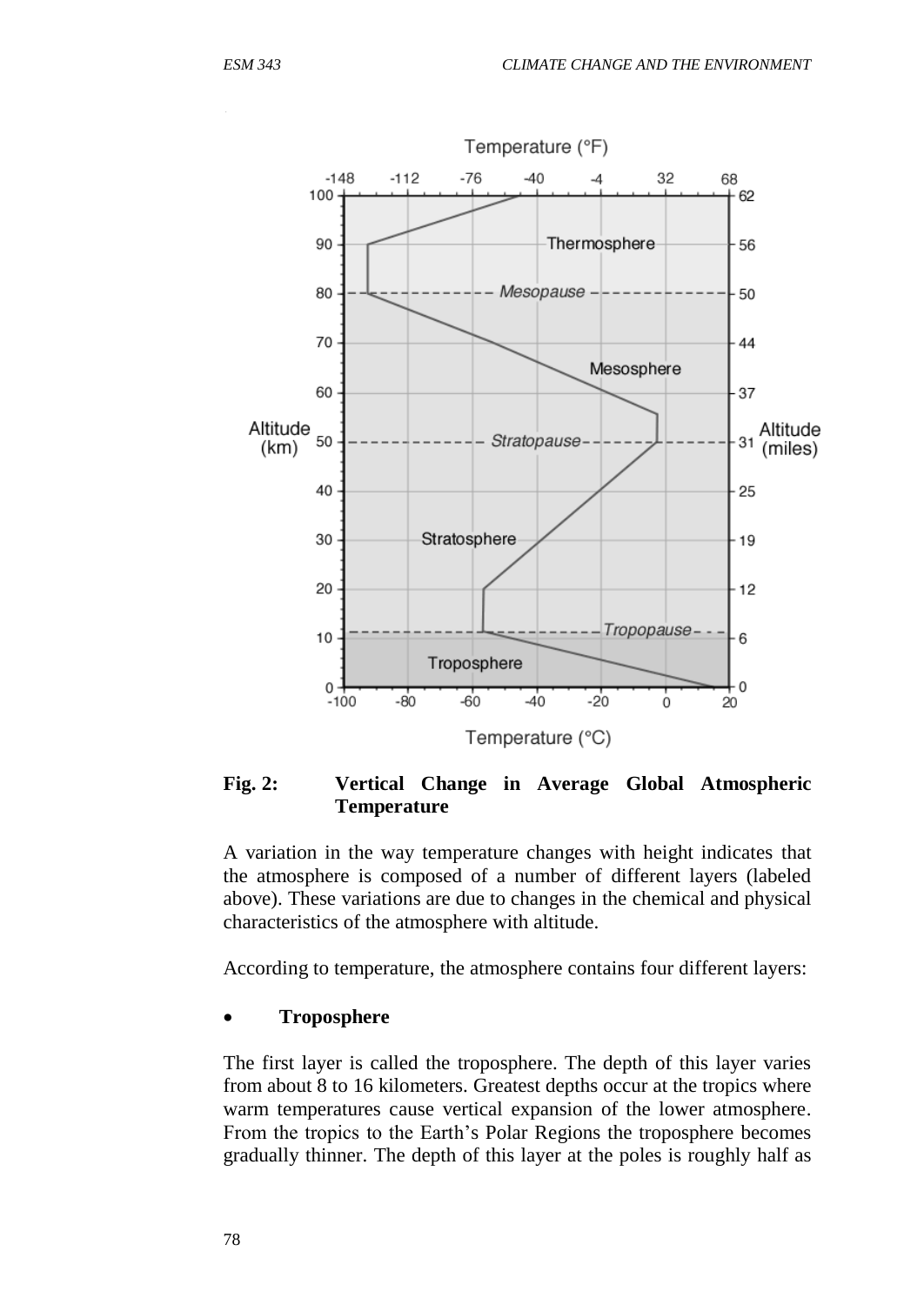**Fig. 2: Vertical Change in Average Global Atmospheric Temperature**

A variation in the way temperature changes with height indicates that the atmosphere is composed of a number of different layers (labeled above). These variations are due to changes in the chemical and physical characteristics of the atmosphere with altitude.

According to temperature, the atmosphere contains four different layers:

- **Troposphere**

The first layer is called the troposphere. The depth of this layer varies from about 8 to 16 kilometers. Greatest depths occur at the tropics where warm temperatures cause vertical expansion of the lower atmosphere. From the tropics to the Earth's Polar Regions the troposphere becomes gradually thinner. The depth of this layer at the poles is roughly half as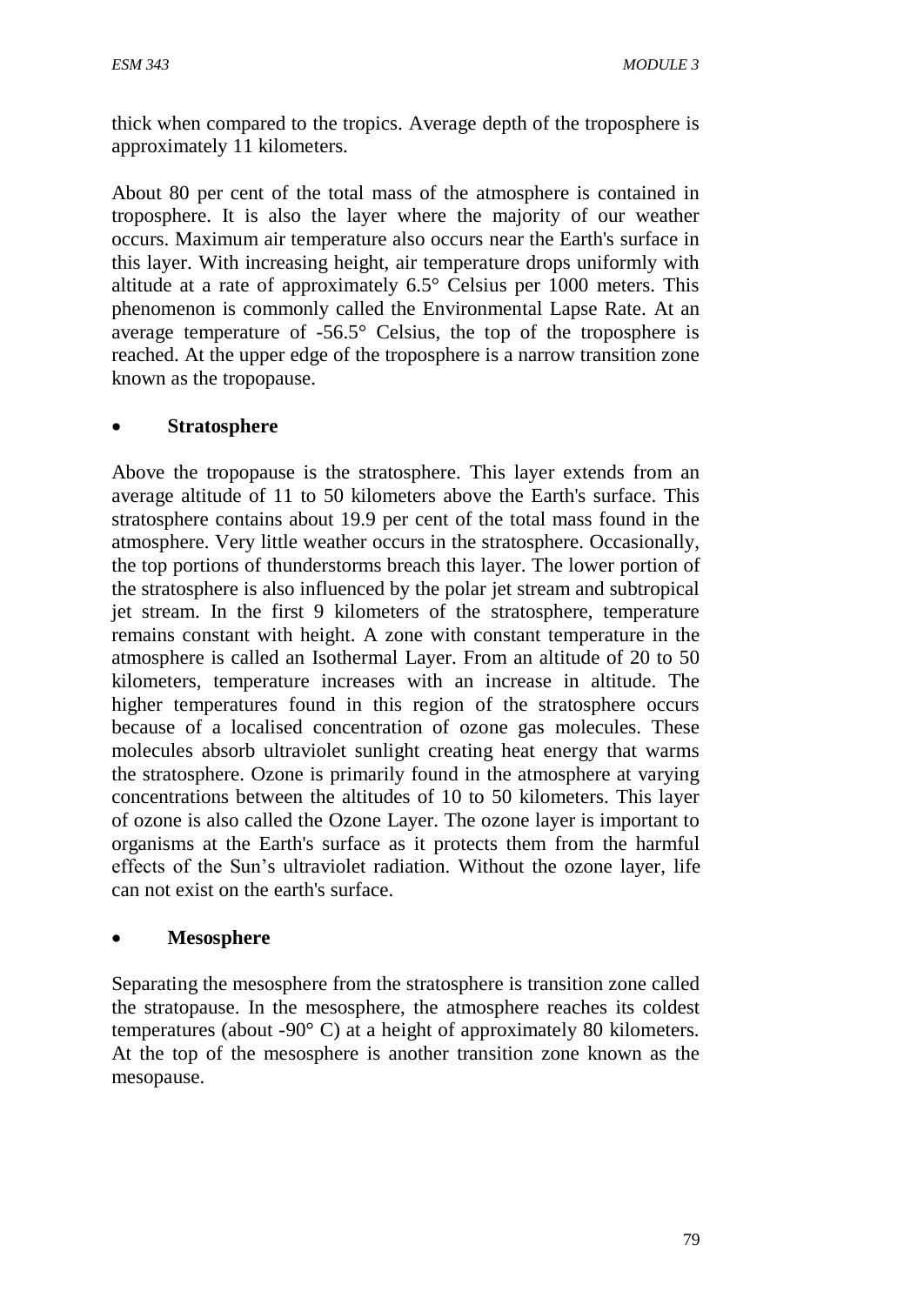thick when compared to the tropics. Average depth of the troposphere is approximately 11 kilometers.

About 80 per cent of the total mass of the atmosphere is contained in troposphere. It is also the layer where the majority of our weather occurs. Maximum air temperature also occurs near the Earth's surface in this layer. With increasing height, air temperature drops uniformly with altitude at a rate of approximately 6.5° Celsius per 1000 meters. This phenomenon is commonly called the Environmental Lapse Rate. At an average temperature of -56.5° Celsius, the top of the troposphere is reached. At the upper edge of the troposphere is a narrow transition zone known as the tropopause.

- **Stratosphere**

Above the tropopause is the stratosphere. This layer extends from an average altitude of 11 to 50 kilometers above the Earth's surface. This stratosphere contains about 19.9 per cent of the total mass found in the atmosphere. Very little weather occurs in the stratosphere. Occasionally, the top portions of thunderstorms breach this layer. The lower portion of the stratosphere is also influenced by the polar jet stream and subtropical jet stream. In the first 9 kilometers of the stratosphere, temperature remains constant with height. A zone with constant temperature in the atmosphere is called an Isothermal Layer. From an altitude of 20 to 50 kilometers, temperature increases with an increase in altitude. The higher temperatures found in this region of the stratosphere occurs because of a localised concentration of ozone gas molecules. These molecules absorb ultraviolet sunlight creating heat energy that warms the stratosphere. Ozone is primarily found in the atmosphere at varying concentrations between the altitudes of 10 to 50 kilometers. This layer of ozone is also called the Ozone Layer. The ozone layer is important to organisms at the Earth's surface as it protects them from the harmful effects of the Sun's ultraviolet radiation. Without the ozone layer, life can not exist on the earth's surface.

- **Mesosphere**

Separating the mesosphere from the stratosphere is transition zone called the stratopause. In the mesosphere, the atmosphere reaches its coldest temperatures (about -90° C) at a height of approximately 80 kilometers. At the top of the mesosphere is another transition zone known as the mesopause.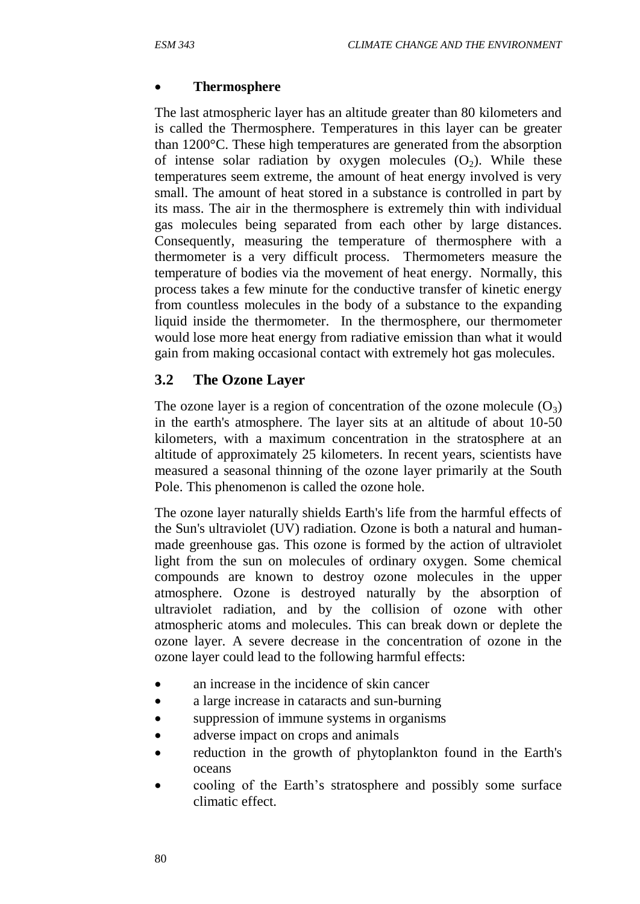- **Thermosphere**

The last atmospheric layer has an altitude greater than 80 kilometers and is called the Thermosphere. Temperatures in this layer can be greater than 1200°C. These high temperatures are generated from the absorption of intense solar radiation by oxygen molecules ($O_2$). While these temperatures seem extreme, the amount of heat energy involved is very small. The amount of heat stored in a substance is controlled in part by its mass. The air in the thermosphere is extremely thin with individual gas molecules being separated from each other by large distances. Consequently, measuring the temperature of thermosphere with a thermometer is a very difficult process. Thermometers measure the temperature of bodies via the movement of heat energy. Normally, this process takes a few minute for the conductive transfer of kinetic energy from countless molecules in the body of a substance to the expanding liquid inside the thermometer. In the thermosphere, our thermometer would lose more heat energy from radiative emission than what it would gain from making occasional contact with extremely hot gas molecules.

## 3.2 The Ozone Layer

The ozone layer is a region of concentration of the ozone molecule ($O_3$) in the earth's atmosphere. The layer sits at an altitude of about 10-50 kilometers, with a maximum concentration in the stratosphere at an altitude of approximately 25 kilometers. In recent years, scientists have measured a seasonal thinning of the ozone layer primarily at the South Pole. This phenomenon is called the ozone hole.

The ozone layer naturally shields Earth's life from the harmful effects of the Sun's ultraviolet (UV) radiation. Ozone is both a natural and human-made greenhouse gas. This ozone is formed by the action of ultraviolet light from the sun on molecules of ordinary oxygen. Some chemical compounds are known to destroy ozone molecules in the upper atmosphere. Ozone is destroyed naturally by the absorption of ultraviolet radiation, and by the collision of ozone with other atmospheric atoms and molecules. This can break down or deplete the ozone layer. A severe decrease in the concentration of ozone in the ozone layer could lead to the following harmful effects:

- an increase in the incidence of skin cancer
- a large increase in cataracts and sun-burning
- suppression of immune systems in organisms
- adverse impact on crops and animals
- reduction in the growth of phytoplankton found in the Earth's oceans
- cooling of the Earth's stratosphere and possibly some surface climatic effect.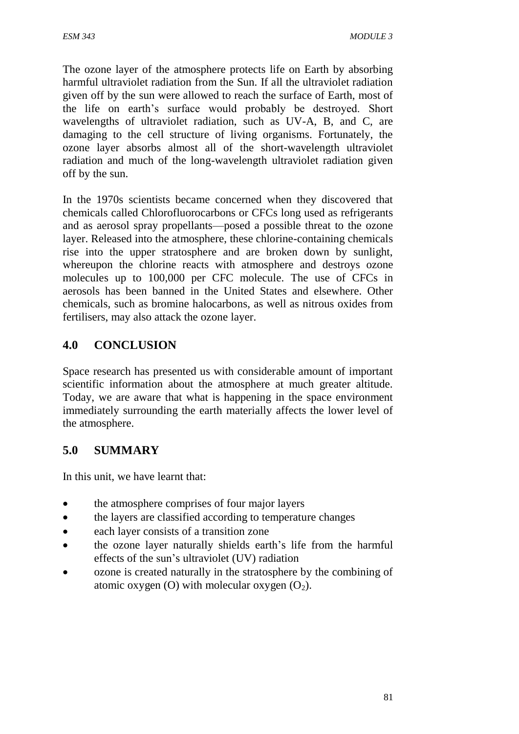The ozone layer of the atmosphere protects life on Earth by absorbing harmful ultraviolet radiation from the Sun. If all the ultraviolet radiation given off by the sun were allowed to reach the surface of Earth, most of the life on earth's surface would probably be destroyed. Short wavelengths of ultraviolet radiation, such as UV-A, B, and C, are damaging to the cell structure of living organisms. Fortunately, the ozone layer absorbs almost all of the short-wavelength ultraviolet radiation and much of the long-wavelength ultraviolet radiation given off by the sun.

In the 1970s scientists became concerned when they discovered that chemicals called Chlorofluorocarbons or CFCs long used as refrigerants and as aerosol spray propellants—posed a possible threat to the ozone layer. Released into the atmosphere, these chlorine-containing chemicals rise into the upper stratosphere and are broken down by sunlight, whereupon the chlorine reacts with atmosphere and destroys ozone molecules up to 100,000 per CFC molecule. The use of CFCs in aerosols has been banned in the United States and elsewhere. Other chemicals, such as bromine halocarbons, as well as nitrous oxides from fertilisers, may also attack the ozone layer.

## 4.0 CONCLUSION

Space research has presented us with considerable amount of important scientific information about the atmosphere at much greater altitude. Today, we are aware that what is happening in the space environment immediately surrounding the earth materially affects the lower level of the atmosphere.

## 5.0 SUMMARY

In this unit, we have learnt that:

- the atmosphere comprises of four major layers
- the layers are classified according to temperature changes
- each layer consists of a transition zone
- the ozone layer naturally shields earth's life from the harmful effects of the sun's ultraviolet (UV) radiation
- ozone is created naturally in the stratosphere by the combining of atomic oxygen (O) with molecular oxygen ($O_2$).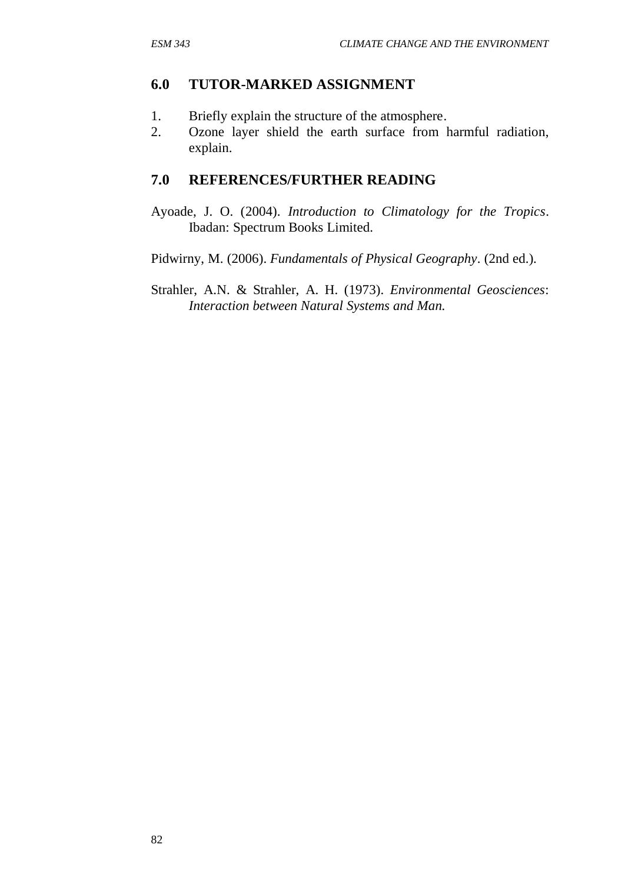## 6.0 TUTOR-MARKED ASSIGNMENT

1. Briefly explain the structure of the atmosphere.
2. Ozone layer shield the earth surface from harmful radiation, explain.

## 7.0 REFERENCES/FURTHER READING

Ayoade, J. O. (2004). *Introduction to Climatology for the Tropics*. Ibadan: Spectrum Books Limited.

Pidwirny, M. (2006). *Fundamentals of Physical Geography*. (2nd ed.).

Strahler, A.N. & Strahler, A. H. (1973). *Environmental Geosciences*: *Interaction between Natural Systems and Man.*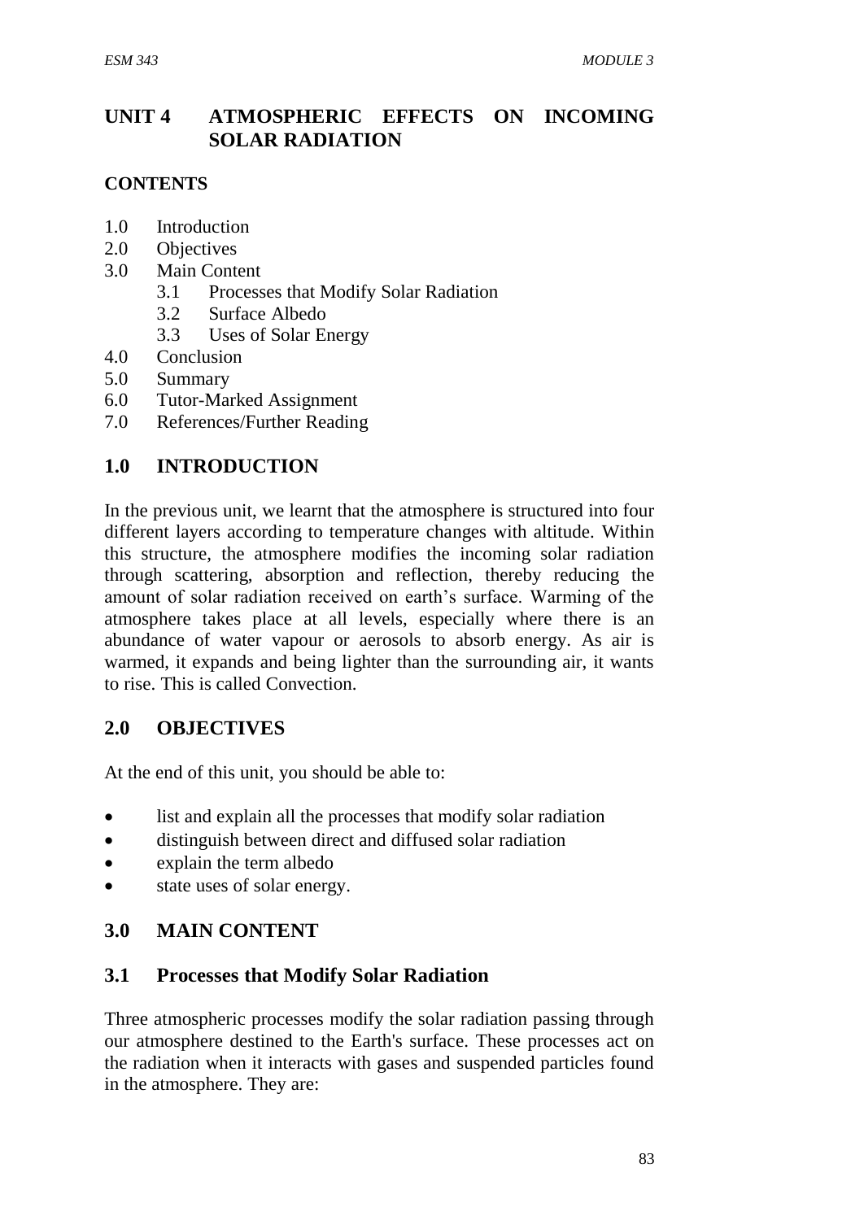# UNIT 4 ATMOSPHERIC EFFECTS ON INCOMING SOLAR RADIATION

## CONTENTS

1.0 Introduction
2.0 Objectives
3.0 Main Content
  3.1 Processes that Modify Solar Radiation
  3.2 Surface Albedo
  3.3 Uses of Solar Energy
4.0 Conclusion
5.0 Summary
6.0 Tutor-Marked Assignment
7.0 References/Further Reading

## 1.0 INTRODUCTION

In the previous unit, we learnt that the atmosphere is structured into four different layers according to temperature changes with altitude. Within this structure, the atmosphere modifies the incoming solar radiation through scattering, absorption and reflection, thereby reducing the amount of solar radiation received on earth's surface. Warming of the atmosphere takes place at all levels, especially where there is an abundance of water vapour or aerosols to absorb energy. As air is warmed, it expands and being lighter than the surrounding air, it wants to rise. This is called Convection.

## 2.0 OBJECTIVES

At the end of this unit, you should be able to:

- list and explain all the processes that modify solar radiation
- distinguish between direct and diffused solar radiation
- explain the term albedo
- state uses of solar energy.

## 3.0 MAIN CONTENT

### 3.1 Processes that Modify Solar Radiation

Three atmospheric processes modify the solar radiation passing through our atmosphere destined to the Earth's surface. These processes act on the radiation when it interacts with gases and suspended particles found in the atmosphere. They are: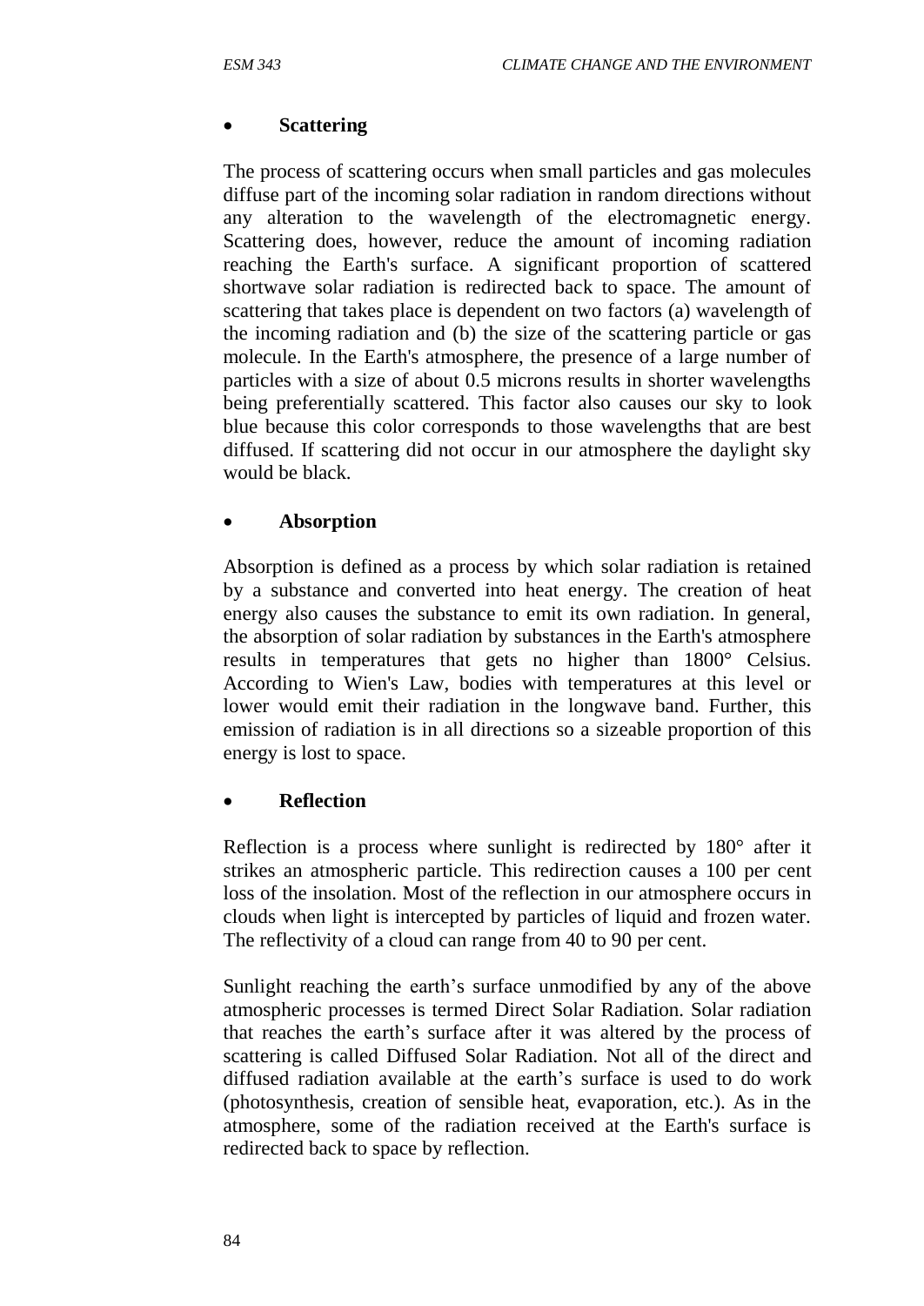- **Scattering**

The process of scattering occurs when small particles and gas molecules diffuse part of the incoming solar radiation in random directions without any alteration to the wavelength of the electromagnetic energy. Scattering does, however, reduce the amount of incoming radiation reaching the Earth's surface. A significant proportion of scattered shortwave solar radiation is redirected back to space. The amount of scattering that takes place is dependent on two factors (a) wavelength of the incoming radiation and (b) the size of the scattering particle or gas molecule. In the Earth's atmosphere, the presence of a large number of particles with a size of about 0.5 microns results in shorter wavelengths being preferentially scattered. This factor also causes our sky to look blue because this color corresponds to those wavelengths that are best diffused. If scattering did not occur in our atmosphere the daylight sky would be black.

- **Absorption**

Absorption is defined as a process by which solar radiation is retained by a substance and converted into heat energy. The creation of heat energy also causes the substance to emit its own radiation. In general, the absorption of solar radiation by substances in the Earth's atmosphere results in temperatures that gets no higher than 1800° Celsius. According to Wien's Law, bodies with temperatures at this level or lower would emit their radiation in the longwave band. Further, this emission of radiation is in all directions so a sizeable proportion of this energy is lost to space.

- **Reflection**

Reflection is a process where sunlight is redirected by 180° after it strikes an atmospheric particle. This redirection causes a 100 per cent loss of the insolation. Most of the reflection in our atmosphere occurs in clouds when light is intercepted by particles of liquid and frozen water. The reflectivity of a cloud can range from 40 to 90 per cent.

Sunlight reaching the earth's surface unmodified by any of the above atmospheric processes is termed Direct Solar Radiation. Solar radiation that reaches the earth's surface after it was altered by the process of scattering is called Diffused Solar Radiation. Not all of the direct and diffused radiation available at the earth's surface is used to do work (photosynthesis, creation of sensible heat, evaporation, etc.). As in the atmosphere, some of the radiation received at the Earth's surface is redirected back to space by reflection.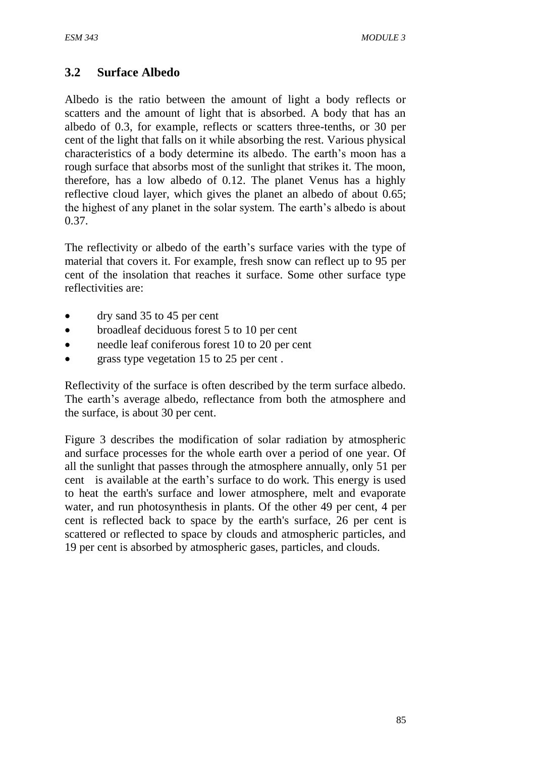## 3.2 Surface Albedo

Albedo is the ratio between the amount of light a body reflects or scatters and the amount of light that is absorbed. A body that has an albedo of 0.3, for example, reflects or scatters three-tenths, or 30 per cent of the light that falls on it while absorbing the rest. Various physical characteristics of a body determine its albedo. The earth's moon has a rough surface that absorbs most of the sunlight that strikes it. The moon, therefore, has a low albedo of 0.12. The planet Venus has a highly reflective cloud layer, which gives the planet an albedo of about 0.65; the highest of any planet in the solar system. The earth's albedo is about 0.37.

The reflectivity or albedo of the earth's surface varies with the type of material that covers it. For example, fresh snow can reflect up to 95 per cent of the insolation that reaches it surface. Some other surface type reflectivities are:

- dry sand 35 to 45 per cent
- broadleaf deciduous forest 5 to 10 per cent
- needle leaf coniferous forest 10 to 20 per cent
- grass type vegetation 15 to 25 per cent .

Reflectivity of the surface is often described by the term surface albedo. The earth's average albedo, reflectance from both the atmosphere and the surface, is about 30 per cent.

Figure 3 describes the modification of solar radiation by atmospheric and surface processes for the whole earth over a period of one year. Of all the sunlight that passes through the atmosphere annually, only 51 per cent is available at the earth's surface to do work. This energy is used to heat the earth's surface and lower atmosphere, melt and evaporate water, and run photosynthesis in plants. Of the other 49 per cent, 4 per cent is reflected back to space by the earth's surface, 26 per cent is scattered or reflected to space by clouds and atmospheric particles, and 19 per cent is absorbed by atmospheric gases, particles, and clouds.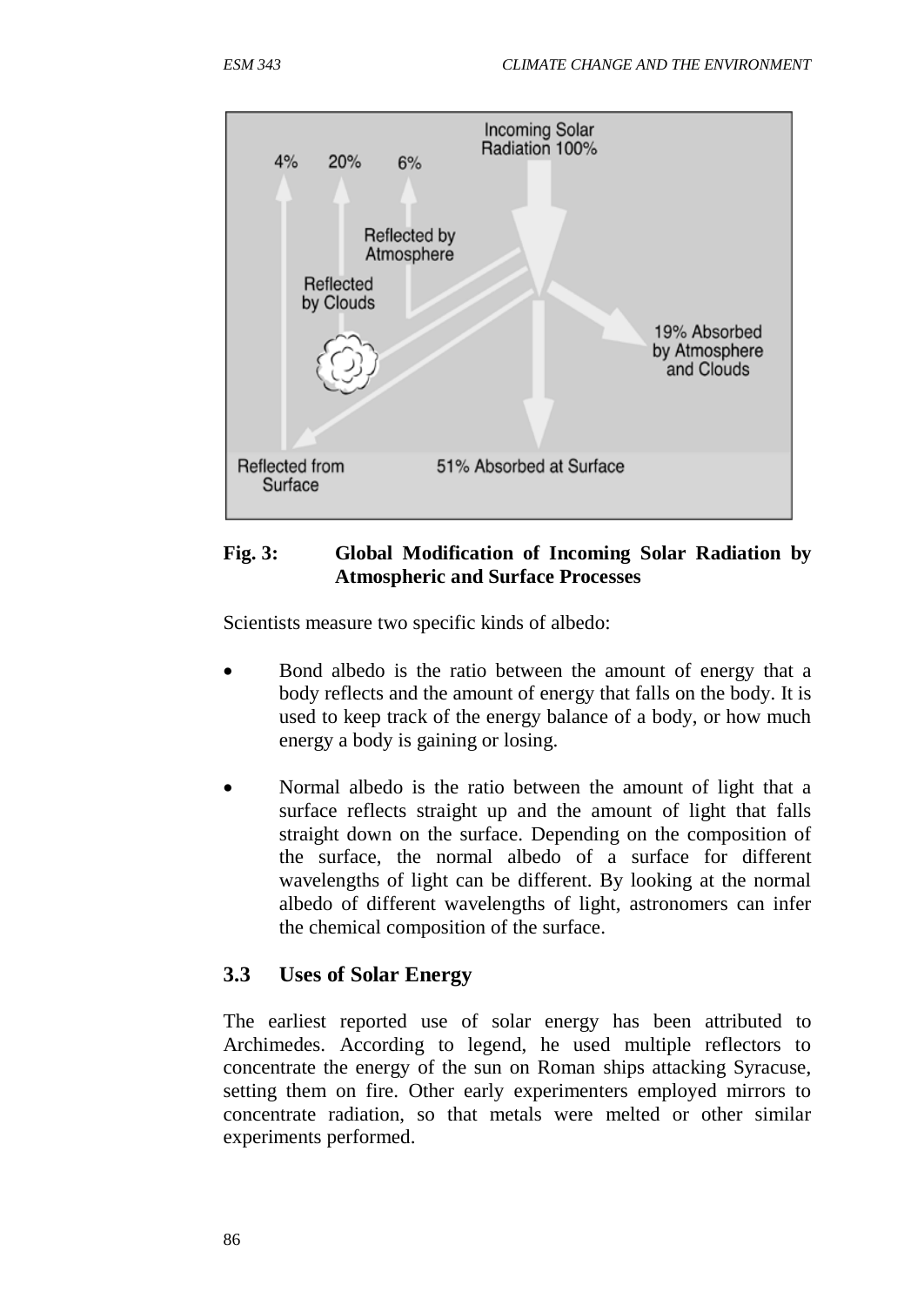**Fig. 3: Global Modification of Incoming Solar Radiation by Atmospheric and Surface Processes**

Scientists measure two specific kinds of albedo:

- Bond albedo is the ratio between the amount of energy that a body reflects and the amount of energy that falls on the body. It is used to keep track of the energy balance of a body, or how much energy a body is gaining or losing.

- Normal albedo is the ratio between the amount of light that a surface reflects straight up and the amount of light that falls straight down on the surface. Depending on the composition of the surface, the normal albedo of a surface for different wavelengths of light can be different. By looking at the normal albedo of different wavelengths of light, astronomers can infer the chemical composition of the surface.

### 3.3 Uses of Solar Energy

The earliest reported use of solar energy has been attributed to Archimedes. According to legend, he used multiple reflectors to concentrate the energy of the sun on Roman ships attacking Syracuse, setting them on fire. Other early experimenters employed mirrors to concentrate radiation, so that metals were melted or other similar experiments performed.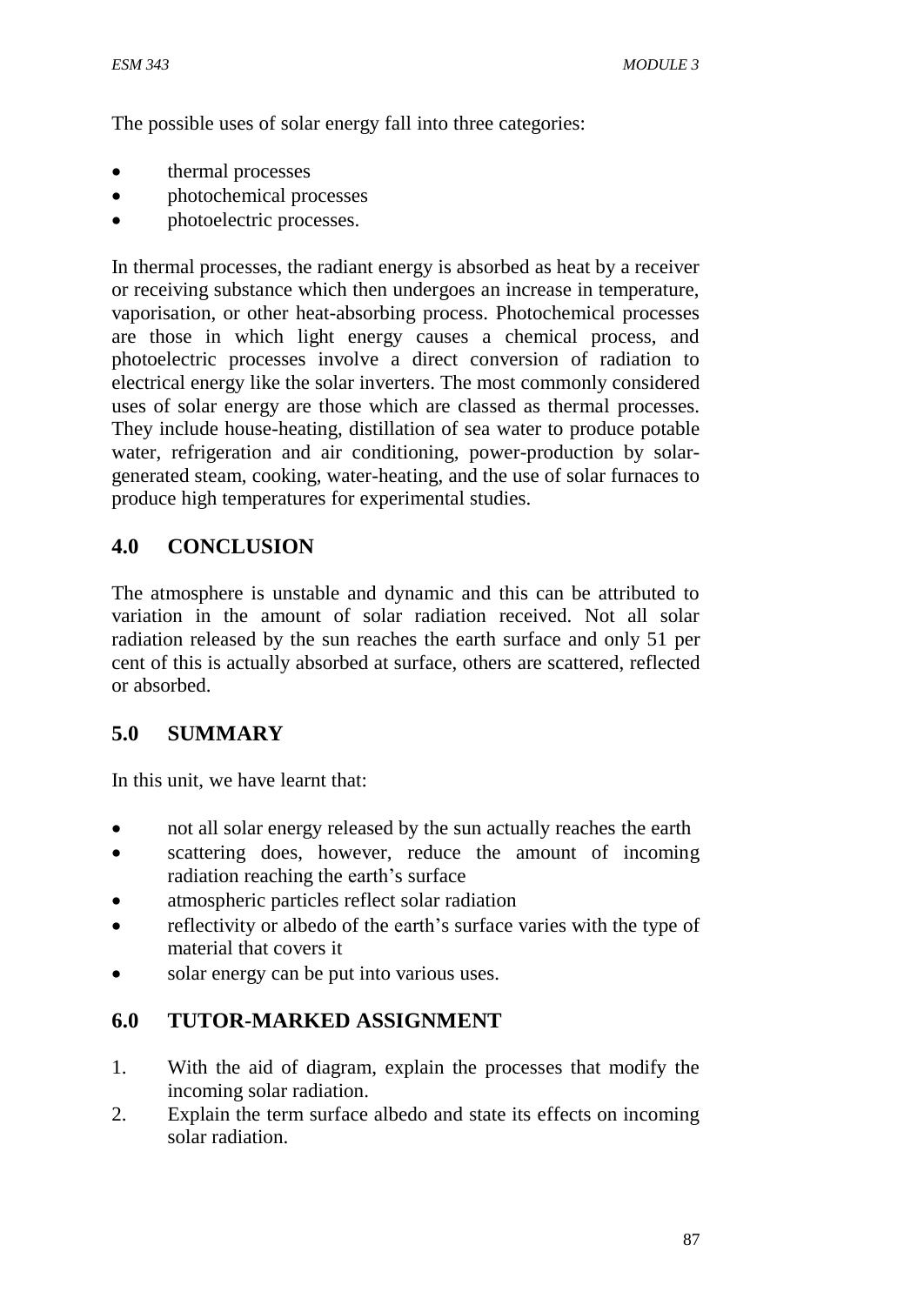The possible uses of solar energy fall into three categories:

- thermal processes
- photochemical processes
- photoelectric processes.

In thermal processes, the radiant energy is absorbed as heat by a receiver or receiving substance which then undergoes an increase in temperature, vaporisation, or other heat-absorbing process. Photochemical processes are those in which light energy causes a chemical process, and photoelectric processes involve a direct conversion of radiation to electrical energy like the solar inverters. The most commonly considered uses of solar energy are those which are classed as thermal processes. They include house-heating, distillation of sea water to produce potable water, refrigeration and air conditioning, power-production by solar-generated steam, cooking, water-heating, and the use of solar furnaces to produce high temperatures for experimental studies.

## 4.0 CONCLUSION

The atmosphere is unstable and dynamic and this can be attributed to variation in the amount of solar radiation received. Not all solar radiation released by the sun reaches the earth surface and only 51 per cent of this is actually absorbed at surface, others are scattered, reflected or absorbed.

## 5.0 SUMMARY

In this unit, we have learnt that:

- not all solar energy released by the sun actually reaches the earth
- scattering does, however, reduce the amount of incoming radiation reaching the earth's surface
- atmospheric particles reflect solar radiation
- reflectivity or albedo of the earth's surface varies with the type of material that covers it
- solar energy can be put into various uses.

## 6.0 TUTOR-MARKED ASSIGNMENT

1. With the aid of diagram, explain the processes that modify the incoming solar radiation.
2. Explain the term surface albedo and state its effects on incoming solar radiation.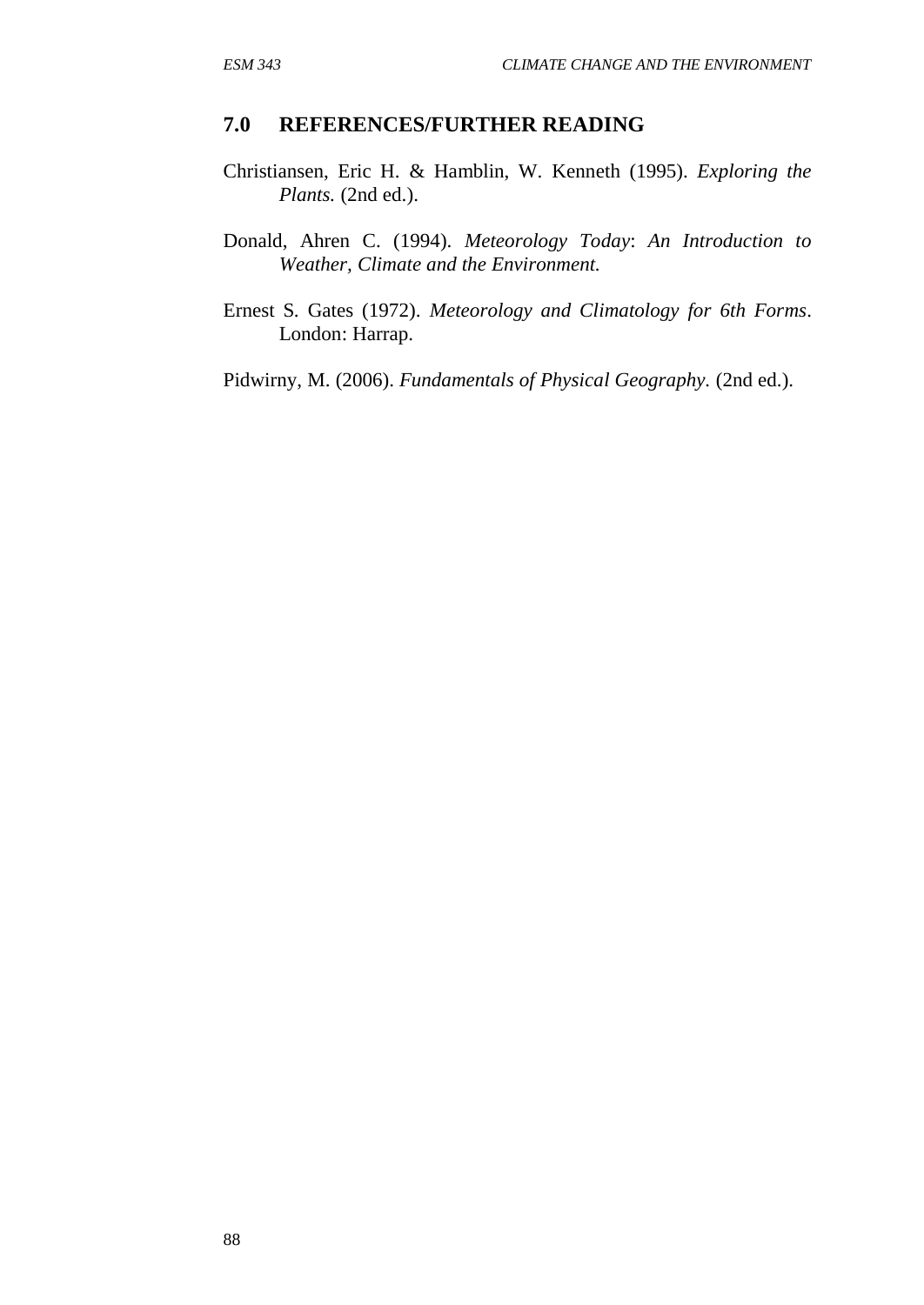## 7.0 REFERENCES/FURTHER READING

Christiansen, Eric H. & Hamblin, W. Kenneth (1995). *Exploring the Plants.* (2nd ed.).

Donald, Ahren C. (1994). *Meteorology Today*: *An Introduction to Weather, Climate and the Environment.*

Ernest S. Gates (1972). *Meteorology and Climatology for 6th Forms*. London: Harrap.

Pidwirny, M. (2006). *Fundamentals of Physical Geography*. (2nd ed.).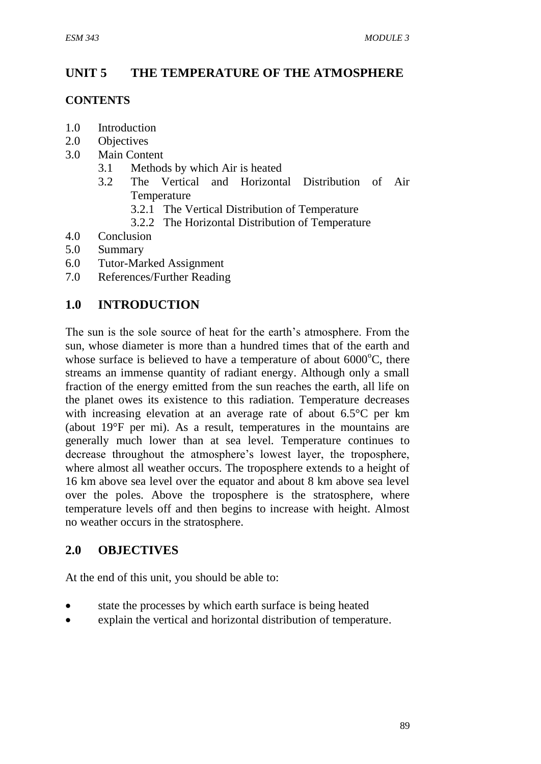## UNIT 5 THE TEMPERATURE OF THE ATMOSPHERE

### CONTENTS

1.0 Introduction
2.0 Objectives
3.0 Main Content
   3.1 Methods by which Air is heated
   3.2 The Vertical and Horizontal Distribution of Air Temperature
      3.2.1 The Vertical Distribution of Temperature
      3.2.2 The Horizontal Distribution of Temperature
4.0 Conclusion
5.0 Summary
6.0 Tutor-Marked Assignment
7.0 References/Further Reading

## 1.0 INTRODUCTION

The sun is the sole source of heat for the earth's atmosphere. From the sun, whose diameter is more than a hundred times that of the earth and whose surface is believed to have a temperature of about 6000$^{o}$C, there streams an immense quantity of radiant energy. Although only a small fraction of the energy emitted from the sun reaches the earth, all life on the planet owes its existence to this radiation. Temperature decreases with increasing elevation at an average rate of about 6.5°C per km (about 19°F per mi). As a result, temperatures in the mountains are generally much lower than at sea level. Temperature continues to decrease throughout the atmosphere's lowest layer, the troposphere, where almost all weather occurs. The troposphere extends to a height of 16 km above sea level over the equator and about 8 km above sea level over the poles. Above the troposphere is the stratosphere, where temperature levels off and then begins to increase with height. Almost no weather occurs in the stratosphere.

## 2.0 OBJECTIVES

At the end of this unit, you should be able to:

- state the processes by which earth surface is being heated
- explain the vertical and horizontal distribution of temperature.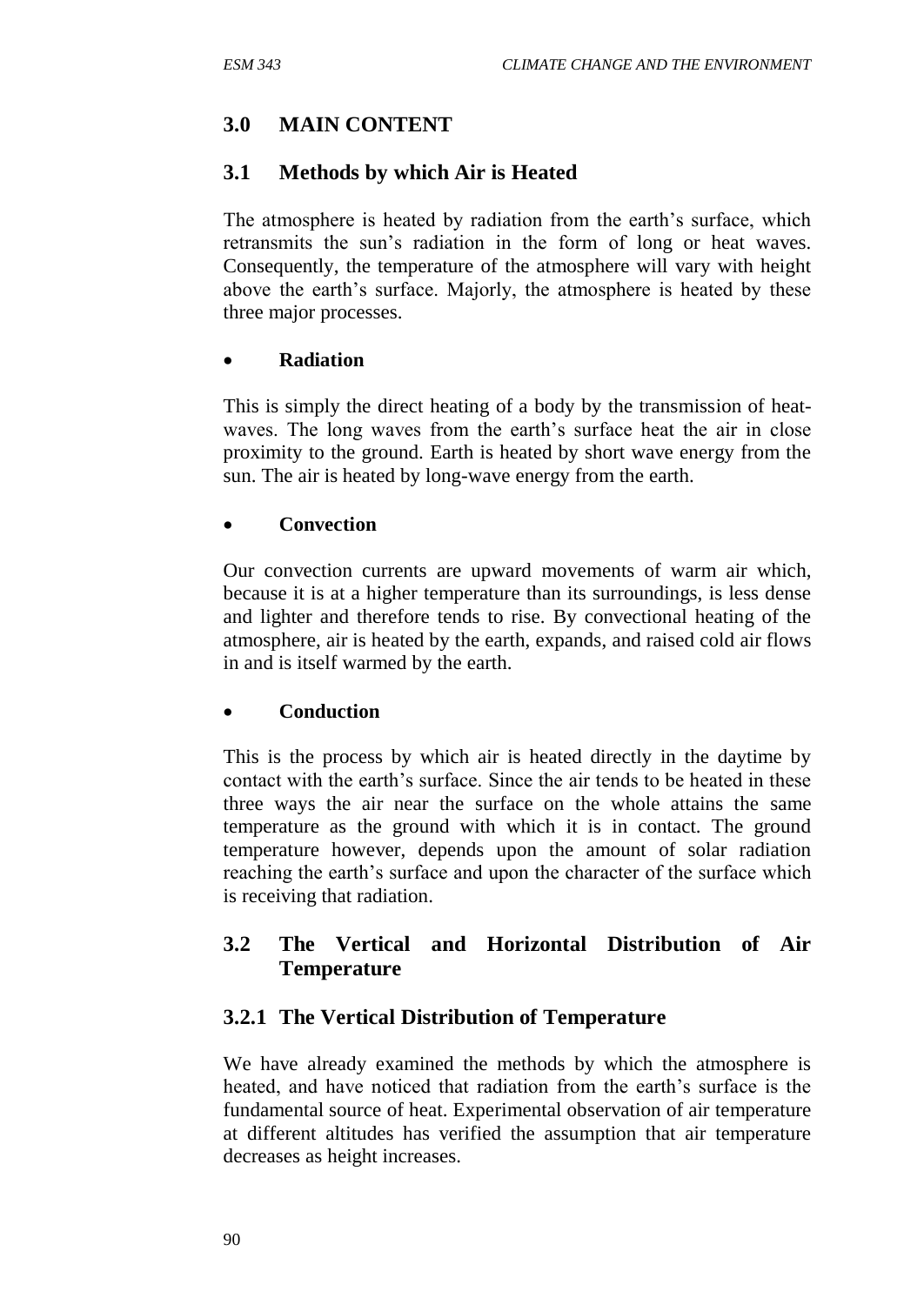## 3.0 MAIN CONTENT

### 3.1 Methods by which Air is Heated

The atmosphere is heated by radiation from the earth's surface, which retransmits the sun's radiation in the form of long or heat waves. Consequently, the temperature of the atmosphere will vary with height above the earth's surface. Majorly, the atmosphere is heated by these three major processes.

- **Radiation**

This is simply the direct heating of a body by the transmission of heat-waves. The long waves from the earth's surface heat the air in close proximity to the ground. Earth is heated by short wave energy from the sun. The air is heated by long-wave energy from the earth.

- **Convection**

Our convection currents are upward movements of warm air which, because it is at a higher temperature than its surroundings, is less dense and lighter and therefore tends to rise. By convectional heating of the atmosphere, air is heated by the earth, expands, and raised cold air flows in and is itself warmed by the earth.

- **Conduction**

This is the process by which air is heated directly in the daytime by contact with the earth's surface. Since the air tends to be heated in these three ways the air near the surface on the whole attains the same temperature as the ground with which it is in contact. The ground temperature however, depends upon the amount of solar radiation reaching the earth's surface and upon the character of the surface which is receiving that radiation.

### 3.2 The Vertical and Horizontal Distribution of Air Temperature

#### 3.2.1 The Vertical Distribution of Temperature

We have already examined the methods by which the atmosphere is heated, and have noticed that radiation from the earth's surface is the fundamental source of heat. Experimental observation of air temperature at different altitudes has verified the assumption that air temperature decreases as height increases.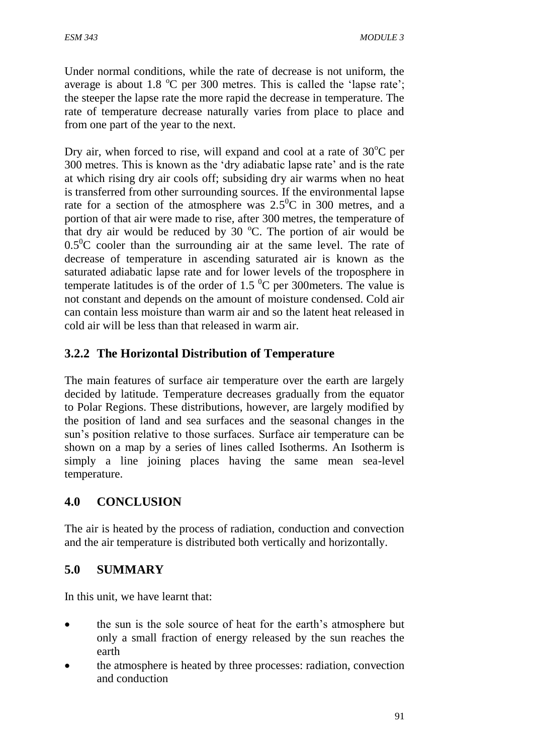Under normal conditions, while the rate of decrease is not uniform, the average is about 1.8 $^{o}$C per 300 metres. This is called the 'lapse rate'; the steeper the lapse rate the more rapid the decrease in temperature. The rate of temperature decrease naturally varies from place to place and from one part of the year to the next.

Dry air, when forced to rise, will expand and cool at a rate of 30$^{o}$C per 300 metres. This is known as the 'dry adiabatic lapse rate' and is the rate at which rising dry air cools off; subsiding dry air warms when no heat is transferred from other surrounding sources. If the environmental lapse rate for a section of the atmosphere was 2.5$^{0}$C in 300 metres, and a portion of that air were made to rise, after 300 metres, the temperature of that dry air would be reduced by 30 $^{o}$C. The portion of air would be 0.5$^{0}$C cooler than the surrounding air at the same level. The rate of decrease of temperature in ascending saturated air is known as the saturated adiabatic lapse rate and for lower levels of the troposphere in temperate latitudes is of the order of 1.5 $^{0}$C per 300meters. The value is not constant and depends on the amount of moisture condensed. Cold air can contain less moisture than warm air and so the latent heat released in cold air will be less than that released in warm air.

### 3.2.2 The Horizontal Distribution of Temperature

The main features of surface air temperature over the earth are largely decided by latitude. Temperature decreases gradually from the equator to Polar Regions. These distributions, however, are largely modified by the position of land and sea surfaces and the seasonal changes in the sun's position relative to those surfaces. Surface air temperature can be shown on a map by a series of lines called Isotherms. An Isotherm is simply a line joining places having the same mean sea-level temperature.

## 4.0 CONCLUSION

The air is heated by the process of radiation, conduction and convection and the air temperature is distributed both vertically and horizontally.

## 5.0 SUMMARY

In this unit, we have learnt that:

- the sun is the sole source of heat for the earth's atmosphere but only a small fraction of energy released by the sun reaches the earth
- the atmosphere is heated by three processes: radiation, convection and conduction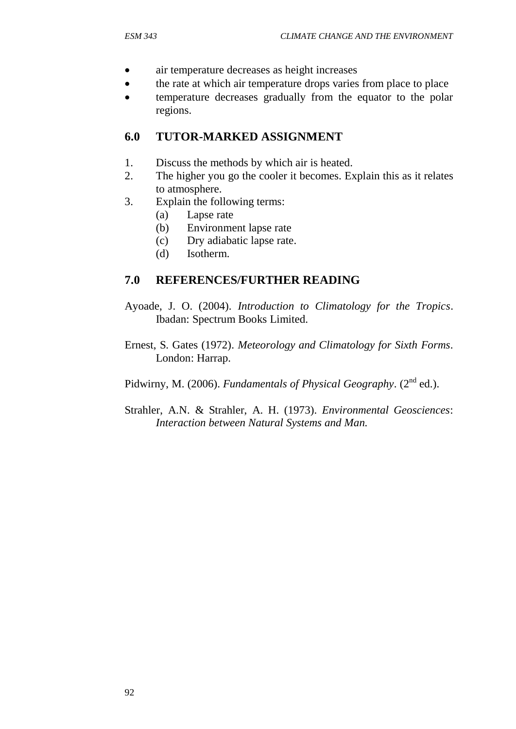- air temperature decreases as height increases
- the rate at which air temperature drops varies from place to place
- temperature decreases gradually from the equator to the polar regions.

## 6.0 TUTOR-MARKED ASSIGNMENT

1. Discuss the methods by which air is heated.
2. The higher you go the cooler it becomes. Explain this as it relates to atmosphere.
3. Explain the following terms:
   (a) Lapse rate
   (b) Environment lapse rate
   (c) Dry adiabatic lapse rate.
   (d) Isotherm.

## 7.0 REFERENCES/FURTHER READING

Ayoade, J. O. (2004). *Introduction to Climatology for the Tropics*. Ibadan: Spectrum Books Limited.

Ernest, S. Gates (1972). *Meteorology and Climatology for Sixth Forms*. London: Harrap.

Pidwirny, M. (2006). *Fundamentals of Physical Geography*. (2nd ed.).

Strahler, A.N. & Strahler, A. H. (1973). *Environmental Geosciences*: *Interaction between Natural Systems and Man.*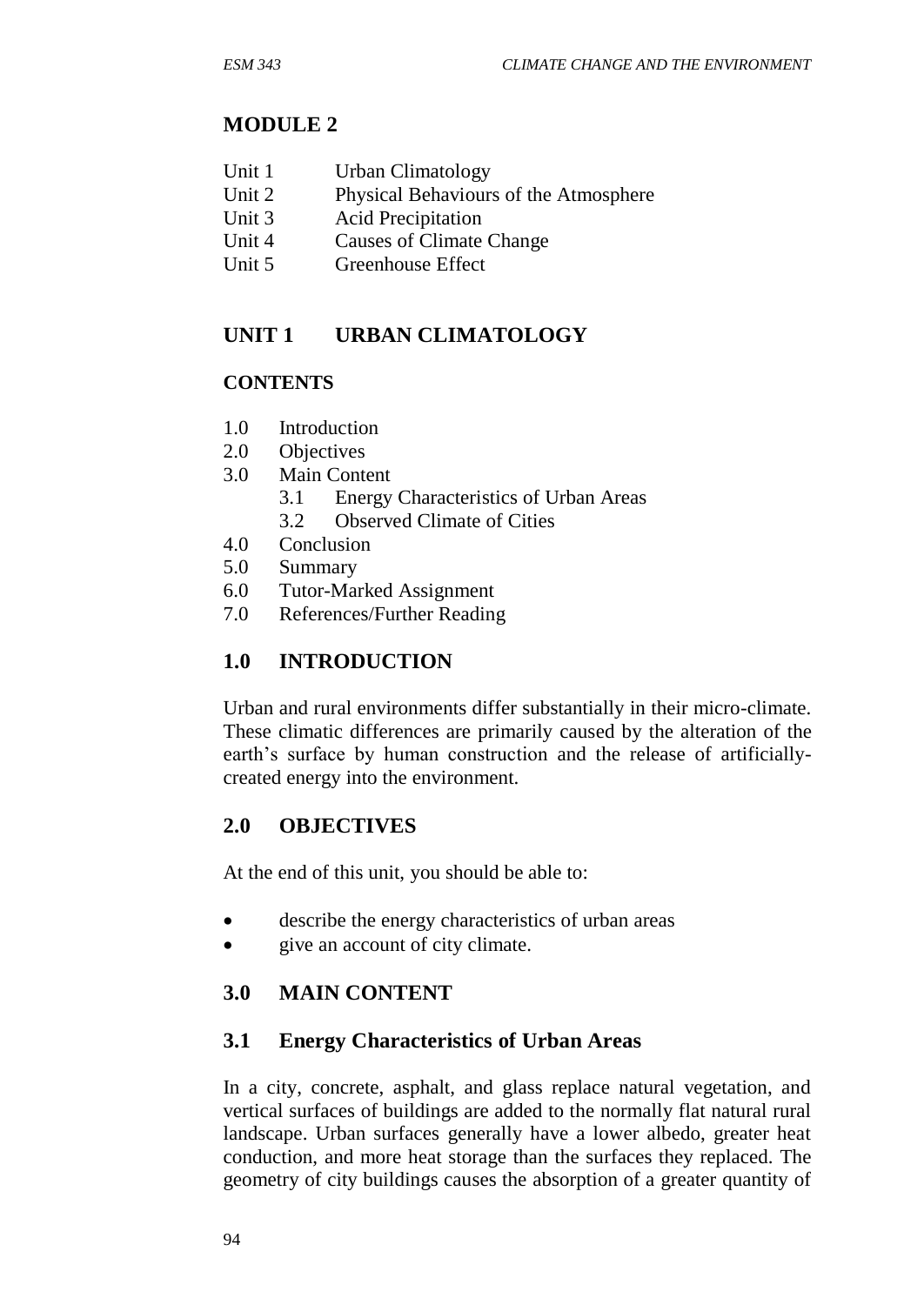# MODULE 2

| | |
|---|---|
| Unit 1 | Urban Climatology |
| Unit 2 | Physical Behaviours of the Atmosphere |
| Unit 3 | Acid Precipitation |
| Unit 4 | Causes of Climate Change |
| Unit 5 | Greenhouse Effect |

## UNIT 1 URBAN CLIMATOLOGY

### CONTENTS

- 1.0 Introduction
- 2.0 Objectives
- 3.0 Main Content
  - 3.1 Energy Characteristics of Urban Areas
  - 3.2 Observed Climate of Cities
- 4.0 Conclusion
- 5.0 Summary
- 6.0 Tutor-Marked Assignment
- 7.0 References/Further Reading

## 1.0 INTRODUCTION

Urban and rural environments differ substantially in their micro-climate. These climatic differences are primarily caused by the alteration of the earth's surface by human construction and the release of artificially-created energy into the environment.

## 2.0 OBJECTIVES

At the end of this unit, you should be able to:

- describe the energy characteristics of urban areas
- give an account of city climate.

## 3.0 MAIN CONTENT

### 3.1 Energy Characteristics of Urban Areas

In a city, concrete, asphalt, and glass replace natural vegetation, and vertical surfaces of buildings are added to the normally flat natural rural landscape. Urban surfaces generally have a lower albedo, greater heat conduction, and more heat storage than the surfaces they replaced. The geometry of city buildings causes the absorption of a greater quantity of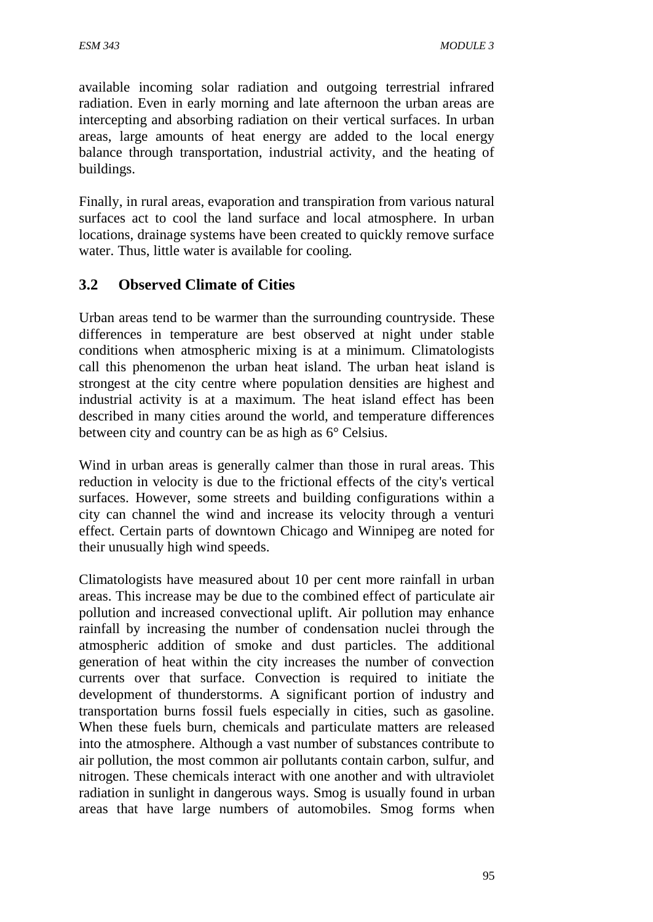available incoming solar radiation and outgoing terrestrial infrared radiation. Even in early morning and late afternoon the urban areas are intercepting and absorbing radiation on their vertical surfaces. In urban areas, large amounts of heat energy are added to the local energy balance through transportation, industrial activity, and the heating of buildings.

Finally, in rural areas, evaporation and transpiration from various natural surfaces act to cool the land surface and local atmosphere. In urban locations, drainage systems have been created to quickly remove surface water. Thus, little water is available for cooling.

## 3.2 Observed Climate of Cities

Urban areas tend to be warmer than the surrounding countryside. These differences in temperature are best observed at night under stable conditions when atmospheric mixing is at a minimum. Climatologists call this phenomenon the urban heat island. The urban heat island is strongest at the city centre where population densities are highest and industrial activity is at a maximum. The heat island effect has been described in many cities around the world, and temperature differences between city and country can be as high as 6° Celsius.

Wind in urban areas is generally calmer than those in rural areas. This reduction in velocity is due to the frictional effects of the city's vertical surfaces. However, some streets and building configurations within a city can channel the wind and increase its velocity through a venturi effect. Certain parts of downtown Chicago and Winnipeg are noted for their unusually high wind speeds.

Climatologists have measured about 10 per cent more rainfall in urban areas. This increase may be due to the combined effect of particulate air pollution and increased convectional uplift. Air pollution may enhance rainfall by increasing the number of condensation nuclei through the atmospheric addition of smoke and dust particles. The additional generation of heat within the city increases the number of convection currents over that surface. Convection is required to initiate the development of thunderstorms. A significant portion of industry and transportation burns fossil fuels especially in cities, such as gasoline. When these fuels burn, chemicals and particulate matters are released into the atmosphere. Although a vast number of substances contribute to air pollution, the most common air pollutants contain carbon, sulfur, and nitrogen. These chemicals interact with one another and with ultraviolet radiation in sunlight in dangerous ways. Smog is usually found in urban areas that have large numbers of automobiles. Smog forms when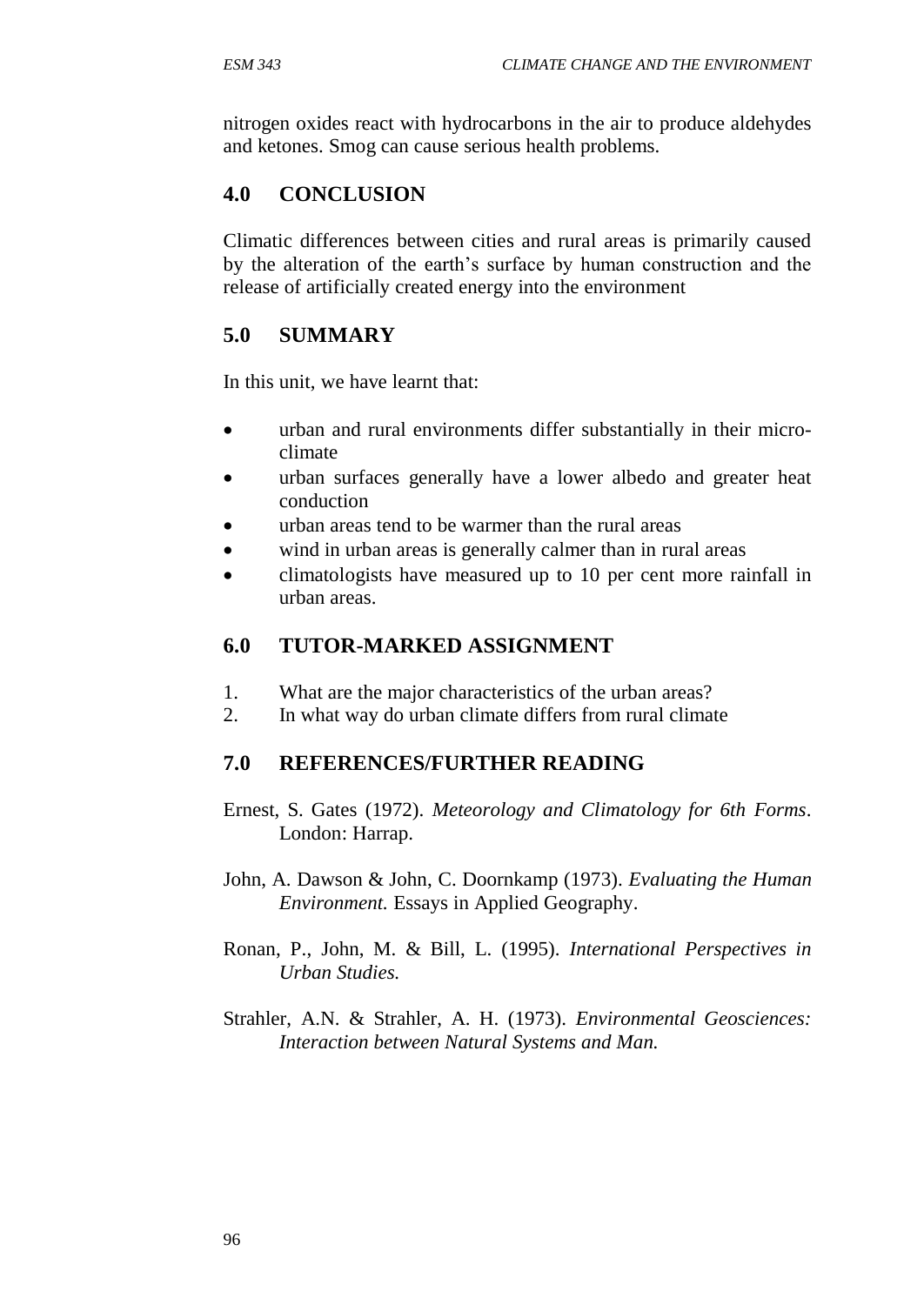nitrogen oxides react with hydrocarbons in the air to produce aldehydes and ketones. Smog can cause serious health problems.

## 4.0 CONCLUSION

Climatic differences between cities and rural areas is primarily caused by the alteration of the earth's surface by human construction and the release of artificially created energy into the environment

## 5.0 SUMMARY

In this unit, we have learnt that:

- urban and rural environments differ substantially in their micro-climate
- urban surfaces generally have a lower albedo and greater heat conduction
- urban areas tend to be warmer than the rural areas
- wind in urban areas is generally calmer than in rural areas
- climatologists have measured up to 10 per cent more rainfall in urban areas.

## 6.0 TUTOR-MARKED ASSIGNMENT

1. What are the major characteristics of the urban areas?
2. In what way do urban climate differs from rural climate

## 7.0 REFERENCES/FURTHER READING

Ernest, S. Gates (1972). *Meteorology and Climatology for 6th Forms*. London: Harrap.

John, A. Dawson & John, C. Doornkamp (1973). *Evaluating the Human Environment.* Essays in Applied Geography.

Ronan, P., John, M. & Bill, L. (1995). *International Perspectives in Urban Studies.*

Strahler, A.N. & Strahler, A. H. (1973). *Environmental Geosciences: Interaction between Natural Systems and Man.*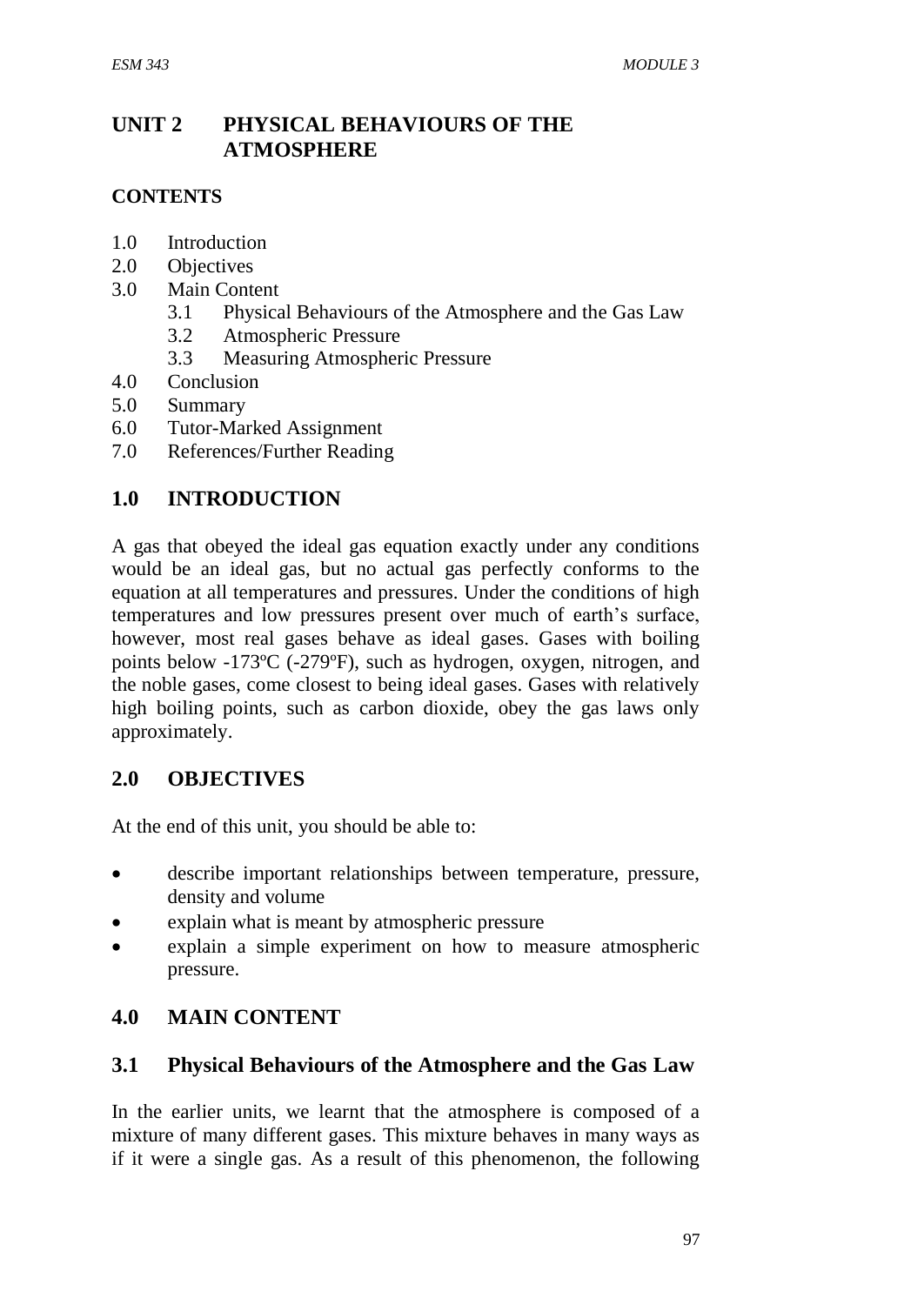# UNIT 2 PHYSICAL BEHAVIOURS OF THE ATMOSPHERE

## CONTENTS

- 1.0 Introduction
- 2.0 Objectives
- 3.0 Main Content
    - 3.1 Physical Behaviours of the Atmosphere and the Gas Law
    - 3.2 Atmospheric Pressure
    - 3.3 Measuring Atmospheric Pressure
- 4.0 Conclusion
- 5.0 Summary
- 6.0 Tutor-Marked Assignment
- 7.0 References/Further Reading

## 1.0 INTRODUCTION

A gas that obeyed the ideal gas equation exactly under any conditions would be an ideal gas, but no actual gas perfectly conforms to the equation at all temperatures and pressures. Under the conditions of high temperatures and low pressures present over much of earth's surface, however, most real gases behave as ideal gases. Gases with boiling points below -173ºC (-279ºF), such as hydrogen, oxygen, nitrogen, and the noble gases, come closest to being ideal gases. Gases with relatively high boiling points, such as carbon dioxide, obey the gas laws only approximately.

## 2.0 OBJECTIVES

At the end of this unit, you should be able to:

- describe important relationships between temperature, pressure, density and volume
- explain what is meant by atmospheric pressure
- explain a simple experiment on how to measure atmospheric pressure.

## 4.0 MAIN CONTENT

### 3.1 Physical Behaviours of the Atmosphere and the Gas Law

In the earlier units, we learnt that the atmosphere is composed of a mixture of many different gases. This mixture behaves in many ways as if it were a single gas. As a result of this phenomenon, the following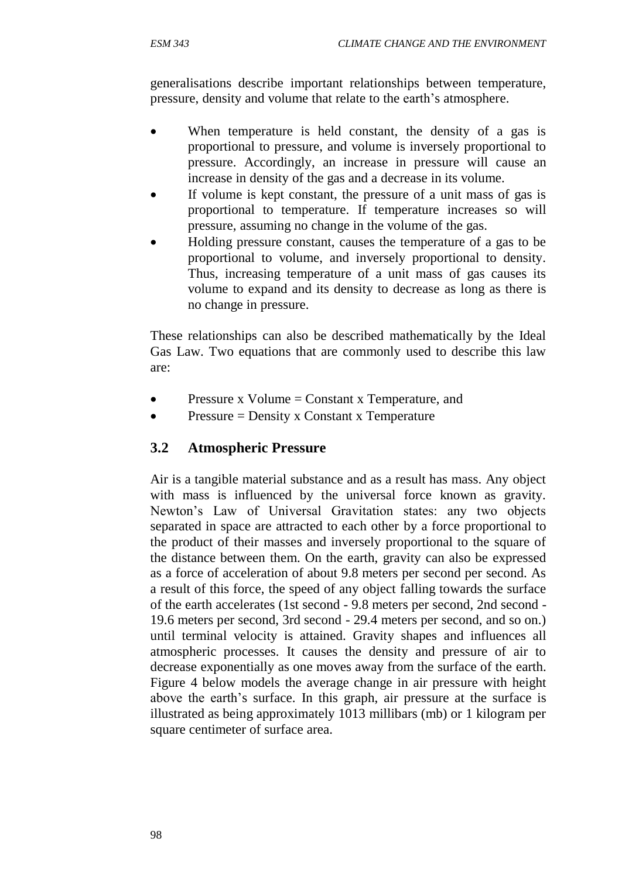generalisations describe important relationships between temperature, pressure, density and volume that relate to the earth's atmosphere.

- When temperature is held constant, the density of a gas is proportional to pressure, and volume is inversely proportional to pressure. Accordingly, an increase in pressure will cause an increase in density of the gas and a decrease in its volume.
- If volume is kept constant, the pressure of a unit mass of gas is proportional to temperature. If temperature increases so will pressure, assuming no change in the volume of the gas.
- Holding pressure constant, causes the temperature of a gas to be proportional to volume, and inversely proportional to density. Thus, increasing temperature of a unit mass of gas causes its volume to expand and its density to decrease as long as there is no change in pressure.

These relationships can also be described mathematically by the Ideal Gas Law. Two equations that are commonly used to describe this law are:

- Pressure x Volume = Constant x Temperature, and
- Pressure = Density x Constant x Temperature

## 3.2 Atmospheric Pressure

Air is a tangible material substance and as a result has mass. Any object with mass is influenced by the universal force known as gravity. Newton's Law of Universal Gravitation states: any two objects separated in space are attracted to each other by a force proportional to the product of their masses and inversely proportional to the square of the distance between them. On the earth, gravity can also be expressed as a force of acceleration of about 9.8 meters per second per second. As a result of this force, the speed of any object falling towards the surface of the earth accelerates (1st second - 9.8 meters per second, 2nd second - 19.6 meters per second, 3rd second - 29.4 meters per second, and so on.) until terminal velocity is attained. Gravity shapes and influences all atmospheric processes. It causes the density and pressure of air to decrease exponentially as one moves away from the surface of the earth. Figure 4 below models the average change in air pressure with height above the earth's surface. In this graph, air pressure at the surface is illustrated as being approximately 1013 millibars (mb) or 1 kilogram per square centimeter of surface area.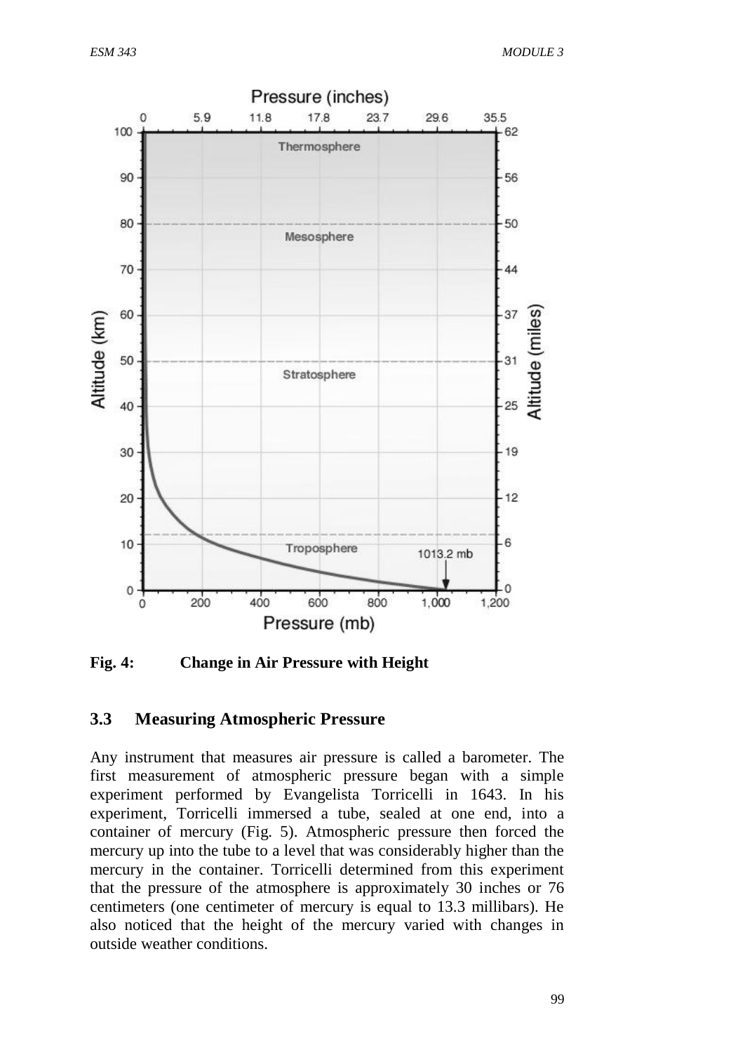**Fig. 4: Change in Air Pressure with Height**

### 3.3 Measuring Atmospheric Pressure

Any instrument that measures air pressure is called a barometer. The first measurement of atmospheric pressure began with a simple experiment performed by Evangelista Torricelli in 1643. In his experiment, Torricelli immersed a tube, sealed at one end, into a container of mercury (Fig. 5). Atmospheric pressure then forced the mercury up into the tube to a level that was considerably higher than the mercury in the container. Torricelli determined from this experiment that the pressure of the atmosphere is approximately 30 inches or 76 centimeters (one centimeter of mercury is equal to 13.3 millibars). He also noticed that the height of the mercury varied with changes in outside weather conditions.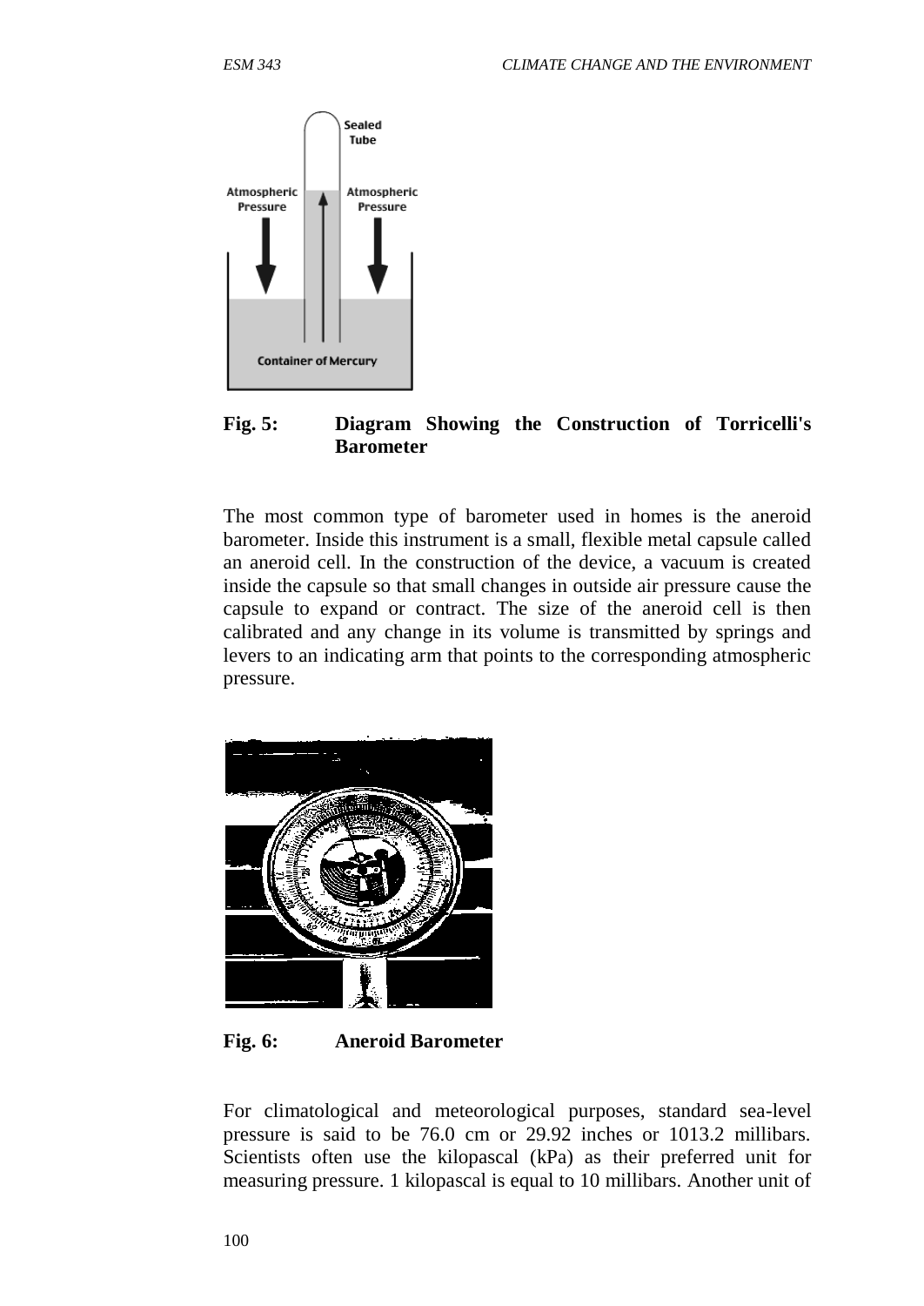Fig. 5: **Diagram Showing the Construction of Torricelli's Barometer**

The most common type of barometer used in homes is the aneroid barometer. Inside this instrument is a small, flexible metal capsule called an aneroid cell. In the construction of the device, a vacuum is created inside the capsule so that small changes in outside air pressure cause the capsule to expand or contract. The size of the aneroid cell is then calibrated and any change in its volume is transmitted by springs and levers to an indicating arm that points to the corresponding atmospheric pressure.

Fig. 6: **Aneroid Barometer**

For climatological and meteorological purposes, standard sea-level pressure is said to be 76.0 cm or 29.92 inches or 1013.2 millibars. Scientists often use the kilopascal (kPa) as their preferred unit for measuring pressure. 1 kilopascal is equal to 10 millibars. Another unit of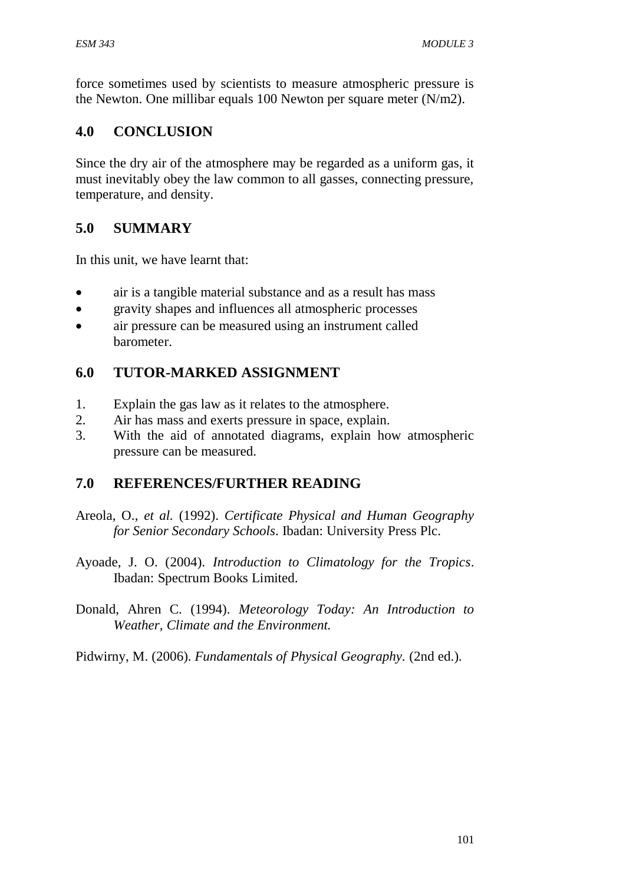force sometimes used by scientists to measure atmospheric pressure is the Newton. One millibar equals 100 Newton per square meter (N/m2).

## 4.0 CONCLUSION

Since the dry air of the atmosphere may be regarded as a uniform gas, it must inevitably obey the law common to all gasses, connecting pressure, temperature, and density.

## 5.0 SUMMARY

In this unit, we have learnt that:

- air is a tangible material substance and as a result has mass
- gravity shapes and influences all atmospheric processes
- air pressure can be measured using an instrument called barometer.

## 6.0 TUTOR-MARKED ASSIGNMENT

1. Explain the gas law as it relates to the atmosphere.
2. Air has mass and exerts pressure in space, explain.
3. With the aid of annotated diagrams, explain how atmospheric pressure can be measured.

## 7.0 REFERENCES/FURTHER READING

Areola, O., *et al.* (1992). *Certificate Physical and Human Geography for Senior Secondary Schools*. Ibadan: University Press Plc.

Ayoade, J. O. (2004). *Introduction to Climatology for the Tropics*. Ibadan: Spectrum Books Limited.

Donald, Ahren C. (1994). *Meteorology Today: An Introduction to Weather, Climate and the Environment.*

Pidwirny, M. (2006). *Fundamentals of Physical Geography.* (2nd ed.).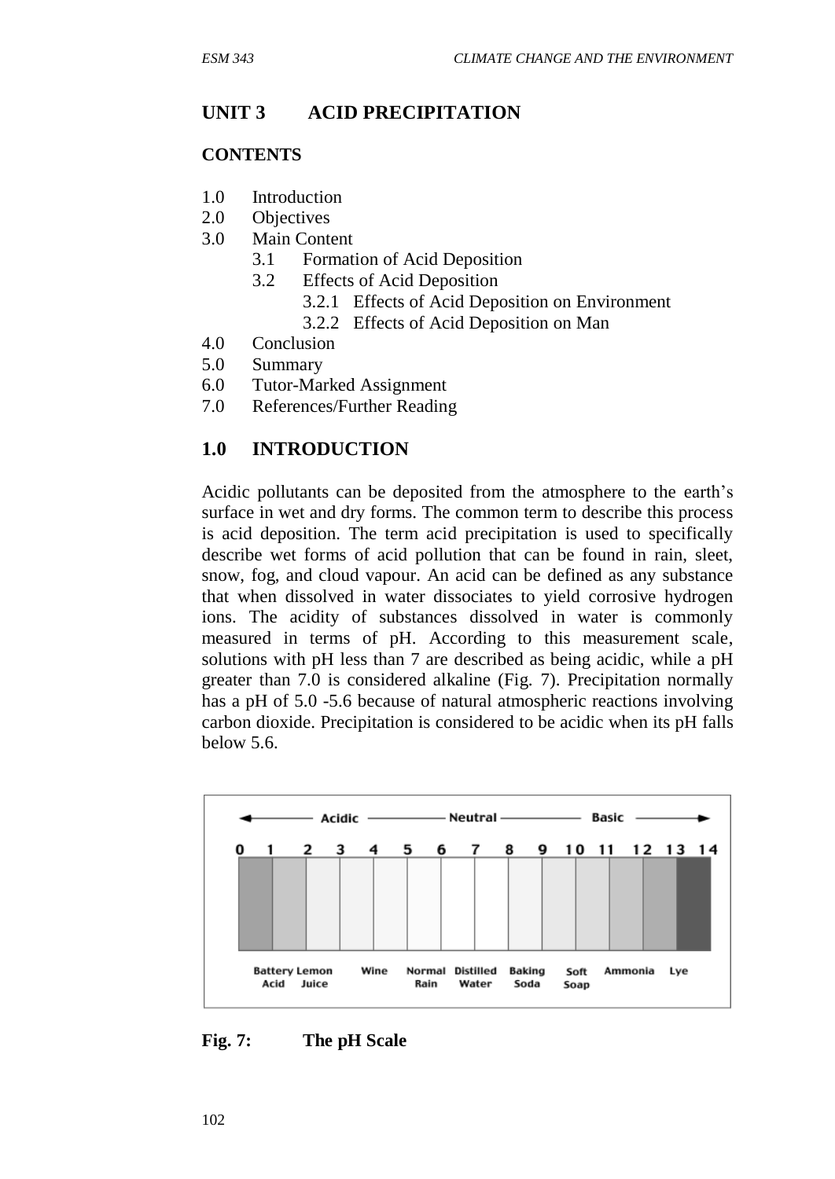## UNIT 3 ACID PRECIPITATION

**CONTENTS**

1.0 Introduction
2.0 Objectives
3.0 Main Content
   3.1 Formation of Acid Deposition
   3.2 Effects of Acid Deposition
      3.2.1 Effects of Acid Deposition on Environment
      3.2.2 Effects of Acid Deposition on Man
4.0 Conclusion
5.0 Summary
6.0 Tutor-Marked Assignment
7.0 References/Further Reading

## 1.0 INTRODUCTION

Acidic pollutants can be deposited from the atmosphere to the earth's surface in wet and dry forms. The common term to describe this process is acid deposition. The term acid precipitation is used to specifically describe wet forms of acid pollution that can be found in rain, sleet, snow, fog, and cloud vapour. An acid can be defined as any substance that when dissolved in water dissociates to yield corrosive hydrogen ions. The acidity of substances dissolved in water is commonly measured in terms of pH. According to this measurement scale, solutions with pH less than 7 are described as being acidic, while a pH greater than 7.0 is considered alkaline (Fig. 7). Precipitation normally has a pH of 5.0 -5.6 because of natural atmospheric reactions involving carbon dioxide. Precipitation is considered to be acidic when its pH falls below 5.6.

| Acidic | | | | | | | Neutral | | | | | Basic | | |
|---|---|---|---|---|---|---|---|---|---|---|---|---|---|---|
| 0 | 1 | 2 | 3 | 4 | 5 | 6 | 7 | 8 | 9 | 10 | 11 | 12 | 13 | 14 |
| | Battery Acid | Lemon Juice | | Wine | | Normal Rain | Distilled Water | Baking Soda | | Soft Soap | | Ammonia | Lye | |

**Fig. 7: The pH Scale**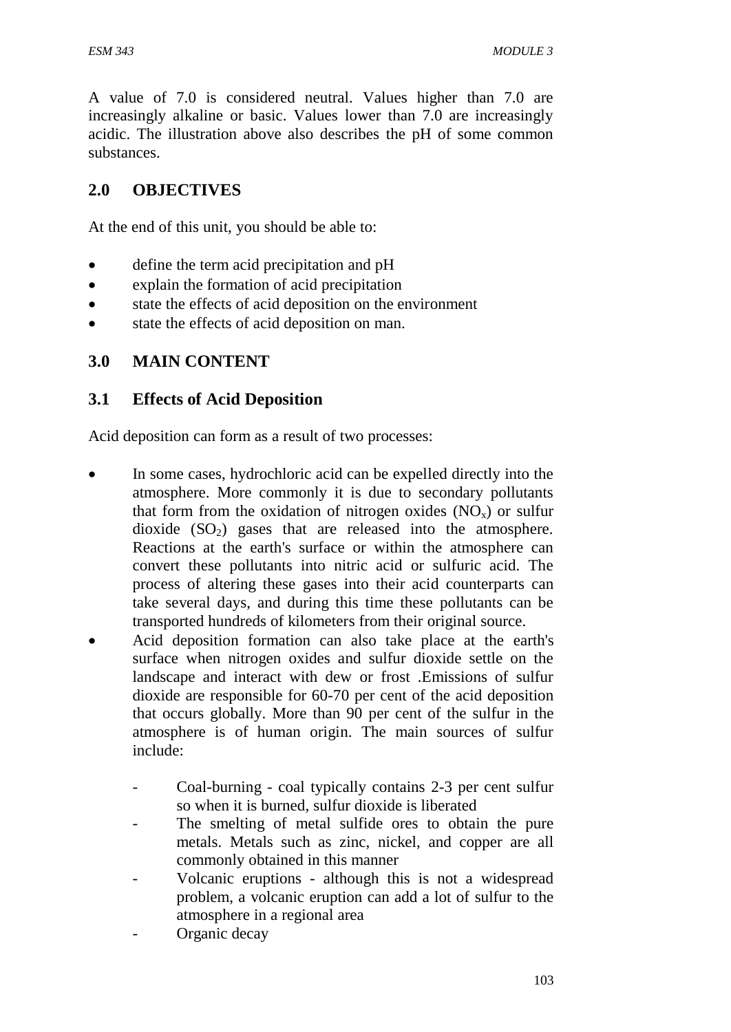A value of 7.0 is considered neutral. Values higher than 7.0 are increasingly alkaline or basic. Values lower than 7.0 are increasingly acidic. The illustration above also describes the pH of some common substances.

## 2.0 OBJECTIVES

At the end of this unit, you should be able to:

- define the term acid precipitation and pH
- explain the formation of acid precipitation
- state the effects of acid deposition on the environment
- state the effects of acid deposition on man.

## 3.0 MAIN CONTENT

### 3.1 Effects of Acid Deposition

Acid deposition can form as a result of two processes:

- In some cases, hydrochloric acid can be expelled directly into the atmosphere. More commonly it is due to secondary pollutants that form from the oxidation of nitrogen oxides ($NO_x$) or sulfur dioxide ($SO_2$) gases that are released into the atmosphere. Reactions at the earth's surface or within the atmosphere can convert these pollutants into nitric acid or sulfuric acid. The process of altering these gases into their acid counterparts can take several days, and during this time these pollutants can be transported hundreds of kilometers from their original source.
- Acid deposition formation can also take place at the earth's surface when nitrogen oxides and sulfur dioxide settle on the landscape and interact with dew or frost .Emissions of sulfur dioxide are responsible for 60-70 per cent of the acid deposition that occurs globally. More than 90 per cent of the sulfur in the atmosphere is of human origin. The main sources of sulfur include:
  - Coal-burning - coal typically contains 2-3 per cent sulfur so when it is burned, sulfur dioxide is liberated
  - The smelting of metal sulfide ores to obtain the pure metals. Metals such as zinc, nickel, and copper are all commonly obtained in this manner
  - Volcanic eruptions - although this is not a widespread problem, a volcanic eruption can add a lot of sulfur to the atmosphere in a regional area
  - Organic decay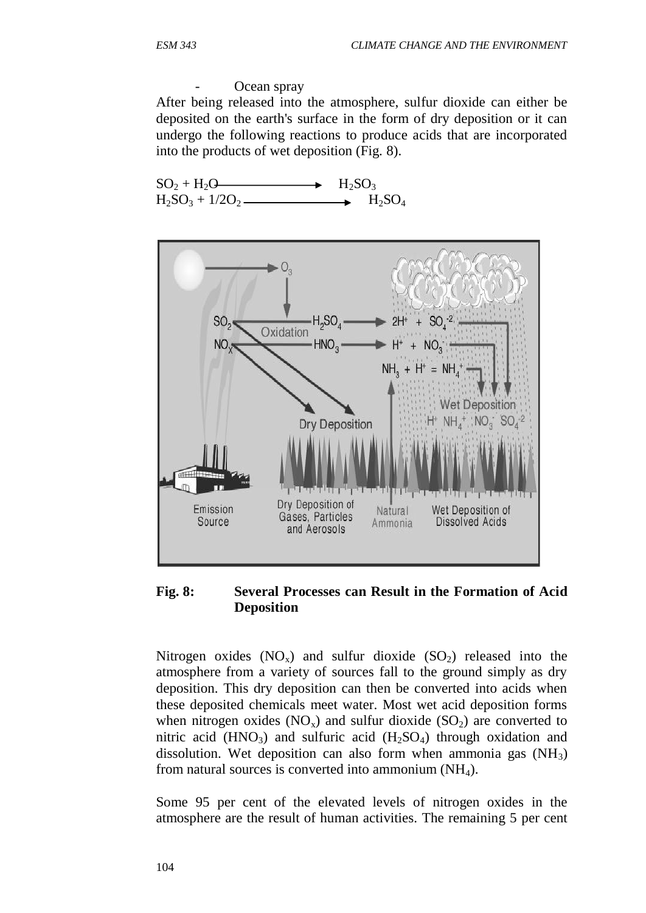- Ocean spray

After being released into the atmosphere, sulfur dioxide can either be deposited on the earth's surface in the form of dry deposition or it can undergo the following reactions to produce acids that are incorporated into the products of wet deposition (Fig. 8).

$$SO_2 + H_2O \longrightarrow H_2SO_3$$
$$H_2SO_3 + 1/2O_2 \longrightarrow H_2SO_4$$

**Fig. 8: Several Processes can Result in the Formation of Acid Deposition**

Nitrogen oxides ($NO_x$) and sulfur dioxide ($SO_2$) released into the atmosphere from a variety of sources fall to the ground simply as dry deposition. This dry deposition can then be converted into acids when these deposited chemicals meet water. Most wet acid deposition forms when nitrogen oxides ($NO_x$) and sulfur dioxide ($SO_2$) are converted to nitric acid ($HNO_3$) and sulfuric acid ($H_2SO_4$) through oxidation and dissolution. Wet deposition can also form when ammonia gas ($NH_3$) from natural sources is converted into ammonium ($NH_4$).

Some 95 per cent of the elevated levels of nitrogen oxides in the atmosphere are the result of human activities. The remaining 5 per cent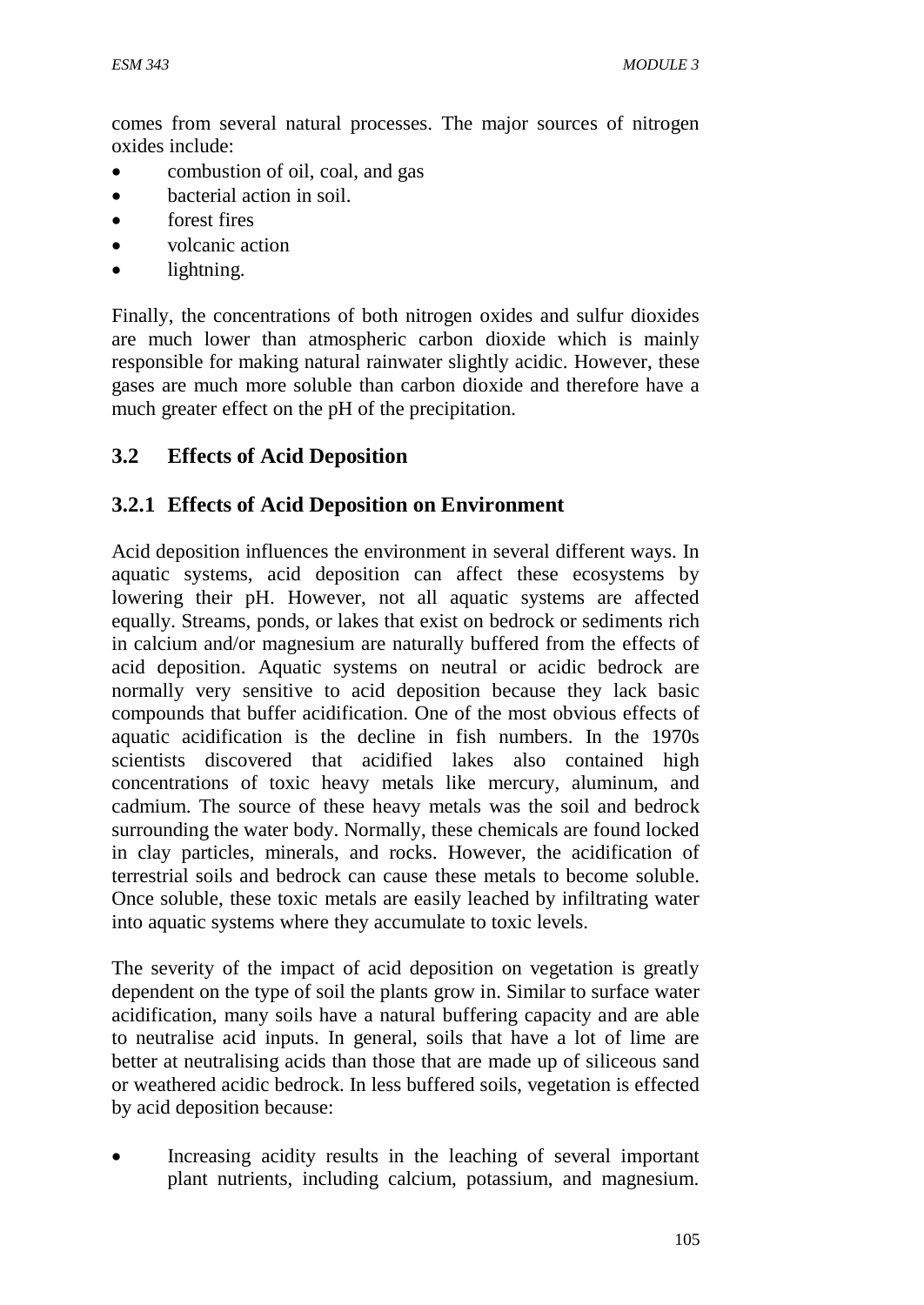comes from several natural processes. The major sources of nitrogen oxides include:

- combustion of oil, coal, and gas
- bacterial action in soil.
- forest fires
- volcanic action
- lightning.

Finally, the concentrations of both nitrogen oxides and sulfur dioxides are much lower than atmospheric carbon dioxide which is mainly responsible for making natural rainwater slightly acidic. However, these gases are much more soluble than carbon dioxide and therefore have a much greater effect on the pH of the precipitation.

## 3.2 Effects of Acid Deposition

### 3.2.1 Effects of Acid Deposition on Environment

Acid deposition influences the environment in several different ways. In aquatic systems, acid deposition can affect these ecosystems by lowering their pH. However, not all aquatic systems are affected equally. Streams, ponds, or lakes that exist on bedrock or sediments rich in calcium and/or magnesium are naturally buffered from the effects of acid deposition. Aquatic systems on neutral or acidic bedrock are normally very sensitive to acid deposition because they lack basic compounds that buffer acidification. One of the most obvious effects of aquatic acidification is the decline in fish numbers. In the 1970s scientists discovered that acidified lakes also contained high concentrations of toxic heavy metals like mercury, aluminum, and cadmium. The source of these heavy metals was the soil and bedrock surrounding the water body. Normally, these chemicals are found locked in clay particles, minerals, and rocks. However, the acidification of terrestrial soils and bedrock can cause these metals to become soluble. Once soluble, these toxic metals are easily leached by infiltrating water into aquatic systems where they accumulate to toxic levels.

The severity of the impact of acid deposition on vegetation is greatly dependent on the type of soil the plants grow in. Similar to surface water acidification, many soils have a natural buffering capacity and are able to neutralise acid inputs. In general, soils that have a lot of lime are better at neutralising acids than those that are made up of siliceous sand or weathered acidic bedrock. In less buffered soils, vegetation is effected by acid deposition because:

- Increasing acidity results in the leaching of several important plant nutrients, including calcium, potassium, and magnesium.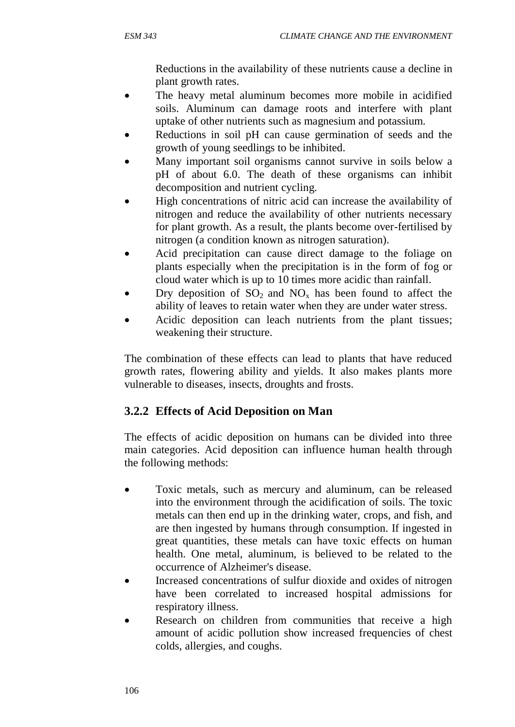Reductions in the availability of these nutrients cause a decline in plant growth rates.

- The heavy metal aluminum becomes more mobile in acidified soils. Aluminum can damage roots and interfere with plant uptake of other nutrients such as magnesium and potassium.
- Reductions in soil pH can cause germination of seeds and the growth of young seedlings to be inhibited.
- Many important soil organisms cannot survive in soils below a pH of about 6.0. The death of these organisms can inhibit decomposition and nutrient cycling.
- High concentrations of nitric acid can increase the availability of nitrogen and reduce the availability of other nutrients necessary for plant growth. As a result, the plants become over-fertilised by nitrogen (a condition known as nitrogen saturation).
- Acid precipitation can cause direct damage to the foliage on plants especially when the precipitation is in the form of fog or cloud water which is up to 10 times more acidic than rainfall.
- Dry deposition of $SO_2$ and $NO_x$ has been found to affect the ability of leaves to retain water when they are under water stress.
- Acidic deposition can leach nutrients from the plant tissues; weakening their structure.

The combination of these effects can lead to plants that have reduced growth rates, flowering ability and yields. It also makes plants more vulnerable to diseases, insects, droughts and frosts.

### 3.2.2 Effects of Acid Deposition on Man

The effects of acidic deposition on humans can be divided into three main categories. Acid deposition can influence human health through the following methods:

- Toxic metals, such as mercury and aluminum, can be released into the environment through the acidification of soils. The toxic metals can then end up in the drinking water, crops, and fish, and are then ingested by humans through consumption. If ingested in great quantities, these metals can have toxic effects on human health. One metal, aluminum, is believed to be related to the occurrence of Alzheimer's disease.
- Increased concentrations of sulfur dioxide and oxides of nitrogen have been correlated to increased hospital admissions for respiratory illness.
- Research on children from communities that receive a high amount of acidic pollution show increased frequencies of chest colds, allergies, and coughs.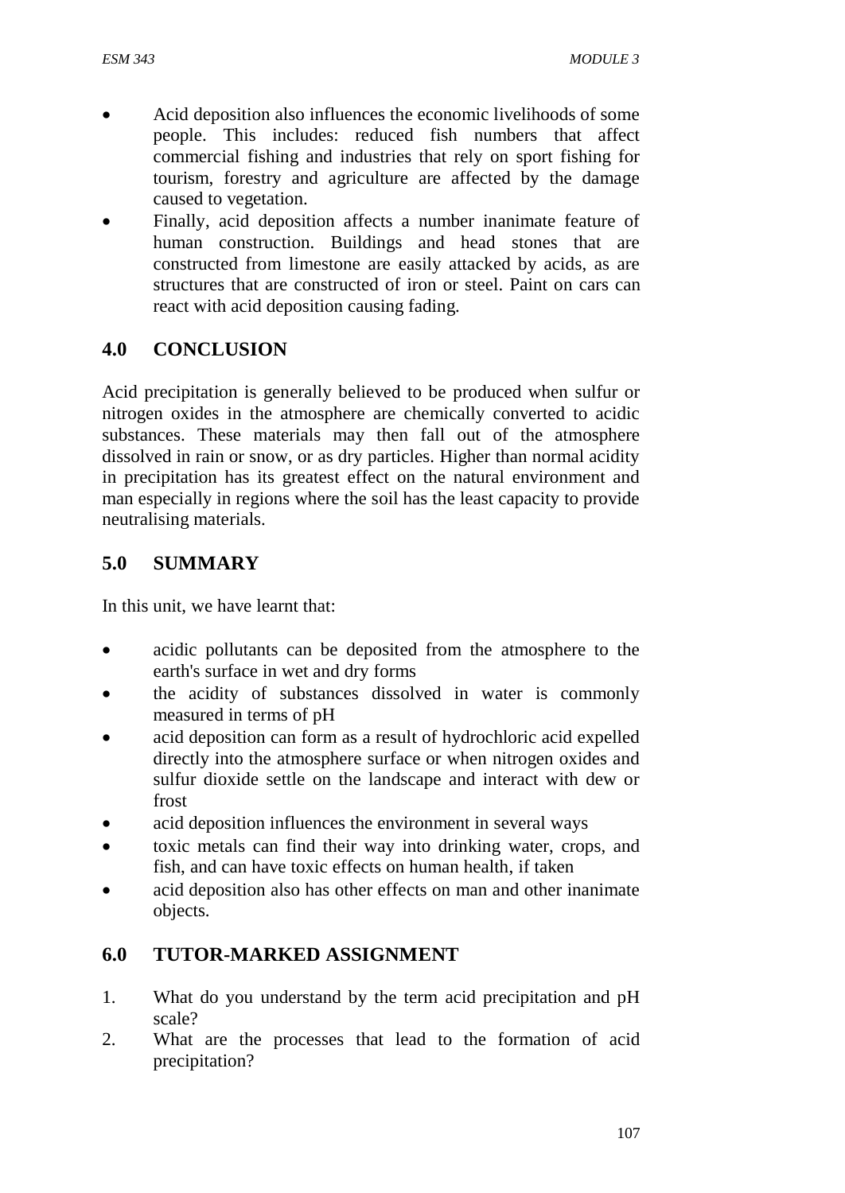- Acid deposition also influences the economic livelihoods of some people. This includes: reduced fish numbers that affect commercial fishing and industries that rely on sport fishing for tourism, forestry and agriculture are affected by the damage caused to vegetation.
- Finally, acid deposition affects a number inanimate feature of human construction. Buildings and head stones that are constructed from limestone are easily attacked by acids, as are structures that are constructed of iron or steel. Paint on cars can react with acid deposition causing fading.

## 4.0 CONCLUSION

Acid precipitation is generally believed to be produced when sulfur or nitrogen oxides in the atmosphere are chemically converted to acidic substances. These materials may then fall out of the atmosphere dissolved in rain or snow, or as dry particles. Higher than normal acidity in precipitation has its greatest effect on the natural environment and man especially in regions where the soil has the least capacity to provide neutralising materials.

## 5.0 SUMMARY

In this unit, we have learnt that:

- acidic pollutants can be deposited from the atmosphere to the earth's surface in wet and dry forms
- the acidity of substances dissolved in water is commonly measured in terms of pH
- acid deposition can form as a result of hydrochloric acid expelled directly into the atmosphere surface or when nitrogen oxides and sulfur dioxide settle on the landscape and interact with dew or frost
- acid deposition influences the environment in several ways
- toxic metals can find their way into drinking water, crops, and fish, and can have toxic effects on human health, if taken
- acid deposition also has other effects on man and other inanimate objects.

## 6.0 TUTOR-MARKED ASSIGNMENT

1. What do you understand by the term acid precipitation and pH scale?
2. What are the processes that lead to the formation of acid precipitation?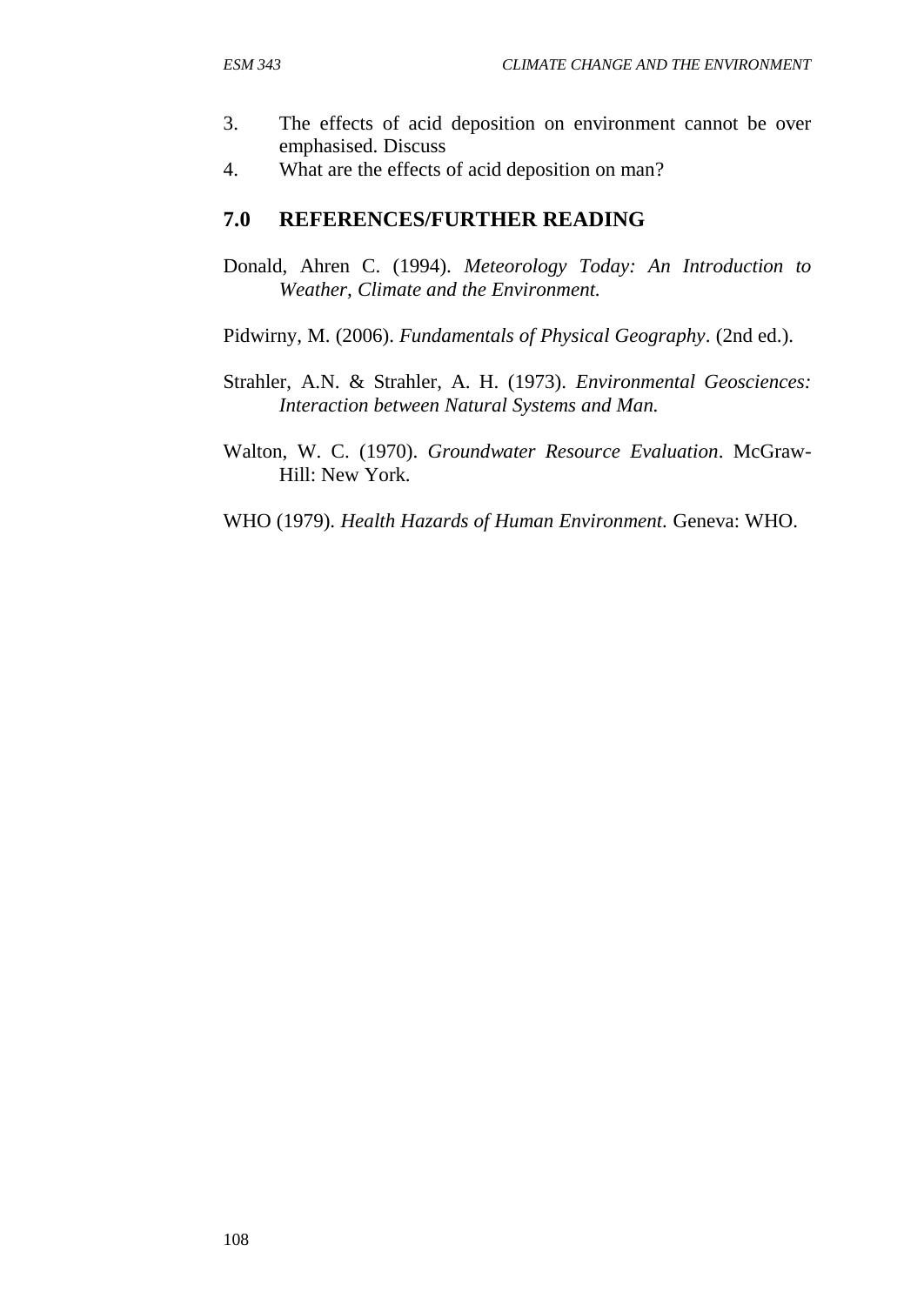3. The effects of acid deposition on environment cannot be over emphasised. Discuss
4. What are the effects of acid deposition on man?

## 7.0 REFERENCES/FURTHER READING

Donald, Ahren C. (1994). *Meteorology Today: An Introduction to Weather, Climate and the Environment.*

Pidwirny, M. (2006). *Fundamentals of Physical Geography*. (2nd ed.).

Strahler, A.N. & Strahler, A. H. (1973). *Environmental Geosciences: Interaction between Natural Systems and Man.*

Walton, W. C. (1970). *Groundwater Resource Evaluation*. McGraw-Hill: New York.

WHO (1979). *Health Hazards of Human Environment.* Geneva: WHO.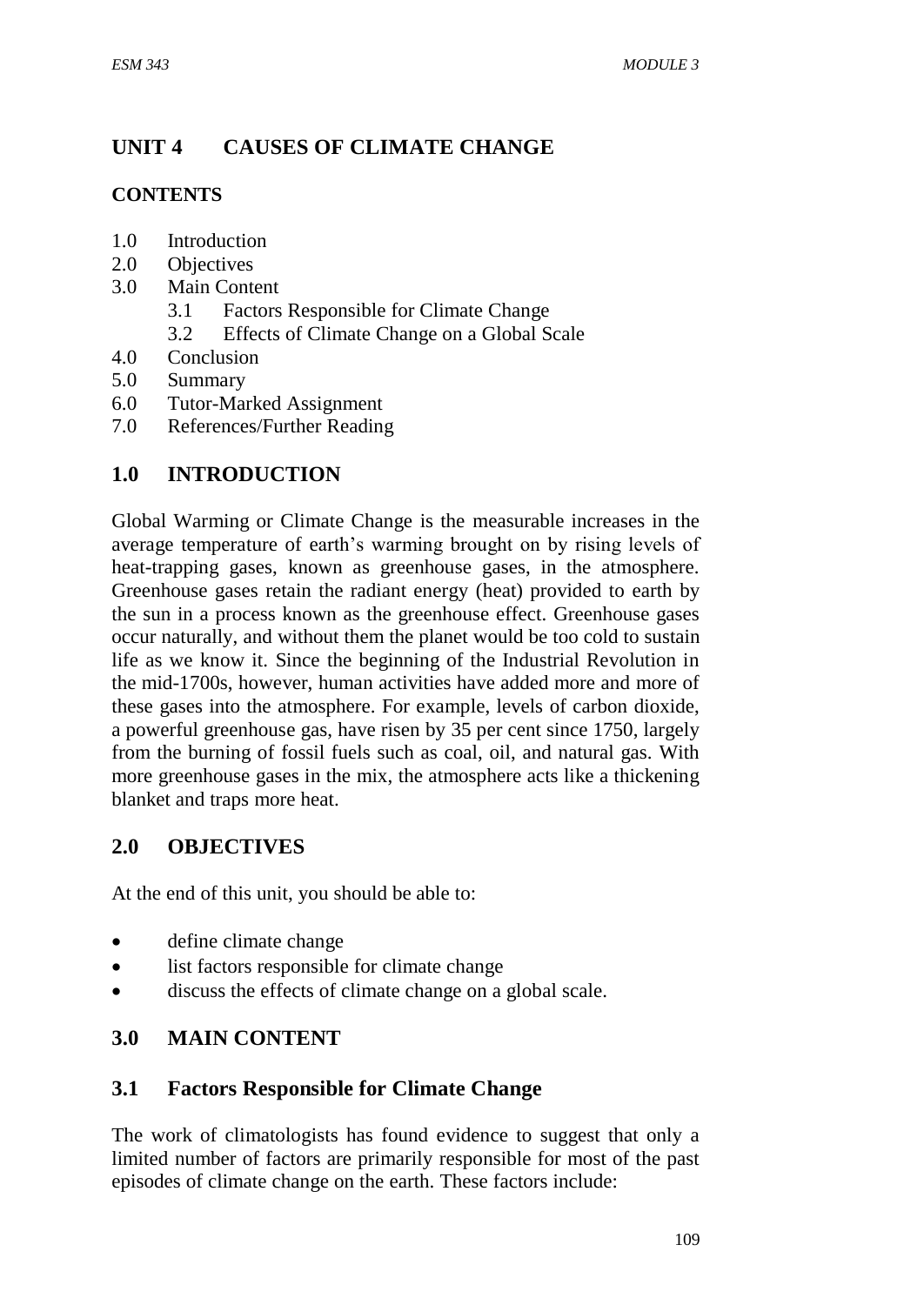# UNIT 4 CAUSES OF CLIMATE CHANGE

**CONTENTS**

1.0 Introduction
2.0 Objectives
3.0 Main Content
   3.1 Factors Responsible for Climate Change
   3.2 Effects of Climate Change on a Global Scale
4.0 Conclusion
5.0 Summary
6.0 Tutor-Marked Assignment
7.0 References/Further Reading

## 1.0 INTRODUCTION

Global Warming or Climate Change is the measurable increases in the average temperature of earth's warming brought on by rising levels of heat-trapping gases, known as greenhouse gases, in the atmosphere. Greenhouse gases retain the radiant energy (heat) provided to earth by the sun in a process known as the greenhouse effect. Greenhouse gases occur naturally, and without them the planet would be too cold to sustain life as we know it. Since the beginning of the Industrial Revolution in the mid-1700s, however, human activities have added more and more of these gases into the atmosphere. For example, levels of carbon dioxide, a powerful greenhouse gas, have risen by 35 per cent since 1750, largely from the burning of fossil fuels such as coal, oil, and natural gas. With more greenhouse gases in the mix, the atmosphere acts like a thickening blanket and traps more heat.

## 2.0 OBJECTIVES

At the end of this unit, you should be able to:

- define climate change
- list factors responsible for climate change
- discuss the effects of climate change on a global scale.

## 3.0 MAIN CONTENT

### 3.1 Factors Responsible for Climate Change

The work of climatologists has found evidence to suggest that only a limited number of factors are primarily responsible for most of the past episodes of climate change on the earth. These factors include: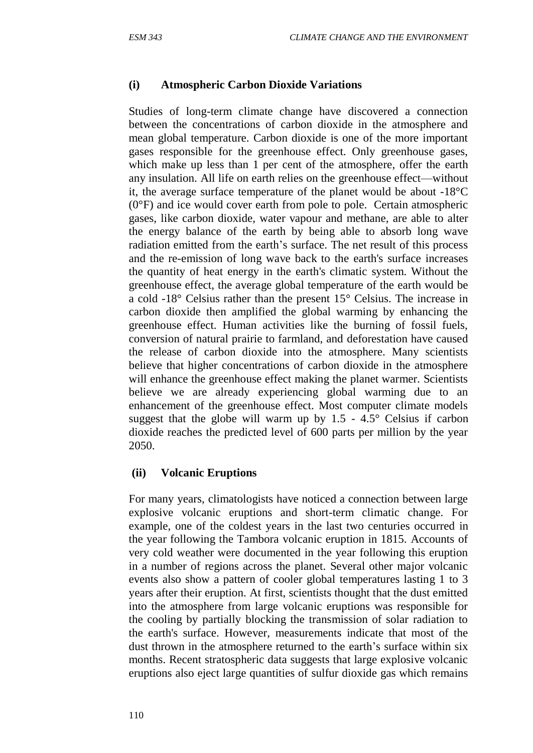### (i) Atmospheric Carbon Dioxide Variations

Studies of long-term climate change have discovered a connection between the concentrations of carbon dioxide in the atmosphere and mean global temperature. Carbon dioxide is one of the more important gases responsible for the greenhouse effect. Only greenhouse gases, which make up less than 1 per cent of the atmosphere, offer the earth any insulation. All life on earth relies on the greenhouse effect—without it, the average surface temperature of the planet would be about -18°C (0°F) and ice would cover earth from pole to pole. Certain atmospheric gases, like carbon dioxide, water vapour and methane, are able to alter the energy balance of the earth by being able to absorb long wave radiation emitted from the earth's surface. The net result of this process and the re-emission of long wave back to the earth's surface increases the quantity of heat energy in the earth's climatic system. Without the greenhouse effect, the average global temperature of the earth would be a cold -18° Celsius rather than the present 15° Celsius. The increase in carbon dioxide then amplified the global warming by enhancing the greenhouse effect. Human activities like the burning of fossil fuels, conversion of natural prairie to farmland, and deforestation have caused the release of carbon dioxide into the atmosphere. Many scientists believe that higher concentrations of carbon dioxide in the atmosphere will enhance the greenhouse effect making the planet warmer. Scientists believe we are already experiencing global warming due to an enhancement of the greenhouse effect. Most computer climate models suggest that the globe will warm up by 1.5 - 4.5° Celsius if carbon dioxide reaches the predicted level of 600 parts per million by the year 2050.

### (ii) Volcanic Eruptions

For many years, climatologists have noticed a connection between large explosive volcanic eruptions and short-term climatic change. For example, one of the coldest years in the last two centuries occurred in the year following the Tambora volcanic eruption in 1815. Accounts of very cold weather were documented in the year following this eruption in a number of regions across the planet. Several other major volcanic events also show a pattern of cooler global temperatures lasting 1 to 3 years after their eruption. At first, scientists thought that the dust emitted into the atmosphere from large volcanic eruptions was responsible for the cooling by partially blocking the transmission of solar radiation to the earth's surface. However, measurements indicate that most of the dust thrown in the atmosphere returned to the earth's surface within six months. Recent stratospheric data suggests that large explosive volcanic eruptions also eject large quantities of sulfur dioxide gas which remains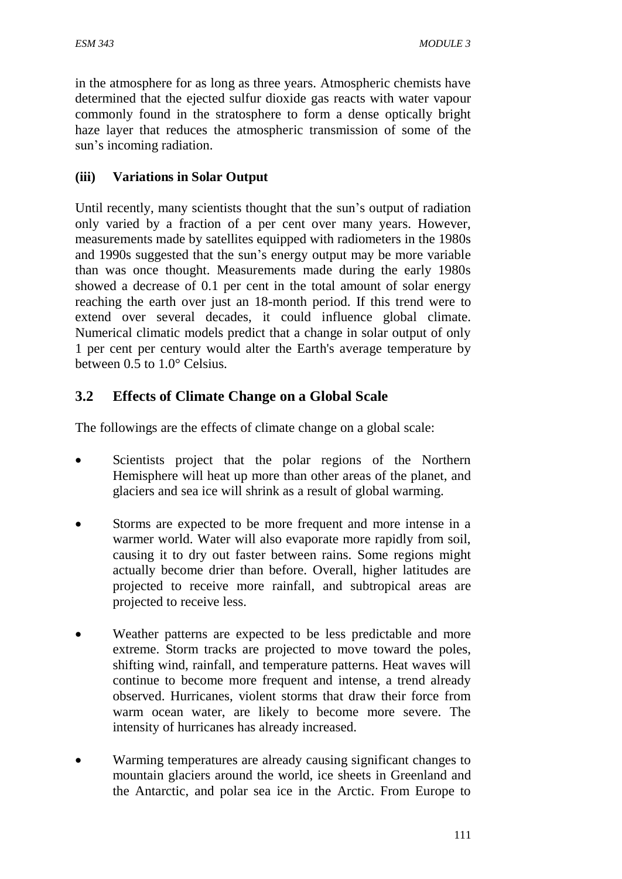in the atmosphere for as long as three years. Atmospheric chemists have determined that the ejected sulfur dioxide gas reacts with water vapour commonly found in the stratosphere to form a dense optically bright haze layer that reduces the atmospheric transmission of some of the sun's incoming radiation.

**(iii) Variations in Solar Output**

Until recently, many scientists thought that the sun's output of radiation only varied by a fraction of a per cent over many years. However, measurements made by satellites equipped with radiometers in the 1980s and 1990s suggested that the sun's energy output may be more variable than was once thought. Measurements made during the early 1980s showed a decrease of 0.1 per cent in the total amount of solar energy reaching the earth over just an 18-month period. If this trend were to extend over several decades, it could influence global climate. Numerical climatic models predict that a change in solar output of only 1 per cent per century would alter the Earth's average temperature by between 0.5 to 1.0° Celsius.

## 3.2 Effects of Climate Change on a Global Scale

The followings are the effects of climate change on a global scale:

- Scientists project that the polar regions of the Northern Hemisphere will heat up more than other areas of the planet, and glaciers and sea ice will shrink as a result of global warming.
- Storms are expected to be more frequent and more intense in a warmer world. Water will also evaporate more rapidly from soil, causing it to dry out faster between rains. Some regions might actually become drier than before. Overall, higher latitudes are projected to receive more rainfall, and subtropical areas are projected to receive less.
- Weather patterns are expected to be less predictable and more extreme. Storm tracks are projected to move toward the poles, shifting wind, rainfall, and temperature patterns. Heat waves will continue to become more frequent and intense, a trend already observed. Hurricanes, violent storms that draw their force from warm ocean water, are likely to become more severe. The intensity of hurricanes has already increased.
- Warming temperatures are already causing significant changes to mountain glaciers around the world, ice sheets in Greenland and the Antarctic, and polar sea ice in the Arctic. From Europe to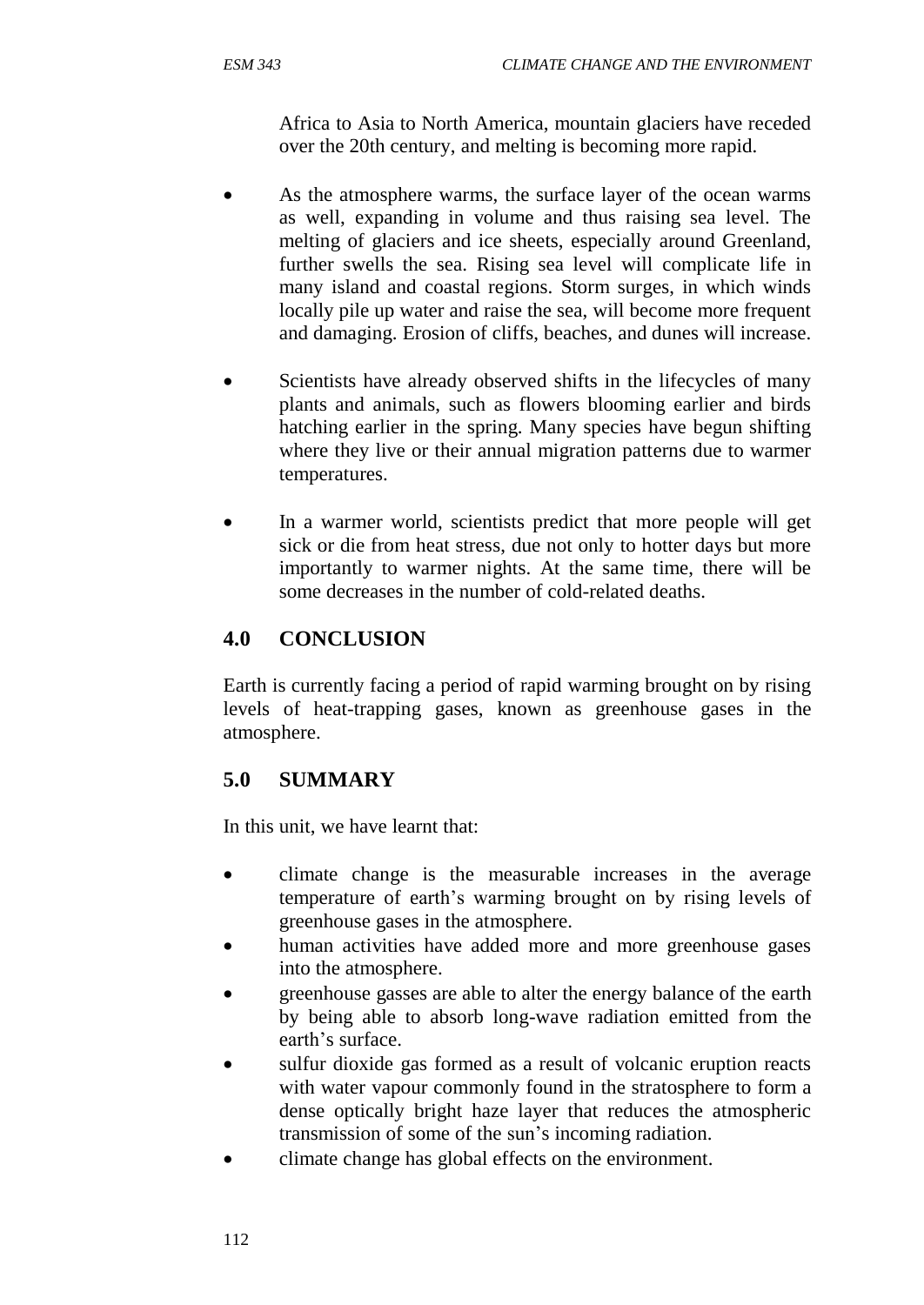Africa to Asia to North America, mountain glaciers have receded over the 20th century, and melting is becoming more rapid.

- As the atmosphere warms, the surface layer of the ocean warms as well, expanding in volume and thus raising sea level. The melting of glaciers and ice sheets, especially around Greenland, further swells the sea. Rising sea level will complicate life in many island and coastal regions. Storm surges, in which winds locally pile up water and raise the sea, will become more frequent and damaging. Erosion of cliffs, beaches, and dunes will increase.

- Scientists have already observed shifts in the lifecycles of many plants and animals, such as flowers blooming earlier and birds hatching earlier in the spring. Many species have begun shifting where they live or their annual migration patterns due to warmer temperatures.

- In a warmer world, scientists predict that more people will get sick or die from heat stress, due not only to hotter days but more importantly to warmer nights. At the same time, there will be some decreases in the number of cold-related deaths.

## 4.0 CONCLUSION

Earth is currently facing a period of rapid warming brought on by rising levels of heat-trapping gases, known as greenhouse gases in the atmosphere.

## 5.0 SUMMARY

In this unit, we have learnt that:

- climate change is the measurable increases in the average temperature of earth's warming brought on by rising levels of greenhouse gases in the atmosphere.
- human activities have added more and more greenhouse gases into the atmosphere.
- greenhouse gasses are able to alter the energy balance of the earth by being able to absorb long-wave radiation emitted from the earth's surface.
- sulfur dioxide gas formed as a result of volcanic eruption reacts with water vapour commonly found in the stratosphere to form a dense optically bright haze layer that reduces the atmospheric transmission of some of the sun's incoming radiation.
- climate change has global effects on the environment.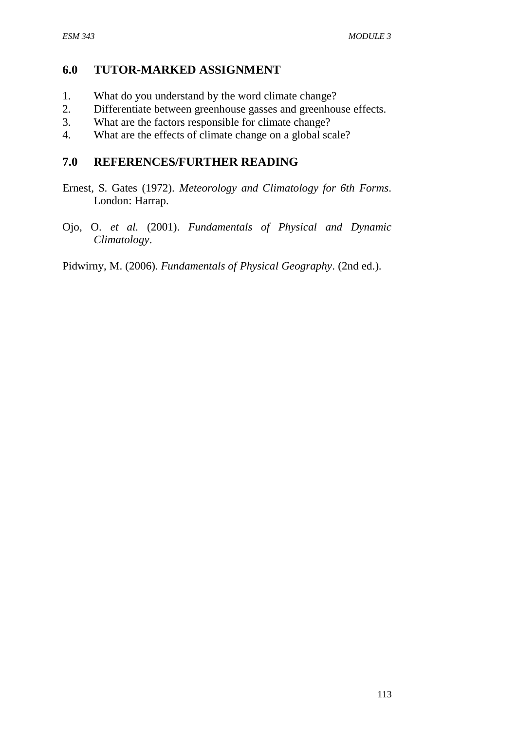## 6.0 TUTOR-MARKED ASSIGNMENT

1. What do you understand by the word climate change?
2. Differentiate between greenhouse gasses and greenhouse effects.
3. What are the factors responsible for climate change?
4. What are the effects of climate change on a global scale?

## 7.0 REFERENCES/FURTHER READING

Ernest, S. Gates (1972). *Meteorology and Climatology for 6th Forms*. London: Harrap.

Ojo, O. *et al.* (2001). *Fundamentals of Physical and Dynamic Climatology*.

Pidwirny, M. (2006). *Fundamentals of Physical Geography*. (2nd ed.).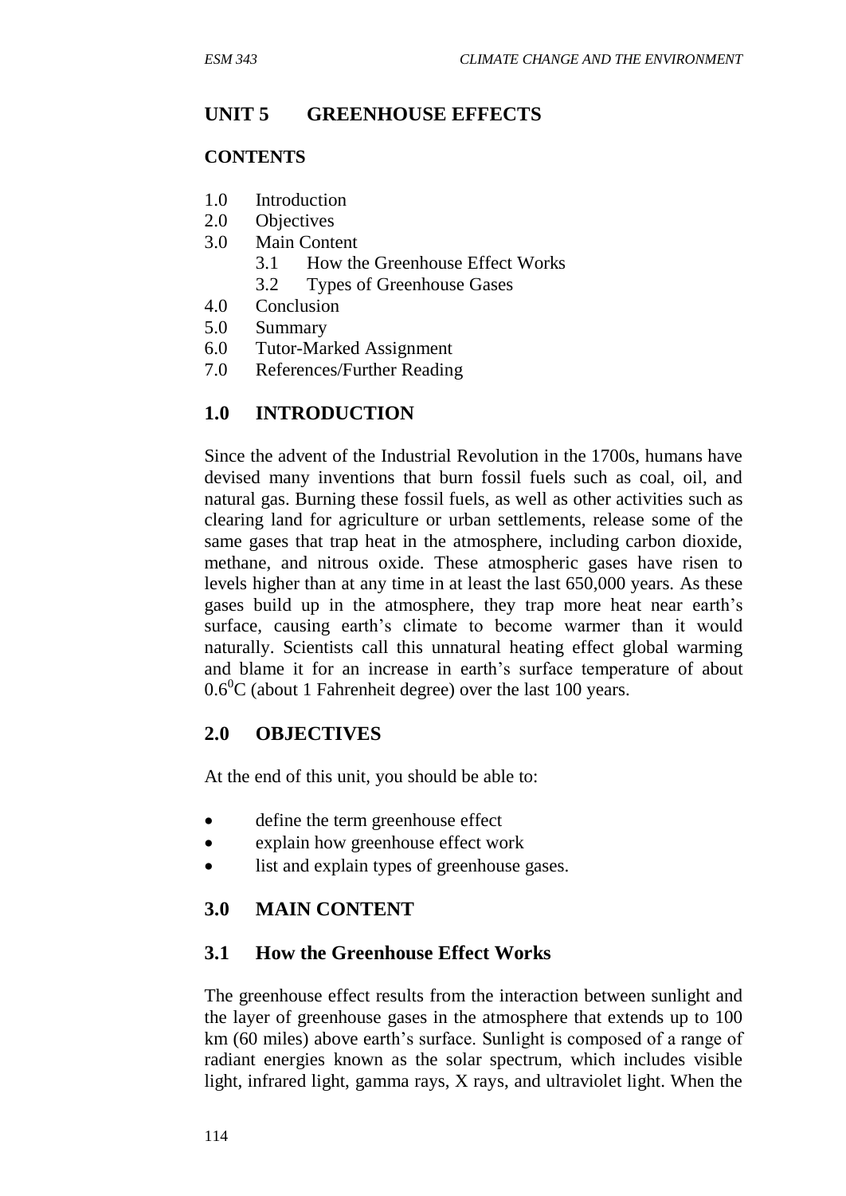## UNIT 5 GREENHOUSE EFFECTS

### CONTENTS

1.0 Introduction
2.0 Objectives
3.0 Main Content
   3.1 How the Greenhouse Effect Works
   3.2 Types of Greenhouse Gases
4.0 Conclusion
5.0 Summary
6.0 Tutor-Marked Assignment
7.0 References/Further Reading

## 1.0 INTRODUCTION

Since the advent of the Industrial Revolution in the 1700s, humans have devised many inventions that burn fossil fuels such as coal, oil, and natural gas. Burning these fossil fuels, as well as other activities such as clearing land for agriculture or urban settlements, release some of the same gases that trap heat in the atmosphere, including carbon dioxide, methane, and nitrous oxide. These atmospheric gases have risen to levels higher than at any time in at least the last 650,000 years. As these gases build up in the atmosphere, they trap more heat near earth's surface, causing earth's climate to become warmer than it would naturally. Scientists call this unnatural heating effect global warming and blame it for an increase in earth's surface temperature of about $0.6^0$C (about 1 Fahrenheit degree) over the last 100 years.

## 2.0 OBJECTIVES

At the end of this unit, you should be able to:

- define the term greenhouse effect
- explain how greenhouse effect work
- list and explain types of greenhouse gases.

## 3.0 MAIN CONTENT

### 3.1 How the Greenhouse Effect Works

The greenhouse effect results from the interaction between sunlight and the layer of greenhouse gases in the atmosphere that extends up to 100 km (60 miles) above earth's surface. Sunlight is composed of a range of radiant energies known as the solar spectrum, which includes visible light, infrared light, gamma rays, X rays, and ultraviolet light. When the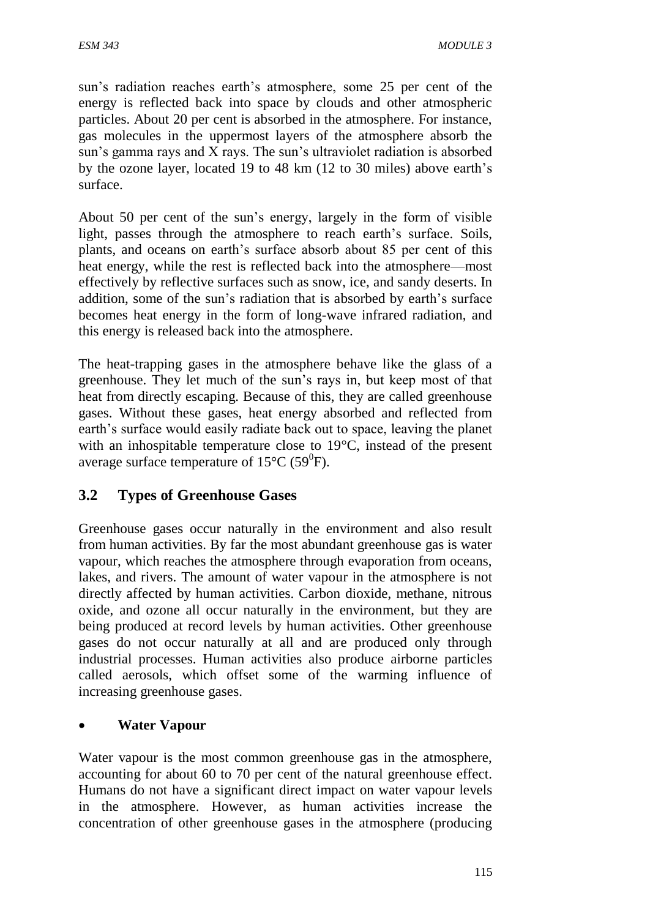sun's radiation reaches earth's atmosphere, some 25 per cent of the energy is reflected back into space by clouds and other atmospheric particles. About 20 per cent is absorbed in the atmosphere. For instance, gas molecules in the uppermost layers of the atmosphere absorb the sun's gamma rays and X rays. The sun's ultraviolet radiation is absorbed by the ozone layer, located 19 to 48 km (12 to 30 miles) above earth's surface.

About 50 per cent of the sun's energy, largely in the form of visible light, passes through the atmosphere to reach earth's surface. Soils, plants, and oceans on earth's surface absorb about 85 per cent of this heat energy, while the rest is reflected back into the atmosphere—most effectively by reflective surfaces such as snow, ice, and sandy deserts. In addition, some of the sun's radiation that is absorbed by earth's surface becomes heat energy in the form of long-wave infrared radiation, and this energy is released back into the atmosphere.

The heat-trapping gases in the atmosphere behave like the glass of a greenhouse. They let much of the sun's rays in, but keep most of that heat from directly escaping. Because of this, they are called greenhouse gases. Without these gases, heat energy absorbed and reflected from earth's surface would easily radiate back out to space, leaving the planet with an inhospitable temperature close to 19°C, instead of the present average surface temperature of 15°C ($59^0$F).

## 3.2 Types of Greenhouse Gases

Greenhouse gases occur naturally in the environment and also result from human activities. By far the most abundant greenhouse gas is water vapour, which reaches the atmosphere through evaporation from oceans, lakes, and rivers. The amount of water vapour in the atmosphere is not directly affected by human activities. Carbon dioxide, methane, nitrous oxide, and ozone all occur naturally in the environment, but they are being produced at record levels by human activities. Other greenhouse gases do not occur naturally at all and are produced only through industrial processes. Human activities also produce airborne particles called aerosols, which offset some of the warming influence of increasing greenhouse gases.

- **Water Vapour**

Water vapour is the most common greenhouse gas in the atmosphere, accounting for about 60 to 70 per cent of the natural greenhouse effect. Humans do not have a significant direct impact on water vapour levels in the atmosphere. However, as human activities increase the concentration of other greenhouse gases in the atmosphere (producing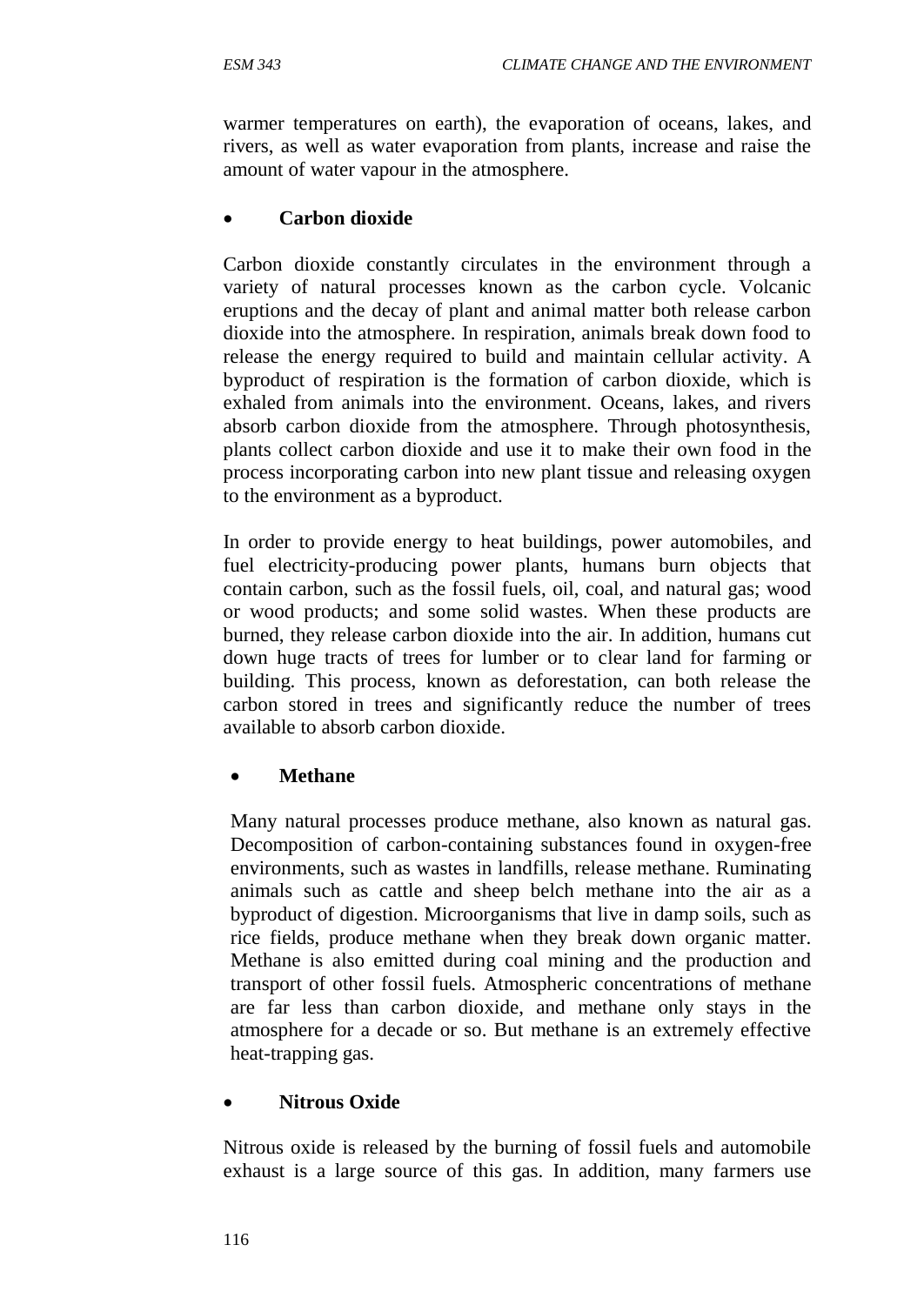warmer temperatures on earth), the evaporation of oceans, lakes, and rivers, as well as water evaporation from plants, increase and raise the amount of water vapour in the atmosphere.

- **Carbon dioxide**

Carbon dioxide constantly circulates in the environment through a variety of natural processes known as the carbon cycle. Volcanic eruptions and the decay of plant and animal matter both release carbon dioxide into the atmosphere. In respiration, animals break down food to release the energy required to build and maintain cellular activity. A byproduct of respiration is the formation of carbon dioxide, which is exhaled from animals into the environment. Oceans, lakes, and rivers absorb carbon dioxide from the atmosphere. Through photosynthesis, plants collect carbon dioxide and use it to make their own food in the process incorporating carbon into new plant tissue and releasing oxygen to the environment as a byproduct.

In order to provide energy to heat buildings, power automobiles, and fuel electricity-producing power plants, humans burn objects that contain carbon, such as the fossil fuels, oil, coal, and natural gas; wood or wood products; and some solid wastes. When these products are burned, they release carbon dioxide into the air. In addition, humans cut down huge tracts of trees for lumber or to clear land for farming or building. This process, known as deforestation, can both release the carbon stored in trees and significantly reduce the number of trees available to absorb carbon dioxide.

- **Methane**

Many natural processes produce methane, also known as natural gas. Decomposition of carbon-containing substances found in oxygen-free environments, such as wastes in landfills, release methane. Ruminating animals such as cattle and sheep belch methane into the air as a byproduct of digestion. Microorganisms that live in damp soils, such as rice fields, produce methane when they break down organic matter. Methane is also emitted during coal mining and the production and transport of other fossil fuels. Atmospheric concentrations of methane are far less than carbon dioxide, and methane only stays in the atmosphere for a decade or so. But methane is an extremely effective heat-trapping gas.

- **Nitrous Oxide**

Nitrous oxide is released by the burning of fossil fuels and automobile exhaust is a large source of this gas. In addition, many farmers use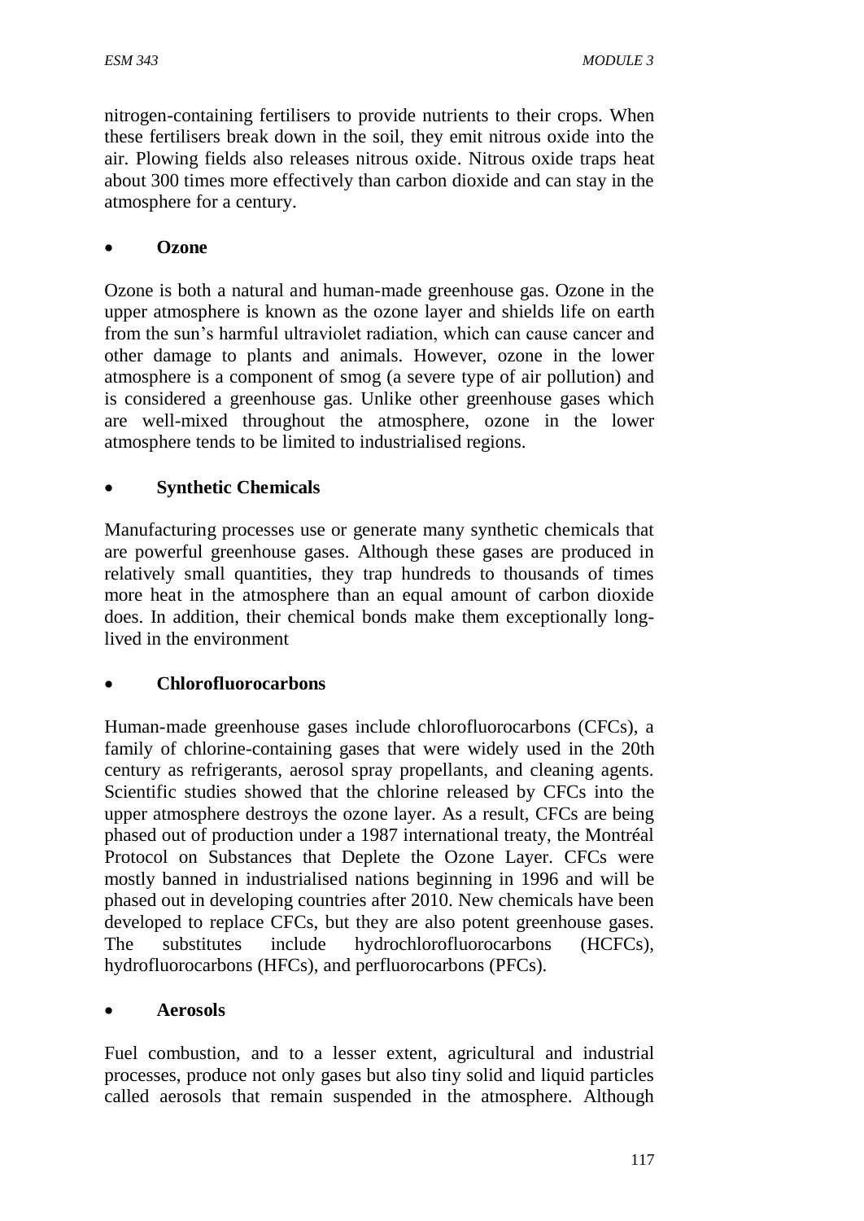nitrogen-containing fertilisers to provide nutrients to their crops. When these fertilisers break down in the soil, they emit nitrous oxide into the air. Plowing fields also releases nitrous oxide. Nitrous oxide traps heat about 300 times more effectively than carbon dioxide and can stay in the atmosphere for a century.

- **Ozone**

Ozone is both a natural and human-made greenhouse gas. Ozone in the upper atmosphere is known as the ozone layer and shields life on earth from the sun's harmful ultraviolet radiation, which can cause cancer and other damage to plants and animals. However, ozone in the lower atmosphere is a component of smog (a severe type of air pollution) and is considered a greenhouse gas. Unlike other greenhouse gases which are well-mixed throughout the atmosphere, ozone in the lower atmosphere tends to be limited to industrialised regions.

- **Synthetic Chemicals**

Manufacturing processes use or generate many synthetic chemicals that are powerful greenhouse gases. Although these gases are produced in relatively small quantities, they trap hundreds to thousands of times more heat in the atmosphere than an equal amount of carbon dioxide does. In addition, their chemical bonds make them exceptionally long-lived in the environment

- **Chlorofluorocarbons**

Human-made greenhouse gases include chlorofluorocarbons (CFCs), a family of chlorine-containing gases that were widely used in the 20th century as refrigerants, aerosol spray propellants, and cleaning agents. Scientific studies showed that the chlorine released by CFCs into the upper atmosphere destroys the ozone layer. As a result, CFCs are being phased out of production under a 1987 international treaty, the Montréal Protocol on Substances that Deplete the Ozone Layer. CFCs were mostly banned in industrialised nations beginning in 1996 and will be phased out in developing countries after 2010. New chemicals have been developed to replace CFCs, but they are also potent greenhouse gases. The substitutes include hydrochlorofluorocarbons (HCFCs), hydrofluorocarbons (HFCs), and perfluorocarbons (PFCs).

- **Aerosols**

Fuel combustion, and to a lesser extent, agricultural and industrial processes, produce not only gases but also tiny solid and liquid particles called aerosols that remain suspended in the atmosphere. Although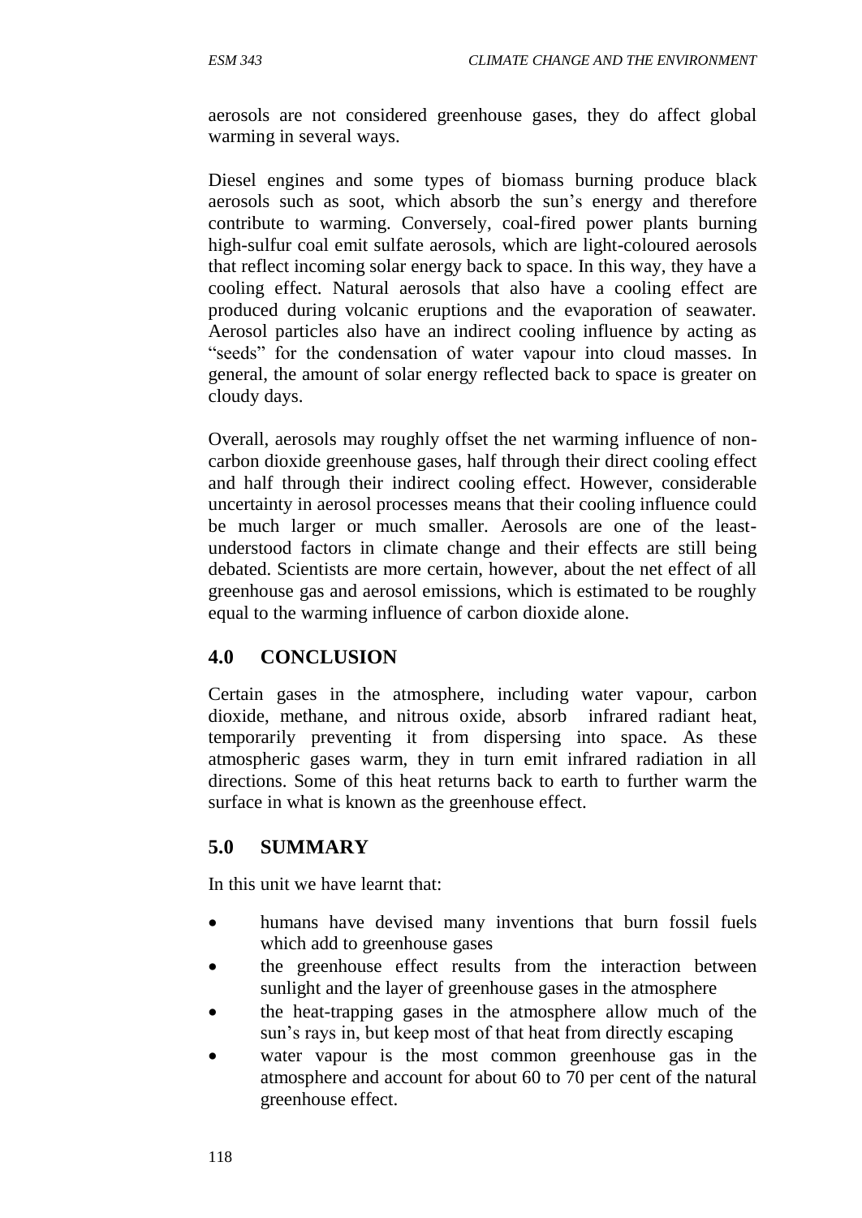aerosols are not considered greenhouse gases, they do affect global warming in several ways.

Diesel engines and some types of biomass burning produce black aerosols such as soot, which absorb the sun's energy and therefore contribute to warming. Conversely, coal-fired power plants burning high-sulfur coal emit sulfate aerosols, which are light-coloured aerosols that reflect incoming solar energy back to space. In this way, they have a cooling effect. Natural aerosols that also have a cooling effect are produced during volcanic eruptions and the evaporation of seawater. Aerosol particles also have an indirect cooling influence by acting as "seeds" for the condensation of water vapour into cloud masses. In general, the amount of solar energy reflected back to space is greater on cloudy days.

Overall, aerosols may roughly offset the net warming influence of non-carbon dioxide greenhouse gases, half through their direct cooling effect and half through their indirect cooling effect. However, considerable uncertainty in aerosol processes means that their cooling influence could be much larger or much smaller. Aerosols are one of the least-understood factors in climate change and their effects are still being debated. Scientists are more certain, however, about the net effect of all greenhouse gas and aerosol emissions, which is estimated to be roughly equal to the warming influence of carbon dioxide alone.

## 4.0 CONCLUSION

Certain gases in the atmosphere, including water vapour, carbon dioxide, methane, and nitrous oxide, absorb infrared radiant heat, temporarily preventing it from dispersing into space. As these atmospheric gases warm, they in turn emit infrared radiation in all directions. Some of this heat returns back to earth to further warm the surface in what is known as the greenhouse effect.

## 5.0 SUMMARY

In this unit we have learnt that:

- humans have devised many inventions that burn fossil fuels which add to greenhouse gases
- the greenhouse effect results from the interaction between sunlight and the layer of greenhouse gases in the atmosphere
- the heat-trapping gases in the atmosphere allow much of the sun's rays in, but keep most of that heat from directly escaping
- water vapour is the most common greenhouse gas in the atmosphere and account for about 60 to 70 per cent of the natural greenhouse effect.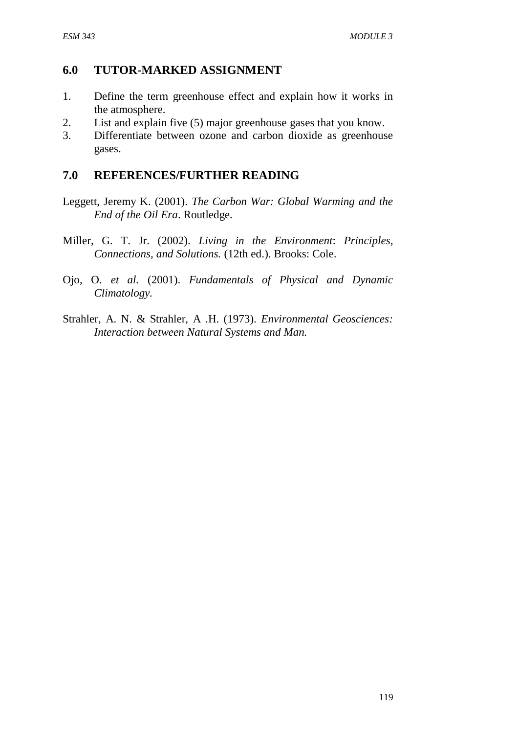## 6.0 TUTOR-MARKED ASSIGNMENT

1. Define the term greenhouse effect and explain how it works in the atmosphere.
2. List and explain five (5) major greenhouse gases that you know.
3. Differentiate between ozone and carbon dioxide as greenhouse gases.

## 7.0 REFERENCES/FURTHER READING

Leggett, Jeremy K. (2001). *The Carbon War: Global Warming and the End of the Oil Era*. Routledge.

Miller, G. T. Jr. (2002). *Living in the Environment*: *Principles, Connections, and Solutions.* (12th ed.). Brooks: Cole.

Ojo, O. *et al.* (2001). *Fundamentals of Physical and Dynamic Climatology.*

Strahler, A. N. & Strahler, A .H. (1973). *Environmental Geosciences: Interaction between Natural Systems and Man.*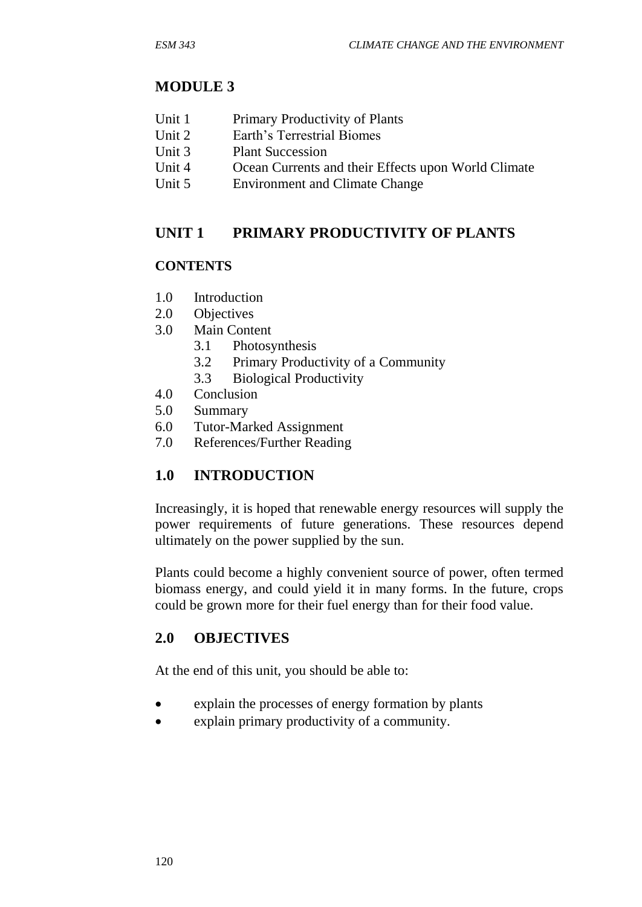# MODULE 3

- Unit 1 Primary Productivity of Plants
- Unit 2 Earth's Terrestrial Biomes
- Unit 3 Plant Succession
- Unit 4 Ocean Currents and their Effects upon World Climate
- Unit 5 Environment and Climate Change

## UNIT 1 PRIMARY PRODUCTIVITY OF PLANTS

### CONTENTS

- 1.0 Introduction
- 2.0 Objectives
- 3.0 Main Content
  - 3.1 Photosynthesis
  - 3.2 Primary Productivity of a Community
  - 3.3 Biological Productivity
- 4.0 Conclusion
- 5.0 Summary
- 6.0 Tutor-Marked Assignment
- 7.0 References/Further Reading

## 1.0 INTRODUCTION

Increasingly, it is hoped that renewable energy resources will supply the power requirements of future generations. These resources depend ultimately on the power supplied by the sun.

Plants could become a highly convenient source of power, often termed biomass energy, and could yield it in many forms. In the future, crops could be grown more for their fuel energy than for their food value.

## 2.0 OBJECTIVES

At the end of this unit, you should be able to:

- explain the processes of energy formation by plants
- explain primary productivity of a community.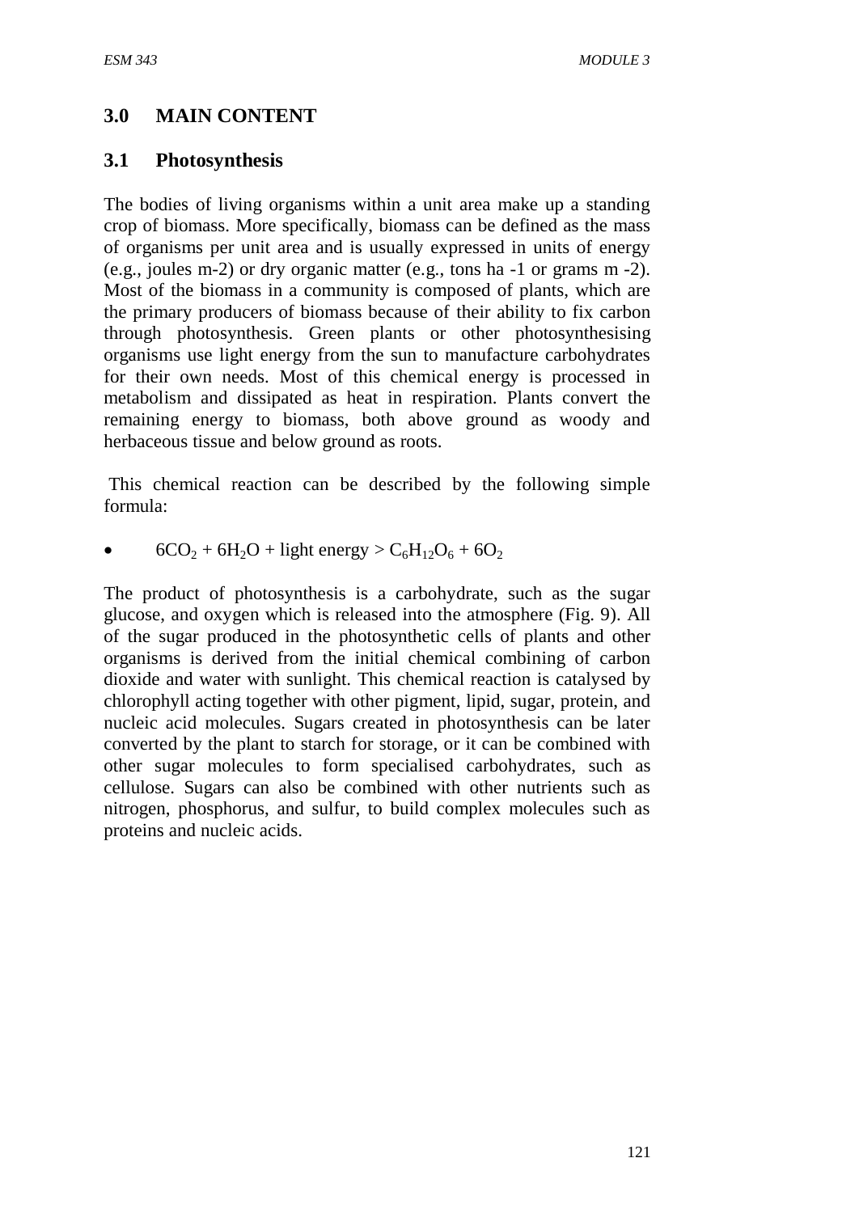## 3.0 MAIN CONTENT

### 3.1 Photosynthesis

The bodies of living organisms within a unit area make up a standing crop of biomass. More specifically, biomass can be defined as the mass of organisms per unit area and is usually expressed in units of energy (e.g., joules m-2) or dry organic matter (e.g., tons ha -1 or grams m -2). Most of the biomass in a community is composed of plants, which are the primary producers of biomass because of their ability to fix carbon through photosynthesis. Green plants or other photosynthesising organisms use light energy from the sun to manufacture carbohydrates for their own needs. Most of this chemical energy is processed in metabolism and dissipated as heat in respiration. Plants convert the remaining energy to biomass, both above ground as woody and herbaceous tissue and below ground as roots.

This chemical reaction can be described by the following simple formula:

- $6CO_2 + 6H_2O + \text{light energy} > C_6H_{12}O_6 + 6O_2$

The product of photosynthesis is a carbohydrate, such as the sugar glucose, and oxygen which is released into the atmosphere (Fig. 9). All of the sugar produced in the photosynthetic cells of plants and other organisms is derived from the initial chemical combining of carbon dioxide and water with sunlight. This chemical reaction is catalysed by chlorophyll acting together with other pigment, lipid, sugar, protein, and nucleic acid molecules. Sugars created in photosynthesis can be later converted by the plant to starch for storage, or it can be combined with other sugar molecules to form specialised carbohydrates, such as cellulose. Sugars can also be combined with other nutrients such as nitrogen, phosphorus, and sulfur, to build complex molecules such as proteins and nucleic acids.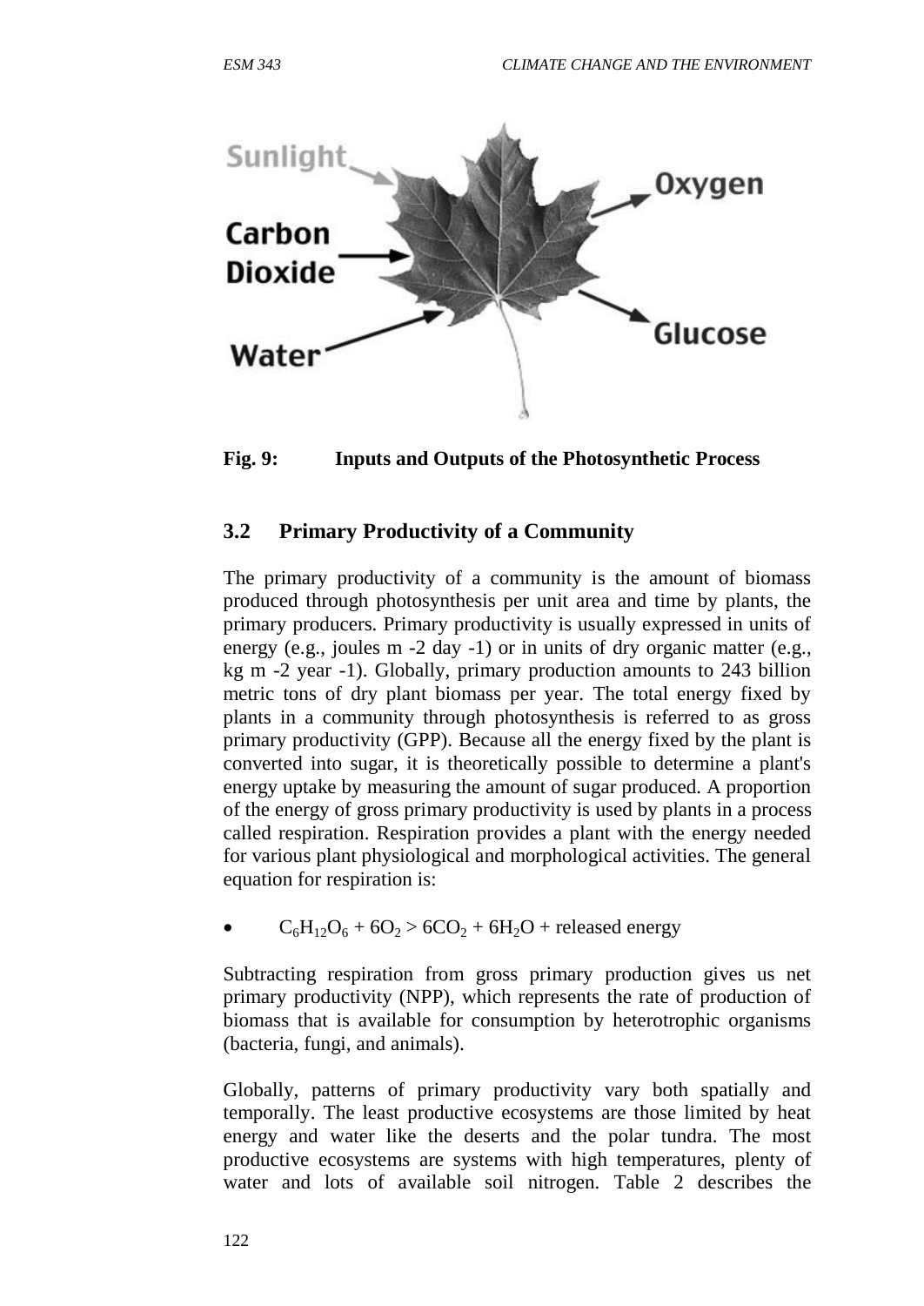**Fig. 9: Inputs and Outputs of the Photosynthetic Process**

### 3.2 Primary Productivity of a Community

The primary productivity of a community is the amount of biomass produced through photosynthesis per unit area and time by plants, the primary producers. Primary productivity is usually expressed in units of energy (e.g., joules m -2 day -1) or in units of dry organic matter (e.g., kg m -2 year -1). Globally, primary production amounts to 243 billion metric tons of dry plant biomass per year. The total energy fixed by plants in a community through photosynthesis is referred to as gross primary productivity (GPP). Because all the energy fixed by the plant is converted into sugar, it is theoretically possible to determine a plant's energy uptake by measuring the amount of sugar produced. A proportion of the energy of gross primary productivity is used by plants in a process called respiration. Respiration provides a plant with the energy needed for various plant physiological and morphological activities. The general equation for respiration is:

- $C_6H_{12}O_6 + 6O_2 > 6CO_2 + 6H_2O$ + released energy

Subtracting respiration from gross primary production gives us net primary productivity (NPP), which represents the rate of production of biomass that is available for consumption by heterotrophic organisms (bacteria, fungi, and animals).

Globally, patterns of primary productivity vary both spatially and temporally. The least productive ecosystems are those limited by heat energy and water like the deserts and the polar tundra. The most productive ecosystems are systems with high temperatures, plenty of water and lots of available soil nitrogen. Table 2 describes the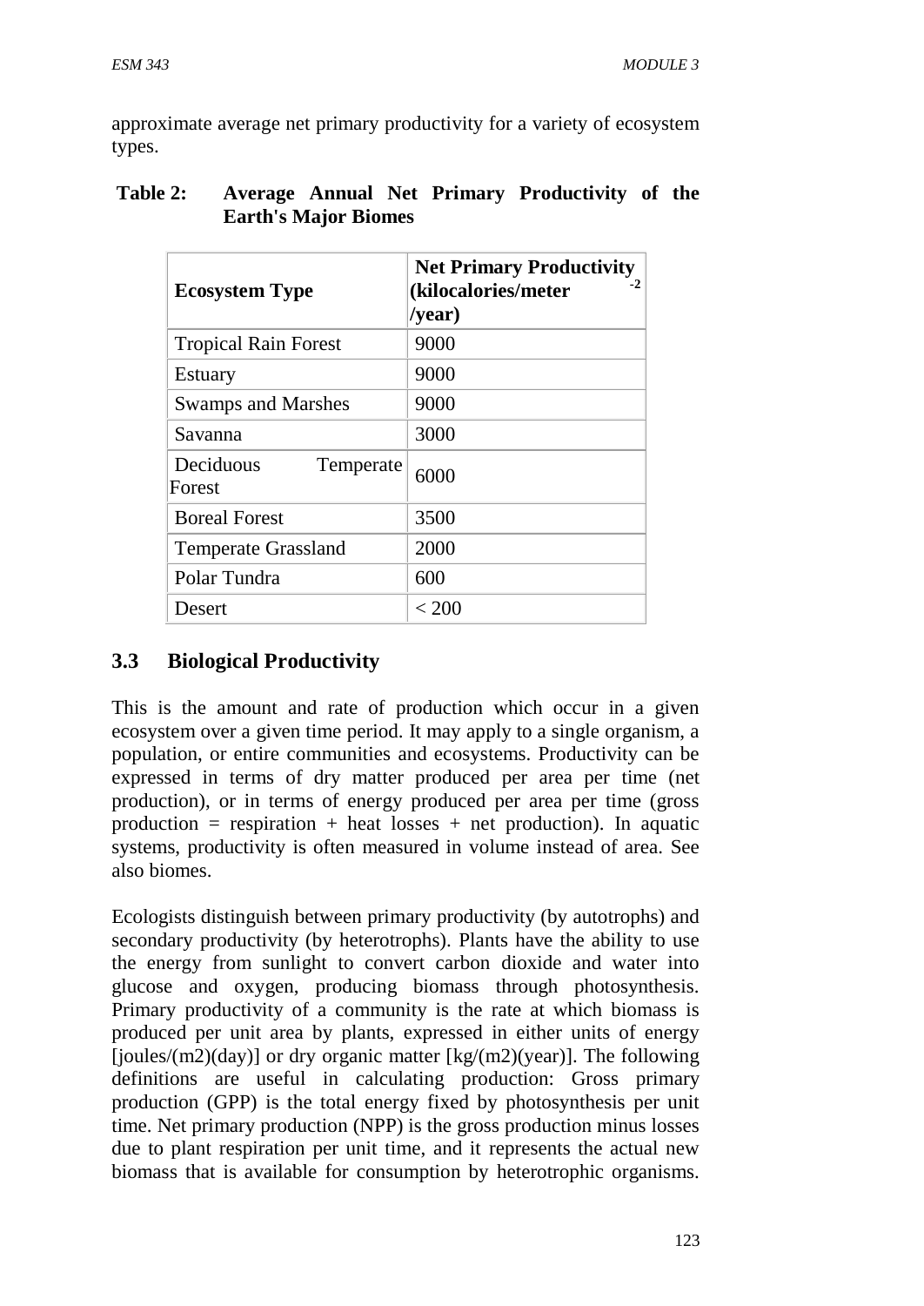approximate average net primary productivity for a variety of ecosystem types.

**Table 2: Average Annual Net Primary Productivity of the Earth's Major Biomes**

| Ecosystem Type | Net Primary Productivity (kilocalories/meter$^{-2}$/year) |
|---|---|
| Tropical Rain Forest | 9000 |
| Estuary | 9000 |
| Swamps and Marshes | 9000 |
| Savanna | 3000 |
| Deciduous Temperate Forest | 6000 |
| Boreal Forest | 3500 |
| Temperate Grassland | 2000 |
| Polar Tundra | 600 |
| Desert | < 200 |

## 3.3 Biological Productivity

This is the amount and rate of production which occur in a given ecosystem over a given time period. It may apply to a single organism, a population, or entire communities and ecosystems. Productivity can be expressed in terms of dry matter produced per area per time (net production), or in terms of energy produced per area per time (gross production = respiration + heat losses + net production). In aquatic systems, productivity is often measured in volume instead of area. See also biomes.

Ecologists distinguish between primary productivity (by autotrophs) and secondary productivity (by heterotrophs). Plants have the ability to use the energy from sunlight to convert carbon dioxide and water into glucose and oxygen, producing biomass through photosynthesis. Primary productivity of a community is the rate at which biomass is produced per unit area by plants, expressed in either units of energy [joules/(m2)(day)] or dry organic matter [kg/(m2)(year)]. The following definitions are useful in calculating production: Gross primary production (GPP) is the total energy fixed by photosynthesis per unit time. Net primary production (NPP) is the gross production minus losses due to plant respiration per unit time, and it represents the actual new biomass that is available for consumption by heterotrophic organisms.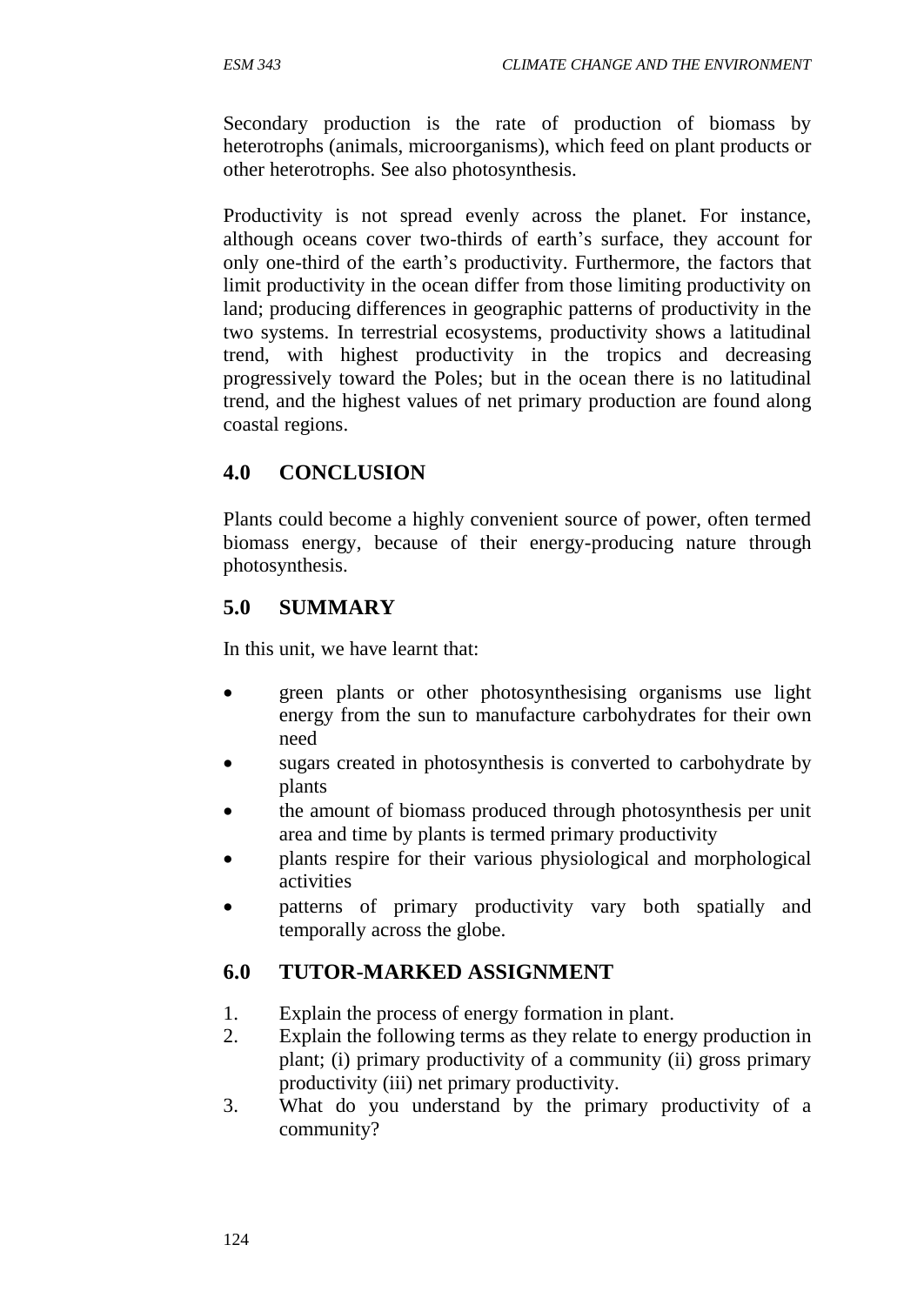Secondary production is the rate of production of biomass by heterotrophs (animals, microorganisms), which feed on plant products or other heterotrophs. See also photosynthesis.

Productivity is not spread evenly across the planet. For instance, although oceans cover two-thirds of earth's surface, they account for only one-third of the earth's productivity. Furthermore, the factors that limit productivity in the ocean differ from those limiting productivity on land; producing differences in geographic patterns of productivity in the two systems. In terrestrial ecosystems, productivity shows a latitudinal trend, with highest productivity in the tropics and decreasing progressively toward the Poles; but in the ocean there is no latitudinal trend, and the highest values of net primary production are found along coastal regions.

## 4.0 CONCLUSION

Plants could become a highly convenient source of power, often termed biomass energy, because of their energy-producing nature through photosynthesis.

## 5.0 SUMMARY

In this unit, we have learnt that:

- green plants or other photosynthesising organisms use light energy from the sun to manufacture carbohydrates for their own need
- sugars created in photosynthesis is converted to carbohydrate by plants
- the amount of biomass produced through photosynthesis per unit area and time by plants is termed primary productivity
- plants respire for their various physiological and morphological activities
- patterns of primary productivity vary both spatially and temporally across the globe.

## 6.0 TUTOR-MARKED ASSIGNMENT

1. Explain the process of energy formation in plant.
2. Explain the following terms as they relate to energy production in plant; (i) primary productivity of a community (ii) gross primary productivity (iii) net primary productivity.
3. What do you understand by the primary productivity of a community?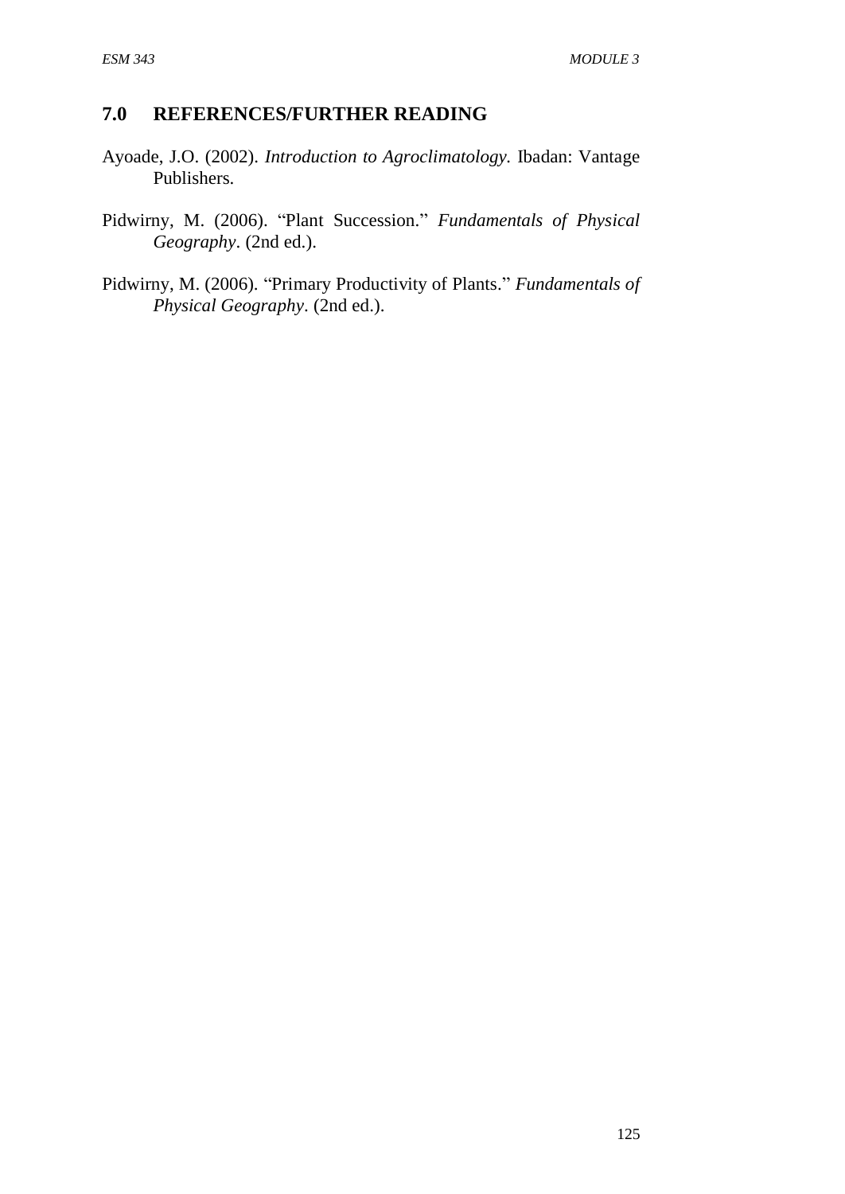## 7.0 REFERENCES/FURTHER READING

Ayoade, J.O. (2002). *Introduction to Agroclimatology.* Ibadan: Vantage Publishers.

Pidwirny, M. (2006). "Plant Succession." *Fundamentals of Physical Geography*. (2nd ed.).

Pidwirny, M. (2006). "Primary Productivity of Plants." *Fundamentals of Physical Geography*. (2nd ed.).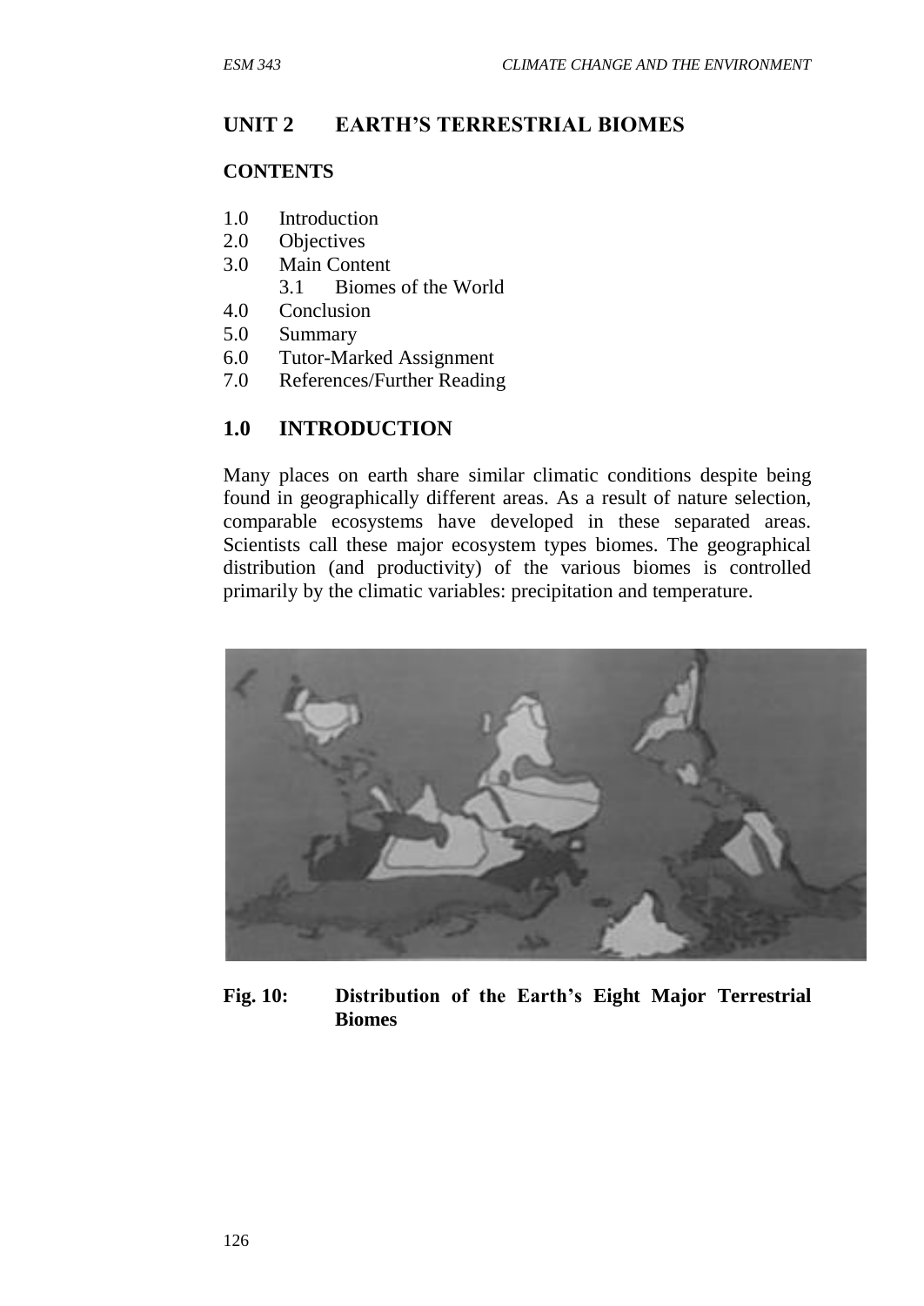## UNIT 2 EARTH'S TERRESTRIAL BIOMES

**CONTENTS**

1.0 Introduction
2.0 Objectives
3.0 Main Content
    3.1 Biomes of the World
4.0 Conclusion
5.0 Summary
6.0 Tutor-Marked Assignment
7.0 References/Further Reading

## 1.0 INTRODUCTION

Many places on earth share similar climatic conditions despite being found in geographically different areas. As a result of nature selection, comparable ecosystems have developed in these separated areas. Scientists call these major ecosystem types biomes. The geographical distribution (and productivity) of the various biomes is controlled primarily by the climatic variables: precipitation and temperature.

**Fig. 10: Distribution of the Earth's Eight Major Terrestrial Biomes**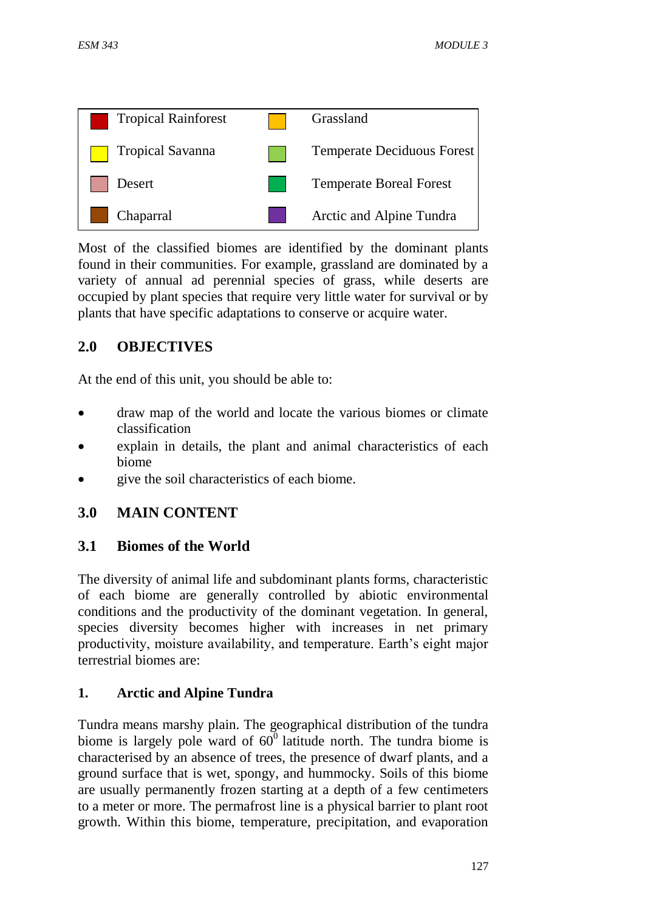| | | | |
|---|---|---|---|
| | Tropical Rainforest | | Grassland |
| | Tropical Savanna | | Temperate Deciduous Forest |
| | Desert | | Temperate Boreal Forest |
| | Chaparral | | Arctic and Alpine Tundra |

Most of the classified biomes are identified by the dominant plants found in their communities. For example, grassland are dominated by a variety of annual ad perennial species of grass, while deserts are occupied by plant species that require very little water for survival or by plants that have specific adaptations to conserve or acquire water.

## 2.0 OBJECTIVES

At the end of this unit, you should be able to:

- draw map of the world and locate the various biomes or climate classification
- explain in details, the plant and animal characteristics of each biome
- give the soil characteristics of each biome.

## 3.0 MAIN CONTENT

### 3.1 Biomes of the World

The diversity of animal life and subdominant plants forms, characteristic of each biome are generally controlled by abiotic environmental conditions and the productivity of the dominant vegetation. In general, species diversity becomes higher with increases in net primary productivity, moisture availability, and temperature. Earth's eight major terrestrial biomes are:

#### 1. Arctic and Alpine Tundra

Tundra means marshy plain. The geographical distribution of the tundra biome is largely pole ward of $60^0$ latitude north. The tundra biome is characterised by an absence of trees, the presence of dwarf plants, and a ground surface that is wet, spongy, and hummocky. Soils of this biome are usually permanently frozen starting at a depth of a few centimeters to a meter or more. The permafrost line is a physical barrier to plant root growth. Within this biome, temperature, precipitation, and evaporation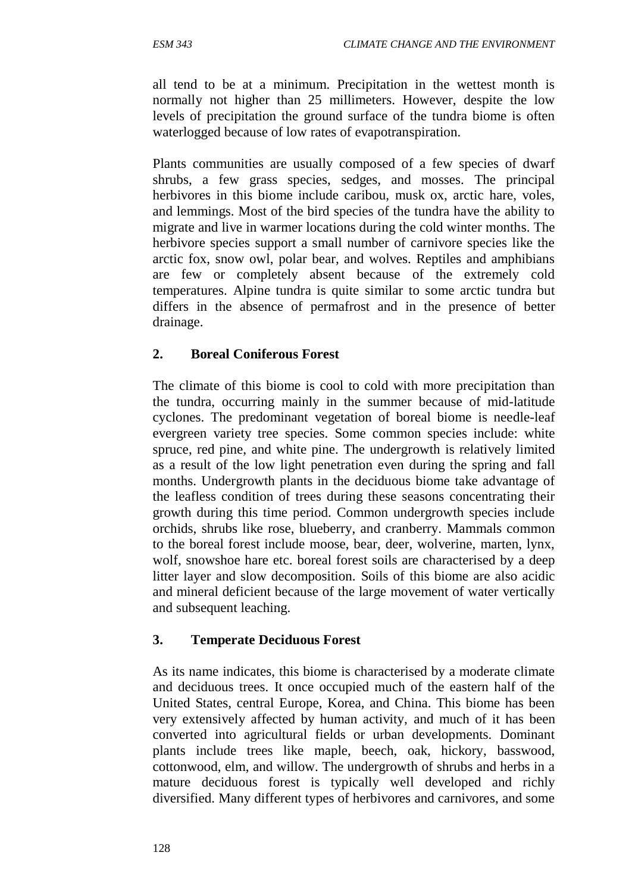all tend to be at a minimum. Precipitation in the wettest month is normally not higher than 25 millimeters. However, despite the low levels of precipitation the ground surface of the tundra biome is often waterlogged because of low rates of evapotranspiration.

Plants communities are usually composed of a few species of dwarf shrubs, a few grass species, sedges, and mosses. The principal herbivores in this biome include caribou, musk ox, arctic hare, voles, and lemmings. Most of the bird species of the tundra have the ability to migrate and live in warmer locations during the cold winter months. The herbivore species support a small number of carnivore species like the arctic fox, snow owl, polar bear, and wolves. Reptiles and amphibians are few or completely absent because of the extremely cold temperatures. Alpine tundra is quite similar to some arctic tundra but differs in the absence of permafrost and in the presence of better drainage.

### 2. Boreal Coniferous Forest

The climate of this biome is cool to cold with more precipitation than the tundra, occurring mainly in the summer because of mid-latitude cyclones. The predominant vegetation of boreal biome is needle-leaf evergreen variety tree species. Some common species include: white spruce, red pine, and white pine. The undergrowth is relatively limited as a result of the low light penetration even during the spring and fall months. Undergrowth plants in the deciduous biome take advantage of the leafless condition of trees during these seasons concentrating their growth during this time period. Common undergrowth species include orchids, shrubs like rose, blueberry, and cranberry. Mammals common to the boreal forest include moose, bear, deer, wolverine, marten, lynx, wolf, snowshoe hare etc. boreal forest soils are characterised by a deep litter layer and slow decomposition. Soils of this biome are also acidic and mineral deficient because of the large movement of water vertically and subsequent leaching.

### 3. Temperate Deciduous Forest

As its name indicates, this biome is characterised by a moderate climate and deciduous trees. It once occupied much of the eastern half of the United States, central Europe, Korea, and China. This biome has been very extensively affected by human activity, and much of it has been converted into agricultural fields or urban developments. Dominant plants include trees like maple, beech, oak, hickory, basswood, cottonwood, elm, and willow. The undergrowth of shrubs and herbs in a mature deciduous forest is typically well developed and richly diversified. Many different types of herbivores and carnivores, and some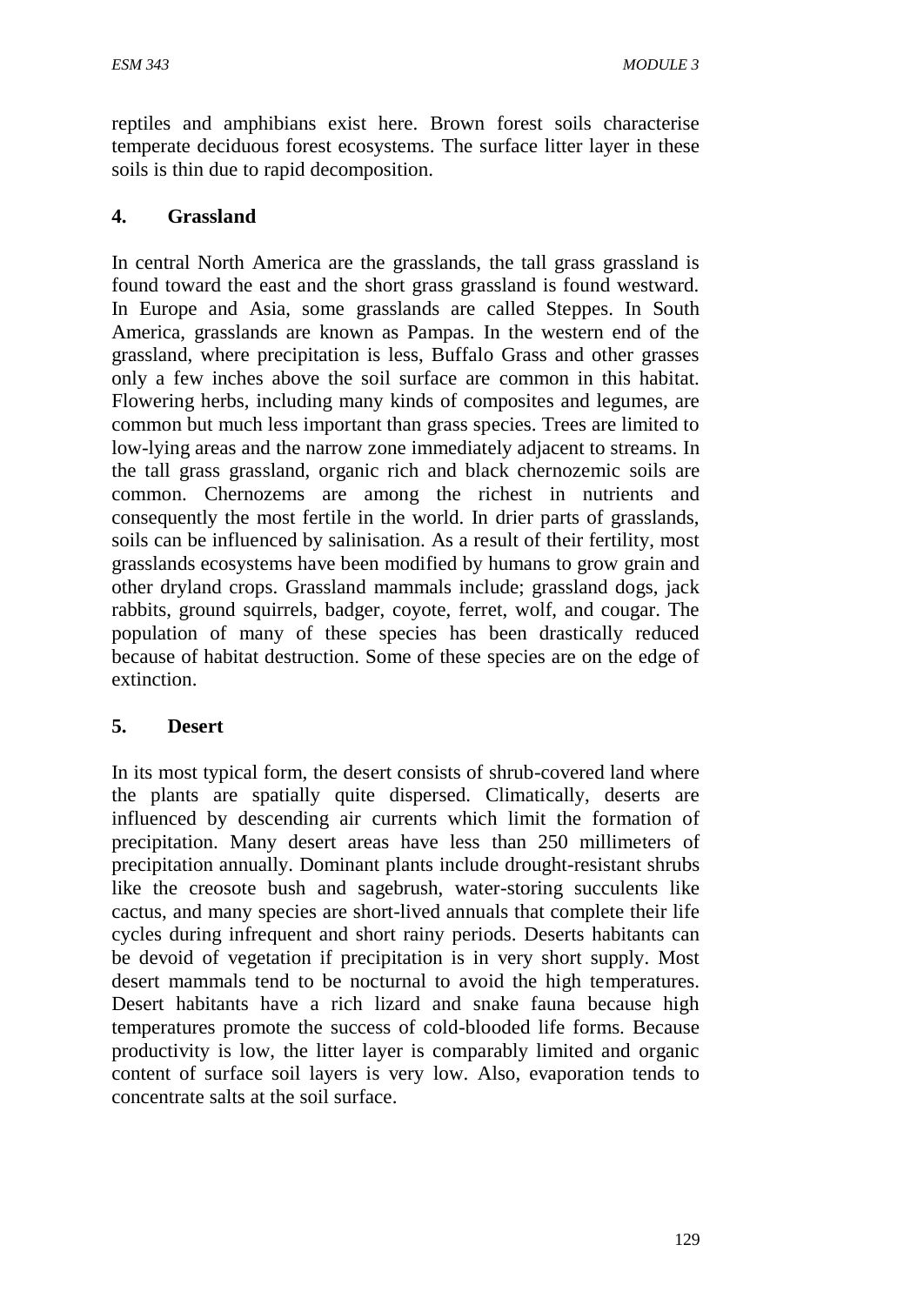reptiles and amphibians exist here. Brown forest soils characterise temperate deciduous forest ecosystems. The surface litter layer in these soils is thin due to rapid decomposition.

## 4. Grassland

In central North America are the grasslands, the tall grass grassland is found toward the east and the short grass grassland is found westward. In Europe and Asia, some grasslands are called Steppes. In South America, grasslands are known as Pampas. In the western end of the grassland, where precipitation is less, Buffalo Grass and other grasses only a few inches above the soil surface are common in this habitat. Flowering herbs, including many kinds of composites and legumes, are common but much less important than grass species. Trees are limited to low-lying areas and the narrow zone immediately adjacent to streams. In the tall grass grassland, organic rich and black chernozemic soils are common. Chernozems are among the richest in nutrients and consequently the most fertile in the world. In drier parts of grasslands, soils can be influenced by salinisation. As a result of their fertility, most grasslands ecosystems have been modified by humans to grow grain and other dryland crops. Grassland mammals include; grassland dogs, jack rabbits, ground squirrels, badger, coyote, ferret, wolf, and cougar. The population of many of these species has been drastically reduced because of habitat destruction. Some of these species are on the edge of extinction.

## 5. Desert

In its most typical form, the desert consists of shrub-covered land where the plants are spatially quite dispersed. Climatically, deserts are influenced by descending air currents which limit the formation of precipitation. Many desert areas have less than 250 millimeters of precipitation annually. Dominant plants include drought-resistant shrubs like the creosote bush and sagebrush, water-storing succulents like cactus, and many species are short-lived annuals that complete their life cycles during infrequent and short rainy periods. Deserts habitants can be devoid of vegetation if precipitation is in very short supply. Most desert mammals tend to be nocturnal to avoid the high temperatures. Desert habitants have a rich lizard and snake fauna because high temperatures promote the success of cold-blooded life forms. Because productivity is low, the litter layer is comparably limited and organic content of surface soil layers is very low. Also, evaporation tends to concentrate salts at the soil surface.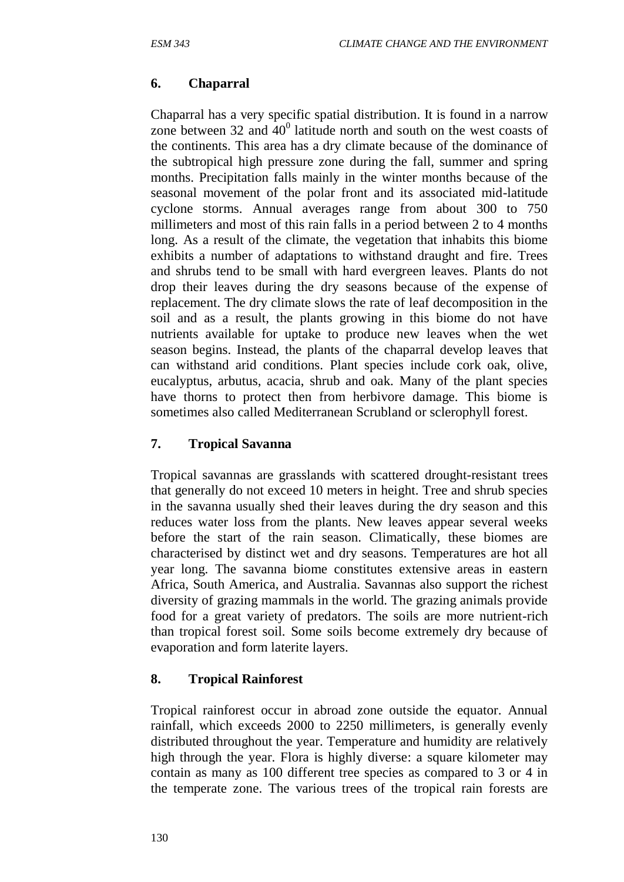## 6. Chaparral

Chaparral has a very specific spatial distribution. It is found in a narrow zone between 32 and $40^0$ latitude north and south on the west coasts of the continents. This area has a dry climate because of the dominance of the subtropical high pressure zone during the fall, summer and spring months. Precipitation falls mainly in the winter months because of the seasonal movement of the polar front and its associated mid-latitude cyclone storms. Annual averages range from about 300 to 750 millimeters and most of this rain falls in a period between 2 to 4 months long. As a result of the climate, the vegetation that inhabits this biome exhibits a number of adaptations to withstand draught and fire. Trees and shrubs tend to be small with hard evergreen leaves. Plants do not drop their leaves during the dry seasons because of the expense of replacement. The dry climate slows the rate of leaf decomposition in the soil and as a result, the plants growing in this biome do not have nutrients available for uptake to produce new leaves when the wet season begins. Instead, the plants of the chaparral develop leaves that can withstand arid conditions. Plant species include cork oak, olive, eucalyptus, arbutus, acacia, shrub and oak. Many of the plant species have thorns to protect then from herbivore damage. This biome is sometimes also called Mediterranean Scrubland or sclerophyll forest.

## 7. Tropical Savanna

Tropical savannas are grasslands with scattered drought-resistant trees that generally do not exceed 10 meters in height. Tree and shrub species in the savanna usually shed their leaves during the dry season and this reduces water loss from the plants. New leaves appear several weeks before the start of the rain season. Climatically, these biomes are characterised by distinct wet and dry seasons. Temperatures are hot all year long. The savanna biome constitutes extensive areas in eastern Africa, South America, and Australia. Savannas also support the richest diversity of grazing mammals in the world. The grazing animals provide food for a great variety of predators. The soils are more nutrient-rich than tropical forest soil. Some soils become extremely dry because of evaporation and form laterite layers.

## 8. Tropical Rainforest

Tropical rainforest occur in abroad zone outside the equator. Annual rainfall, which exceeds 2000 to 2250 millimeters, is generally evenly distributed throughout the year. Temperature and humidity are relatively high through the year. Flora is highly diverse: a square kilometer may contain as many as 100 different tree species as compared to 3 or 4 in the temperate zone. The various trees of the tropical rain forests are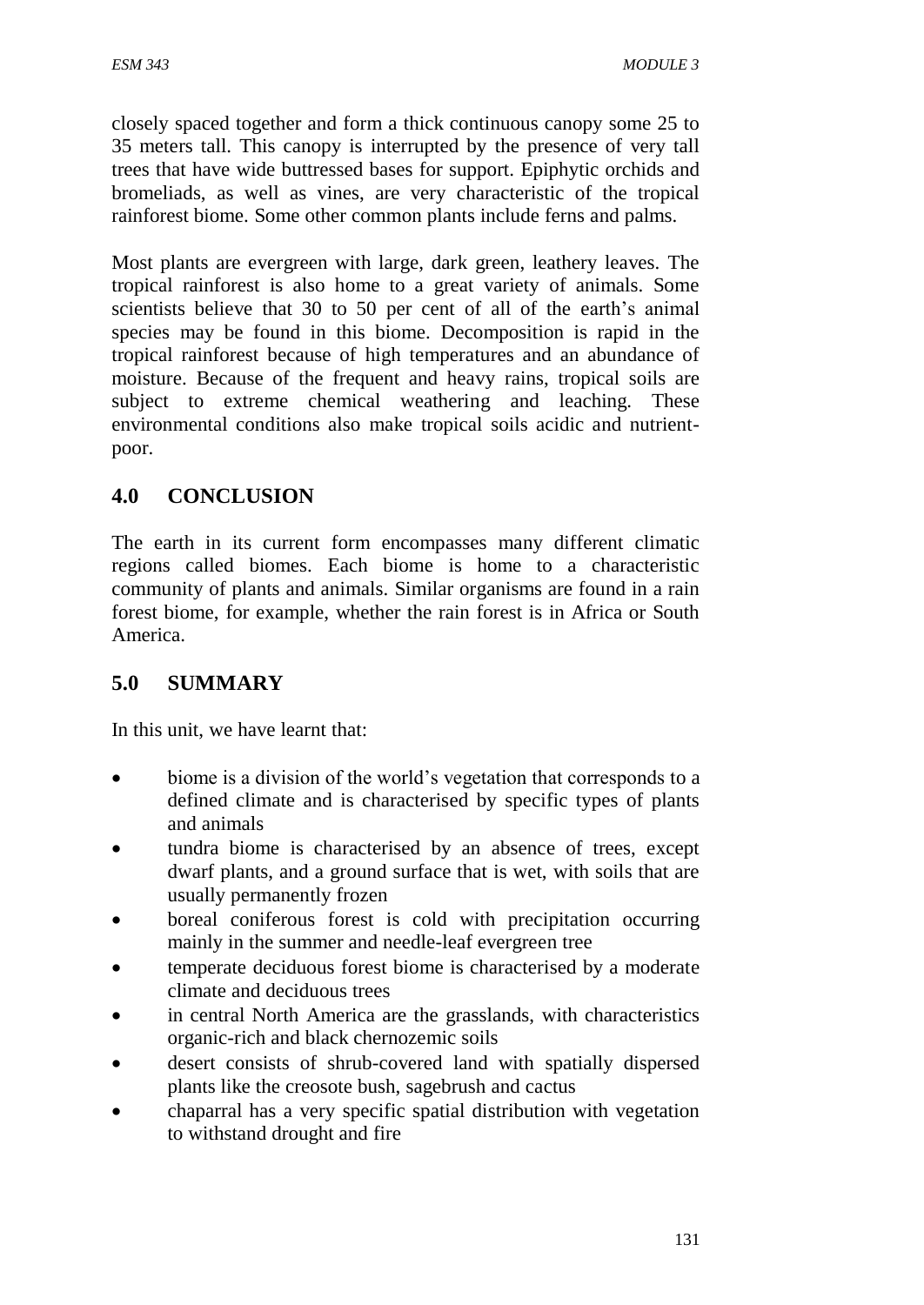closely spaced together and form a thick continuous canopy some 25 to 35 meters tall. This canopy is interrupted by the presence of very tall trees that have wide buttressed bases for support. Epiphytic orchids and bromeliads, as well as vines, are very characteristic of the tropical rainforest biome. Some other common plants include ferns and palms.

Most plants are evergreen with large, dark green, leathery leaves. The tropical rainforest is also home to a great variety of animals. Some scientists believe that 30 to 50 per cent of all of the earth's animal species may be found in this biome. Decomposition is rapid in the tropical rainforest because of high temperatures and an abundance of moisture. Because of the frequent and heavy rains, tropical soils are subject to extreme chemical weathering and leaching. These environmental conditions also make tropical soils acidic and nutrient-poor.

## 4.0 CONCLUSION

The earth in its current form encompasses many different climatic regions called biomes. Each biome is home to a characteristic community of plants and animals. Similar organisms are found in a rain forest biome, for example, whether the rain forest is in Africa or South America.

## 5.0 SUMMARY

In this unit, we have learnt that:

- biome is a division of the world's vegetation that corresponds to a defined climate and is characterised by specific types of plants and animals
- tundra biome is characterised by an absence of trees, except dwarf plants, and a ground surface that is wet, with soils that are usually permanently frozen
- boreal coniferous forest is cold with precipitation occurring mainly in the summer and needle-leaf evergreen tree
- temperate deciduous forest biome is characterised by a moderate climate and deciduous trees
- in central North America are the grasslands, with characteristics organic-rich and black chernozemic soils
- desert consists of shrub-covered land with spatially dispersed plants like the creosote bush, sagebrush and cactus
- chaparral has a very specific spatial distribution with vegetation to withstand drought and fire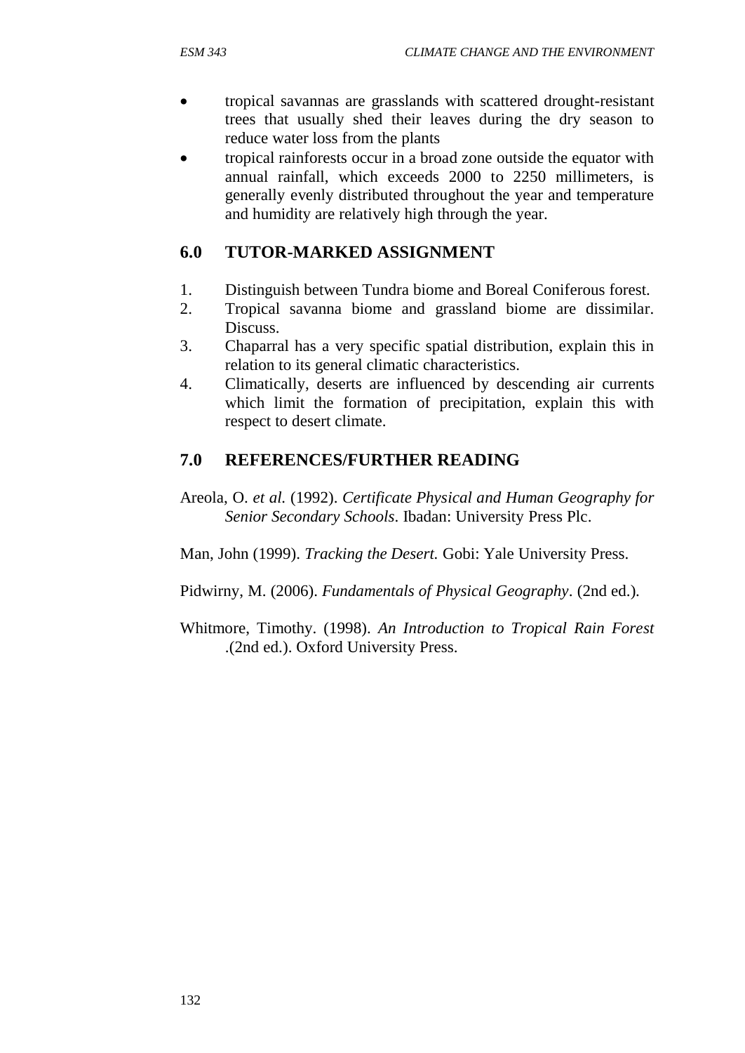- tropical savannas are grasslands with scattered drought-resistant trees that usually shed their leaves during the dry season to reduce water loss from the plants
- tropical rainforests occur in a broad zone outside the equator with annual rainfall, which exceeds 2000 to 2250 millimeters, is generally evenly distributed throughout the year and temperature and humidity are relatively high through the year.

## 6.0 TUTOR-MARKED ASSIGNMENT

1. Distinguish between Tundra biome and Boreal Coniferous forest.
2. Tropical savanna biome and grassland biome are dissimilar. Discuss.
3. Chaparral has a very specific spatial distribution, explain this in relation to its general climatic characteristics.
4. Climatically, deserts are influenced by descending air currents which limit the formation of precipitation, explain this with respect to desert climate.

## 7.0 REFERENCES/FURTHER READING

Areola, O. *et al.* (1992). *Certificate Physical and Human Geography for Senior Secondary Schools*. Ibadan: University Press Plc.

Man, John (1999). *Tracking the Desert.* Gobi: Yale University Press.

Pidwirny, M. (2006). *Fundamentals of Physical Geography*. (2nd ed.).

Whitmore, Timothy. (1998). *An Introduction to Tropical Rain Forest* .(2nd ed.). Oxford University Press.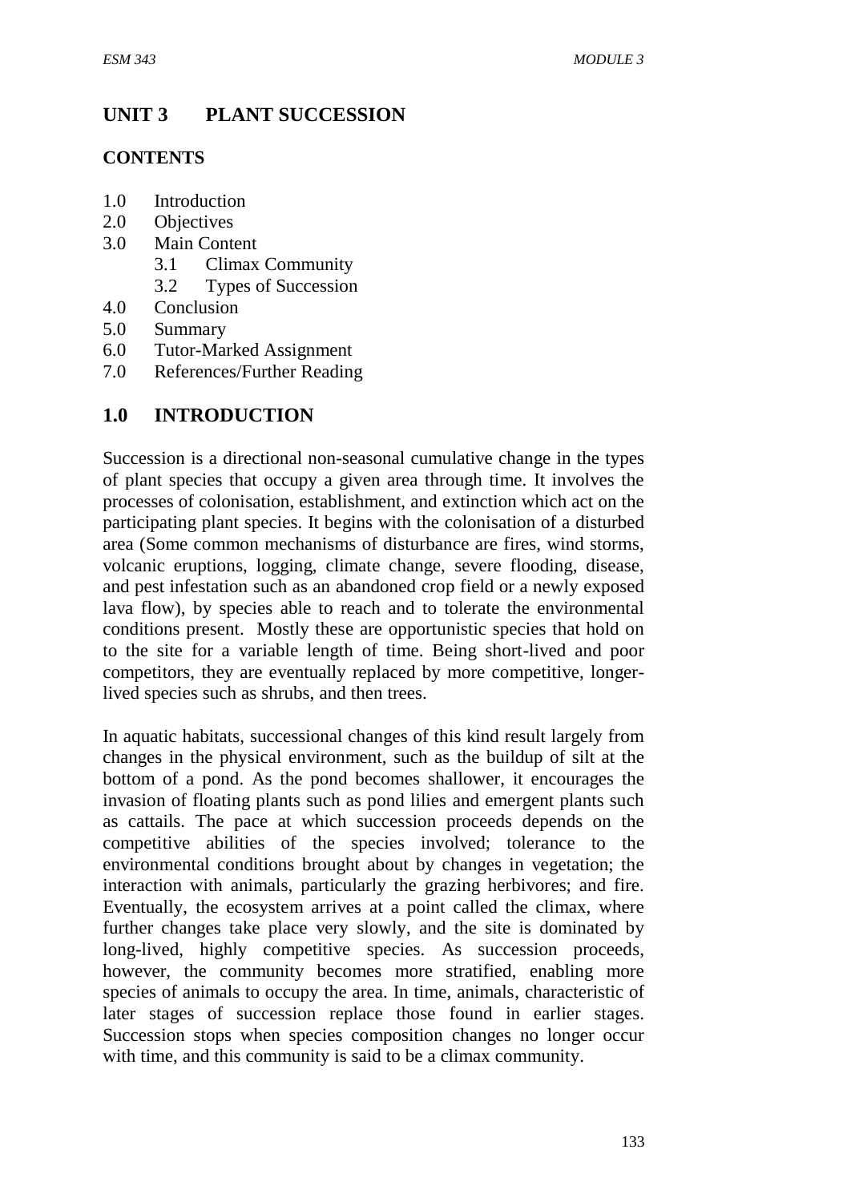# UNIT 3 PLANT SUCCESSION

## CONTENTS

1.0 Introduction
2.0 Objectives
3.0 Main Content
    3.1 Climax Community
    3.2 Types of Succession
4.0 Conclusion
5.0 Summary
6.0 Tutor-Marked Assignment
7.0 References/Further Reading

## 1.0 INTRODUCTION

Succession is a directional non-seasonal cumulative change in the types of plant species that occupy a given area through time. It involves the processes of colonisation, establishment, and extinction which act on the participating plant species. It begins with the colonisation of a disturbed area (Some common mechanisms of disturbance are fires, wind storms, volcanic eruptions, logging, climate change, severe flooding, disease, and pest infestation such as an abandoned crop field or a newly exposed lava flow), by species able to reach and to tolerate the environmental conditions present. Mostly these are opportunistic species that hold on to the site for a variable length of time. Being short-lived and poor competitors, they are eventually replaced by more competitive, longer-lived species such as shrubs, and then trees.

In aquatic habitats, successional changes of this kind result largely from changes in the physical environment, such as the buildup of silt at the bottom of a pond. As the pond becomes shallower, it encourages the invasion of floating plants such as pond lilies and emergent plants such as cattails. The pace at which succession proceeds depends on the competitive abilities of the species involved; tolerance to the environmental conditions brought about by changes in vegetation; the interaction with animals, particularly the grazing herbivores; and fire. Eventually, the ecosystem arrives at a point called the climax, where further changes take place very slowly, and the site is dominated by long-lived, highly competitive species. As succession proceeds, however, the community becomes more stratified, enabling more species of animals to occupy the area. In time, animals, characteristic of later stages of succession replace those found in earlier stages. Succession stops when species composition changes no longer occur with time, and this community is said to be a climax community.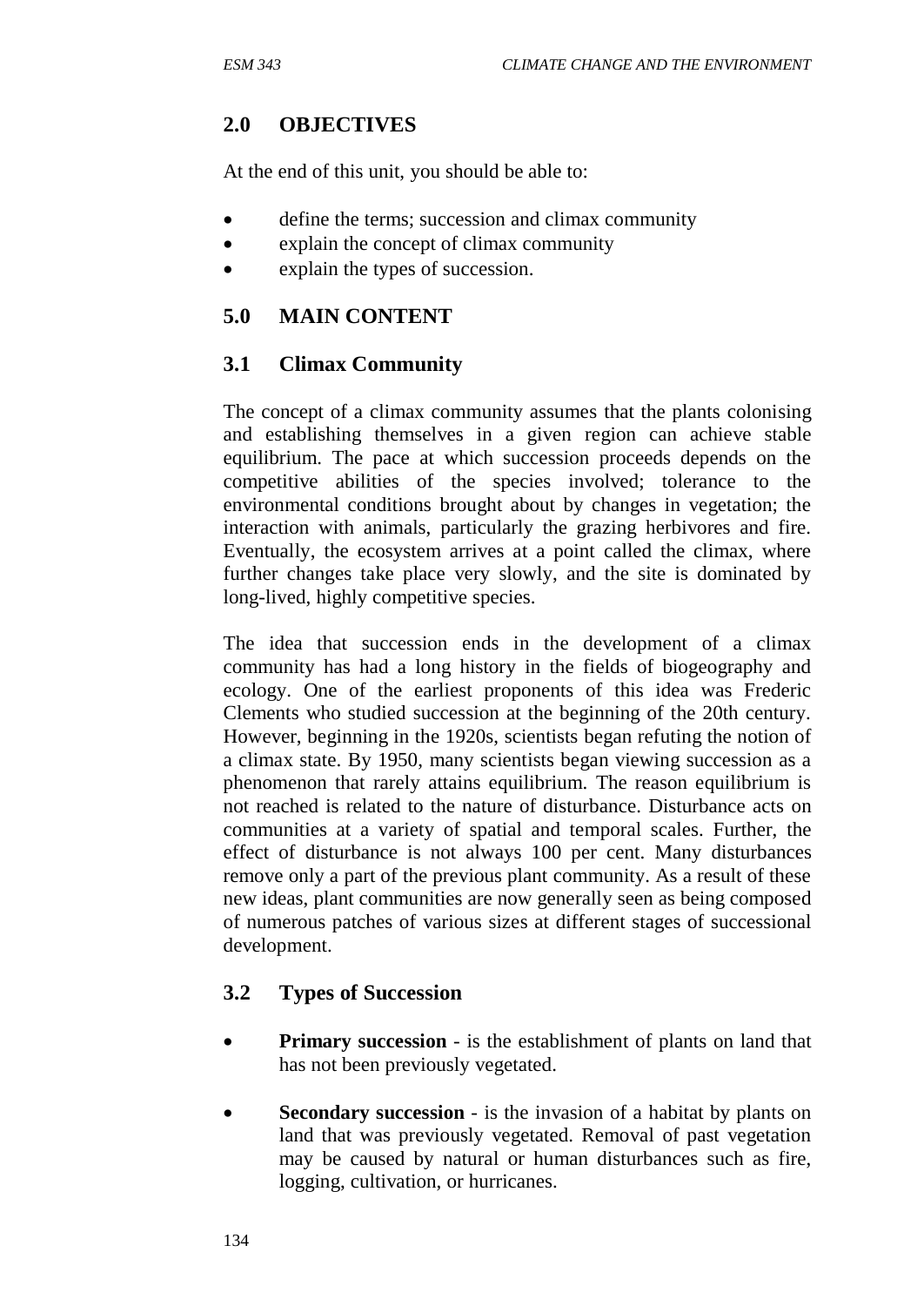## 2.0 OBJECTIVES

At the end of this unit, you should be able to:

- define the terms; succession and climax community
- explain the concept of climax community
- explain the types of succession.

## 5.0 MAIN CONTENT

### 3.1 Climax Community

The concept of a climax community assumes that the plants colonising and establishing themselves in a given region can achieve stable equilibrium. The pace at which succession proceeds depends on the competitive abilities of the species involved; tolerance to the environmental conditions brought about by changes in vegetation; the interaction with animals, particularly the grazing herbivores and fire. Eventually, the ecosystem arrives at a point called the climax, where further changes take place very slowly, and the site is dominated by long-lived, highly competitive species.

The idea that succession ends in the development of a climax community has had a long history in the fields of biogeography and ecology. One of the earliest proponents of this idea was Frederic Clements who studied succession at the beginning of the 20th century. However, beginning in the 1920s, scientists began refuting the notion of a climax state. By 1950, many scientists began viewing succession as a phenomenon that rarely attains equilibrium. The reason equilibrium is not reached is related to the nature of disturbance. Disturbance acts on communities at a variety of spatial and temporal scales. Further, the effect of disturbance is not always 100 per cent. Many disturbances remove only a part of the previous plant community. As a result of these new ideas, plant communities are now generally seen as being composed of numerous patches of various sizes at different stages of successional development.

### 3.2 Types of Succession

- **Primary succession** - is the establishment of plants on land that has not been previously vegetated.
- **Secondary succession** - is the invasion of a habitat by plants on land that was previously vegetated. Removal of past vegetation may be caused by natural or human disturbances such as fire, logging, cultivation, or hurricanes.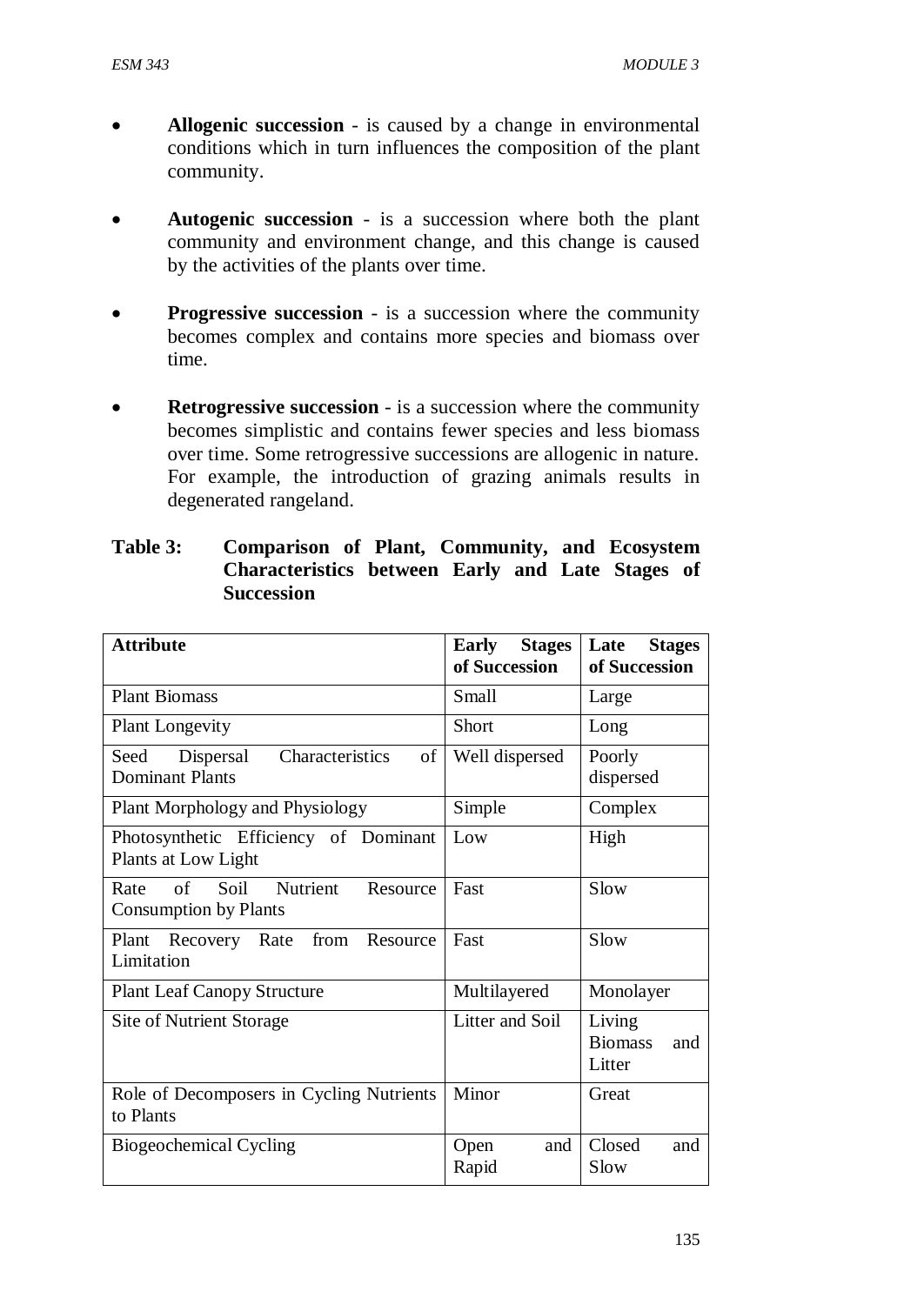- **Allogenic succession** - is caused by a change in environmental conditions which in turn influences the composition of the plant community.

- **Autogenic succession** - is a succession where both the plant community and environment change, and this change is caused by the activities of the plants over time.

- **Progressive succession** - is a succession where the community becomes complex and contains more species and biomass over time.

- **Retrogressive succession** - is a succession where the community becomes simplistic and contains fewer species and less biomass over time. Some retrogressive successions are allogenic in nature. For example, the introduction of grazing animals results in degenerated rangeland.

**Table 3: Comparison of Plant, Community, and Ecosystem Characteristics between Early and Late Stages of Succession**

| Attribute | Early Stages of Succession | Late Stages of Succession |
|---|---|---|
| Plant Biomass | Small | Large |
| Plant Longevity | Short | Long |
| Seed Dispersal Characteristics of Dominant Plants | Well dispersed | Poorly dispersed |
| Plant Morphology and Physiology | Simple | Complex |
| Photosynthetic Efficiency of Dominant Plants at Low Light | Low | High |
| Rate of Soil Nutrient Resource Consumption by Plants | Fast | Slow |
| Plant Recovery Rate from Resource Limitation | Fast | Slow |
| Plant Leaf Canopy Structure | Multilayered | Monolayer |
| Site of Nutrient Storage | Litter and Soil | Living Biomass and Litter |
| Role of Decomposers in Cycling Nutrients to Plants | Minor | Great |
| Biogeochemical Cycling | Open and Rapid | Closed and Slow |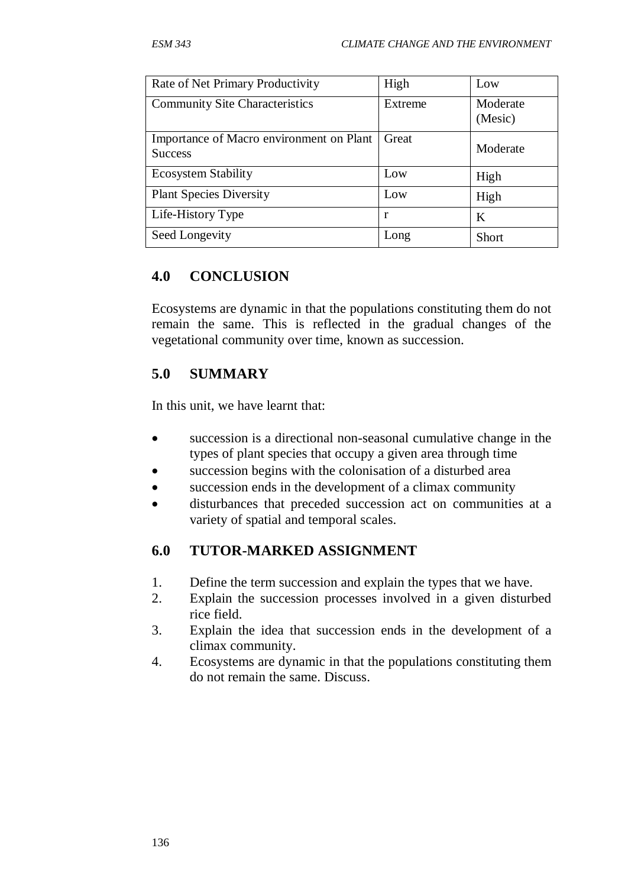| Rate of Net Primary Productivity | High | Low |
|---|---|---|
| Community Site Characteristics | Extreme | Moderate (Mesic) |
| Importance of Macro environment on Plant Success | Great | Moderate |
| Ecosystem Stability | Low | High |
| Plant Species Diversity | Low | High |
| Life-History Type | r | K |
| Seed Longevity | Long | Short |

## 4.0 CONCLUSION

Ecosystems are dynamic in that the populations constituting them do not remain the same. This is reflected in the gradual changes of the vegetational community over time, known as succession.

## 5.0 SUMMARY

In this unit, we have learnt that:

- succession is a directional non-seasonal cumulative change in the types of plant species that occupy a given area through time
- succession begins with the colonisation of a disturbed area
- succession ends in the development of a climax community
- disturbances that preceded succession act on communities at a variety of spatial and temporal scales.

## 6.0 TUTOR-MARKED ASSIGNMENT

1. Define the term succession and explain the types that we have.
2. Explain the succession processes involved in a given disturbed rice field.
3. Explain the idea that succession ends in the development of a climax community.
4. Ecosystems are dynamic in that the populations constituting them do not remain the same. Discuss.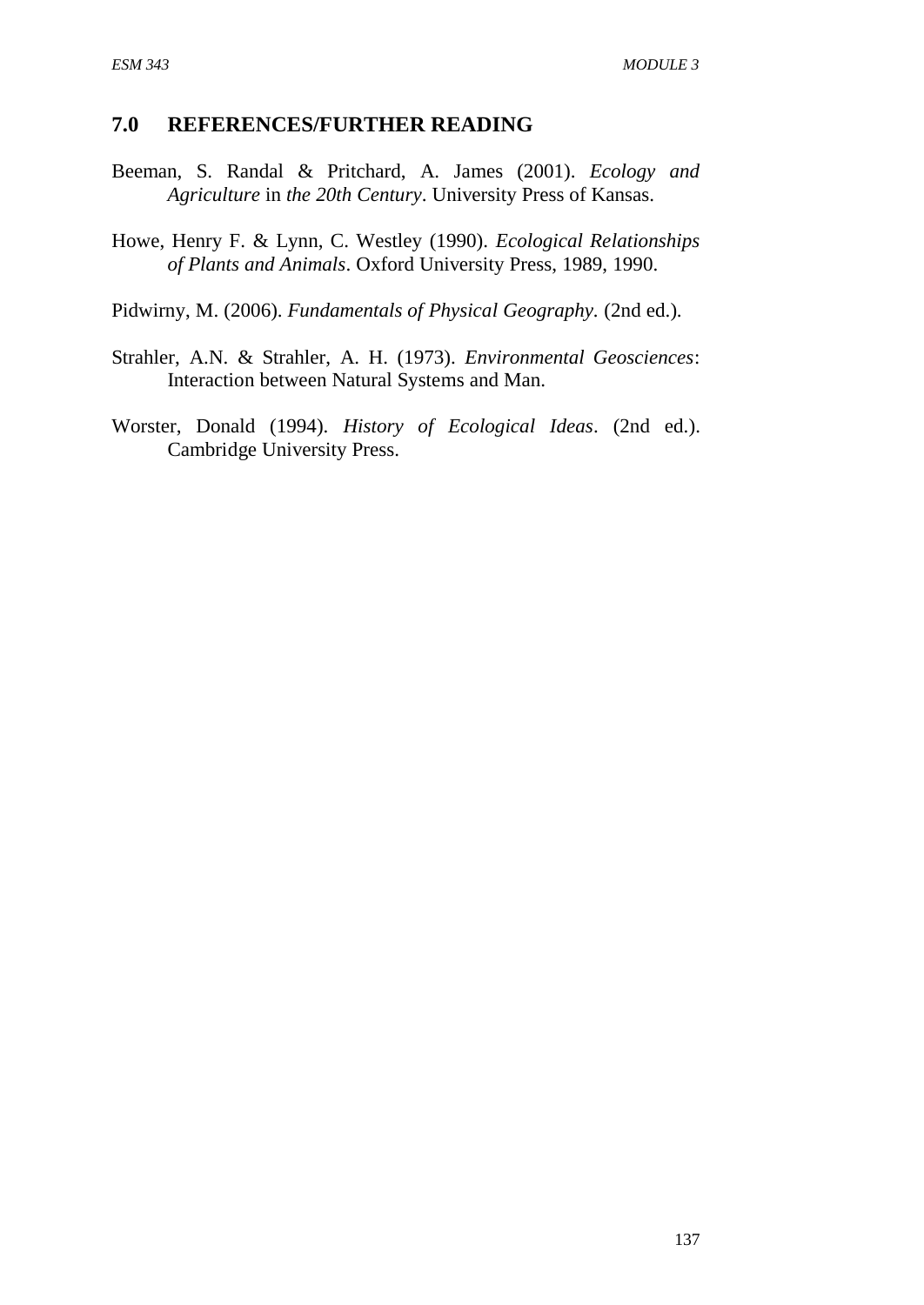## 7.0 REFERENCES/FURTHER READING

Beeman, S. Randal & Pritchard, A. James (2001). *Ecology and Agriculture* in *the 20th Century*. University Press of Kansas.

Howe, Henry F. & Lynn, C. Westley (1990). *Ecological Relationships of Plants and Animals*. Oxford University Press, 1989, 1990.

Pidwirny, M. (2006). *Fundamentals of Physical Geography*. (2nd ed.).

Strahler, A.N. & Strahler, A. H. (1973). *Environmental Geosciences*: Interaction between Natural Systems and Man.

Worster, Donald (1994). *History of Ecological Ideas*. (2nd ed.). Cambridge University Press.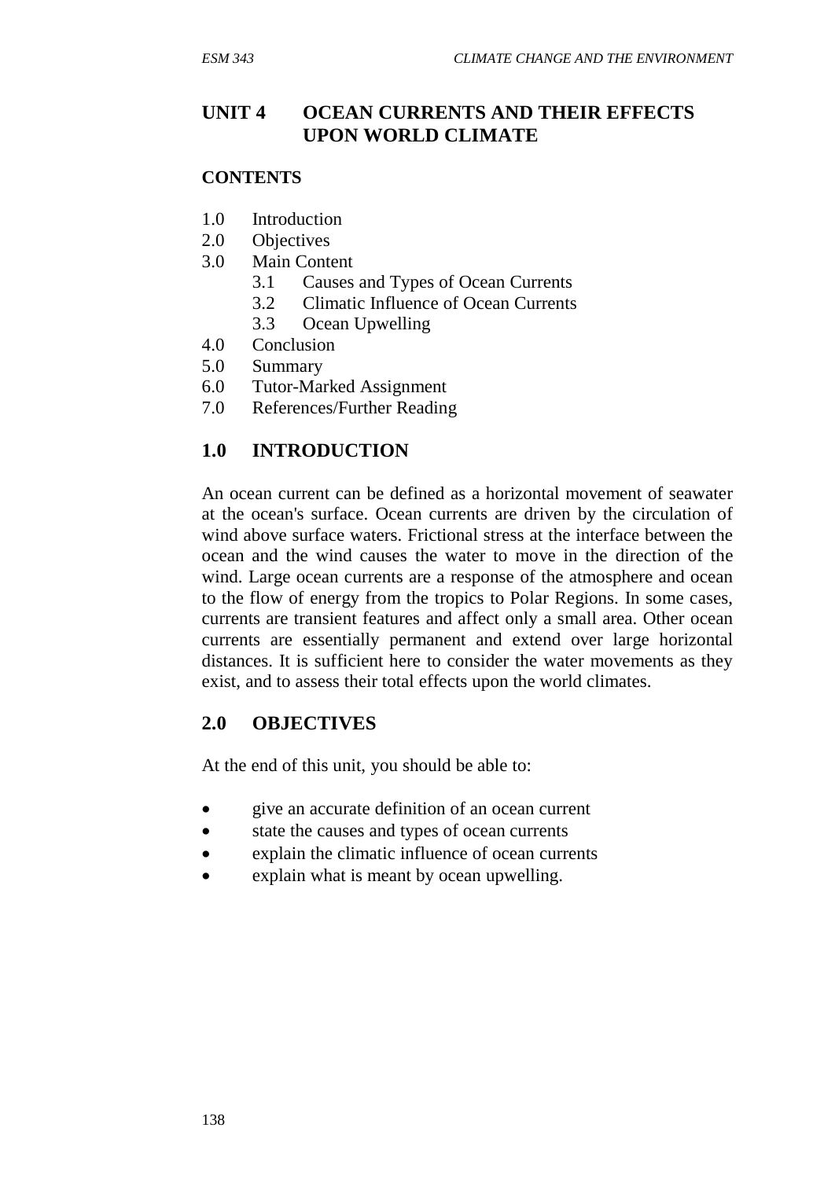# UNIT 4 OCEAN CURRENTS AND THEIR EFFECTS UPON WORLD CLIMATE

## CONTENTS

1.0 Introduction
2.0 Objectives
3.0 Main Content
    3.1 Causes and Types of Ocean Currents
    3.2 Climatic Influence of Ocean Currents
    3.3 Ocean Upwelling
4.0 Conclusion
5.0 Summary
6.0 Tutor-Marked Assignment
7.0 References/Further Reading

## 1.0 INTRODUCTION

An ocean current can be defined as a horizontal movement of seawater at the ocean's surface. Ocean currents are driven by the circulation of wind above surface waters. Frictional stress at the interface between the ocean and the wind causes the water to move in the direction of the wind. Large ocean currents are a response of the atmosphere and ocean to the flow of energy from the tropics to Polar Regions. In some cases, currents are transient features and affect only a small area. Other ocean currents are essentially permanent and extend over large horizontal distances. It is sufficient here to consider the water movements as they exist, and to assess their total effects upon the world climates.

## 2.0 OBJECTIVES

At the end of this unit, you should be able to:

- give an accurate definition of an ocean current
- state the causes and types of ocean currents
- explain the climatic influence of ocean currents
- explain what is meant by ocean upwelling.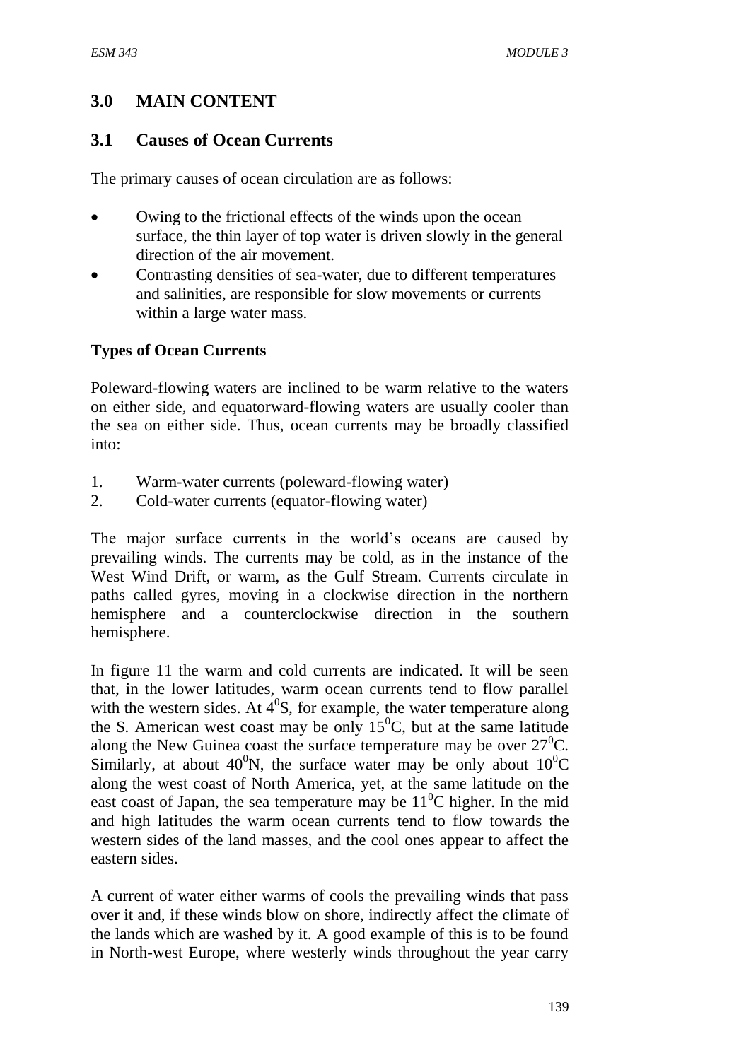## 3.0 MAIN CONTENT

### 3.1 Causes of Ocean Currents

The primary causes of ocean circulation are as follows:

- Owing to the frictional effects of the winds upon the ocean surface, the thin layer of top water is driven slowly in the general direction of the air movement.
- Contrasting densities of sea-water, due to different temperatures and salinities, are responsible for slow movements or currents within a large water mass.

**Types of Ocean Currents**

Poleward-flowing waters are inclined to be warm relative to the waters on either side, and equatorward-flowing waters are usually cooler than the sea on either side. Thus, ocean currents may be broadly classified into:

1. Warm-water currents (poleward-flowing water)
2. Cold-water currents (equator-flowing water)

The major surface currents in the world's oceans are caused by prevailing winds. The currents may be cold, as in the instance of the West Wind Drift, or warm, as the Gulf Stream. Currents circulate in paths called gyres, moving in a clockwise direction in the northern hemisphere and a counterclockwise direction in the southern hemisphere.

In figure 11 the warm and cold currents are indicated. It will be seen that, in the lower latitudes, warm ocean currents tend to flow parallel with the western sides. At $4^0$S, for example, the water temperature along the S. American west coast may be only $15^0$C, but at the same latitude along the New Guinea coast the surface temperature may be over $27^0$C. Similarly, at about $40^0$N, the surface water may be only about $10^0$C along the west coast of North America, yet, at the same latitude on the east coast of Japan, the sea temperature may be $11^0$C higher. In the mid and high latitudes the warm ocean currents tend to flow towards the western sides of the land masses, and the cool ones appear to affect the eastern sides.

A current of water either warms of cools the prevailing winds that pass over it and, if these winds blow on shore, indirectly affect the climate of the lands which are washed by it. A good example of this is to be found in North-west Europe, where westerly winds throughout the year carry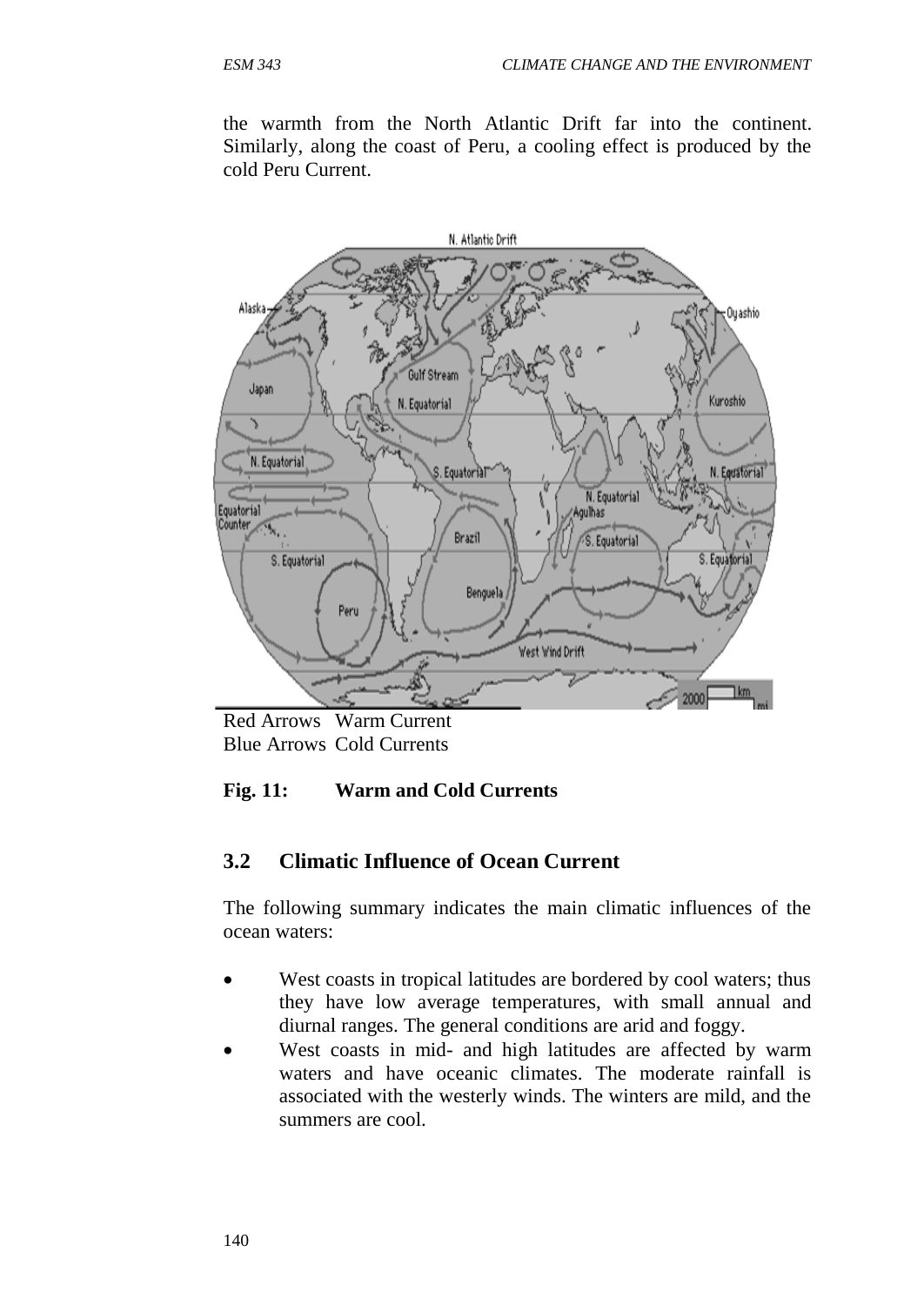the warmth from the North Atlantic Drift far into the continent. Similarly, along the coast of Peru, a cooling effect is produced by the cold Peru Current.

Red Arrows Warm Current
Blue Arrows Cold Currents

**Fig. 11: Warm and Cold Currents**

## 3.2 Climatic Influence of Ocean Current

The following summary indicates the main climatic influences of the ocean waters:

- West coasts in tropical latitudes are bordered by cool waters; thus they have low average temperatures, with small annual and diurnal ranges. The general conditions are arid and foggy.
- West coasts in mid- and high latitudes are affected by warm waters and have oceanic climates. The moderate rainfall is associated with the westerly winds. The winters are mild, and the summers are cool.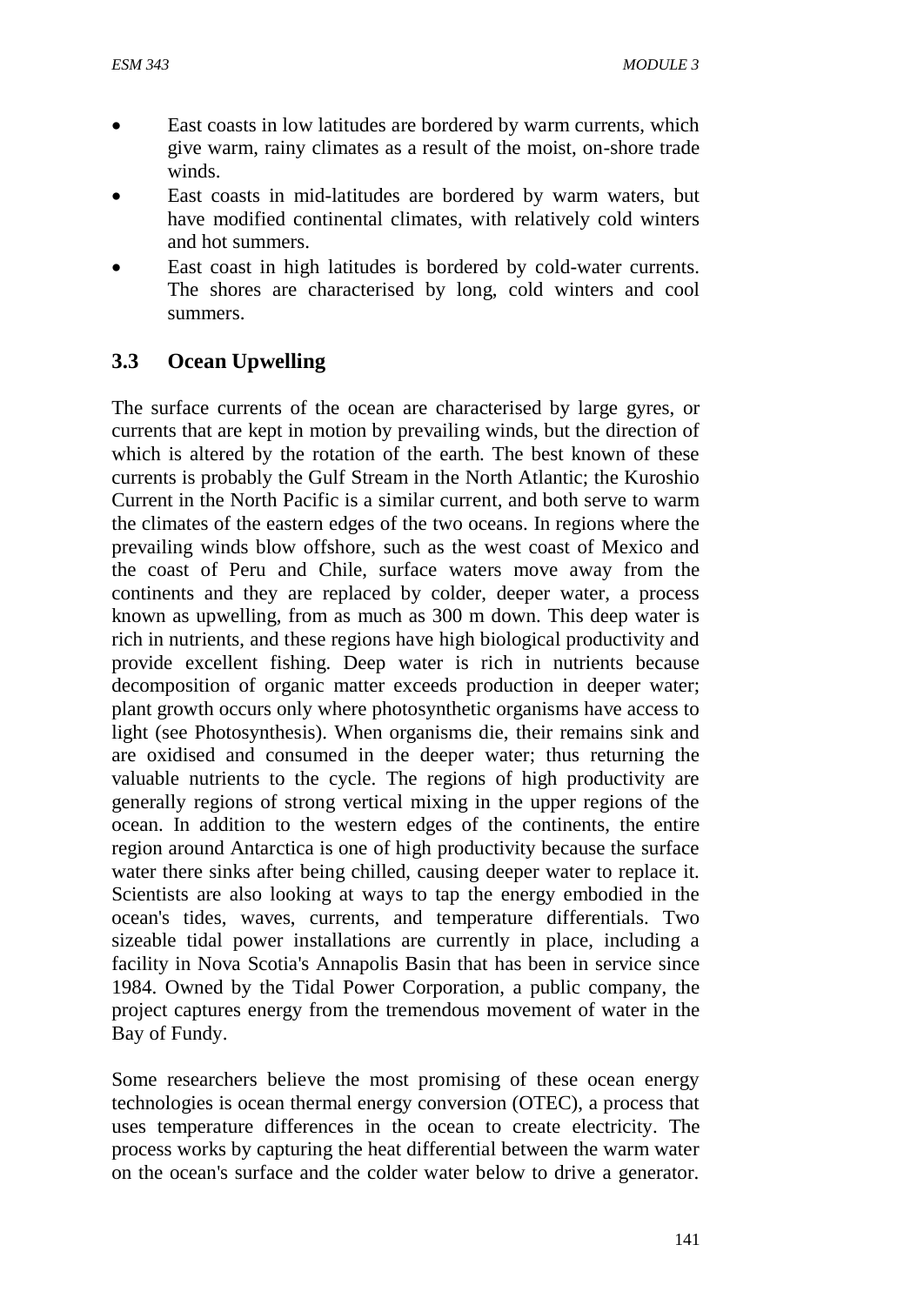- East coasts in low latitudes are bordered by warm currents, which give warm, rainy climates as a result of the moist, on-shore trade winds.
- East coasts in mid-latitudes are bordered by warm waters, but have modified continental climates, with relatively cold winters and hot summers.
- East coast in high latitudes is bordered by cold-water currents. The shores are characterised by long, cold winters and cool summers.

### 3.3 Ocean Upwelling

The surface currents of the ocean are characterised by large gyres, or currents that are kept in motion by prevailing winds, but the direction of which is altered by the rotation of the earth. The best known of these currents is probably the Gulf Stream in the North Atlantic; the Kuroshio Current in the North Pacific is a similar current, and both serve to warm the climates of the eastern edges of the two oceans. In regions where the prevailing winds blow offshore, such as the west coast of Mexico and the coast of Peru and Chile, surface waters move away from the continents and they are replaced by colder, deeper water, a process known as upwelling, from as much as 300 m down. This deep water is rich in nutrients, and these regions have high biological productivity and provide excellent fishing. Deep water is rich in nutrients because decomposition of organic matter exceeds production in deeper water; plant growth occurs only where photosynthetic organisms have access to light (see Photosynthesis). When organisms die, their remains sink and are oxidised and consumed in the deeper water; thus returning the valuable nutrients to the cycle. The regions of high productivity are generally regions of strong vertical mixing in the upper regions of the ocean. In addition to the western edges of the continents, the entire region around Antarctica is one of high productivity because the surface water there sinks after being chilled, causing deeper water to replace it. Scientists are also looking at ways to tap the energy embodied in the ocean's tides, waves, currents, and temperature differentials. Two sizeable tidal power installations are currently in place, including a facility in Nova Scotia's Annapolis Basin that has been in service since 1984. Owned by the Tidal Power Corporation, a public company, the project captures energy from the tremendous movement of water in the Bay of Fundy.

Some researchers believe the most promising of these ocean energy technologies is ocean thermal energy conversion (OTEC), a process that uses temperature differences in the ocean to create electricity. The process works by capturing the heat differential between the warm water on the ocean's surface and the colder water below to drive a generator.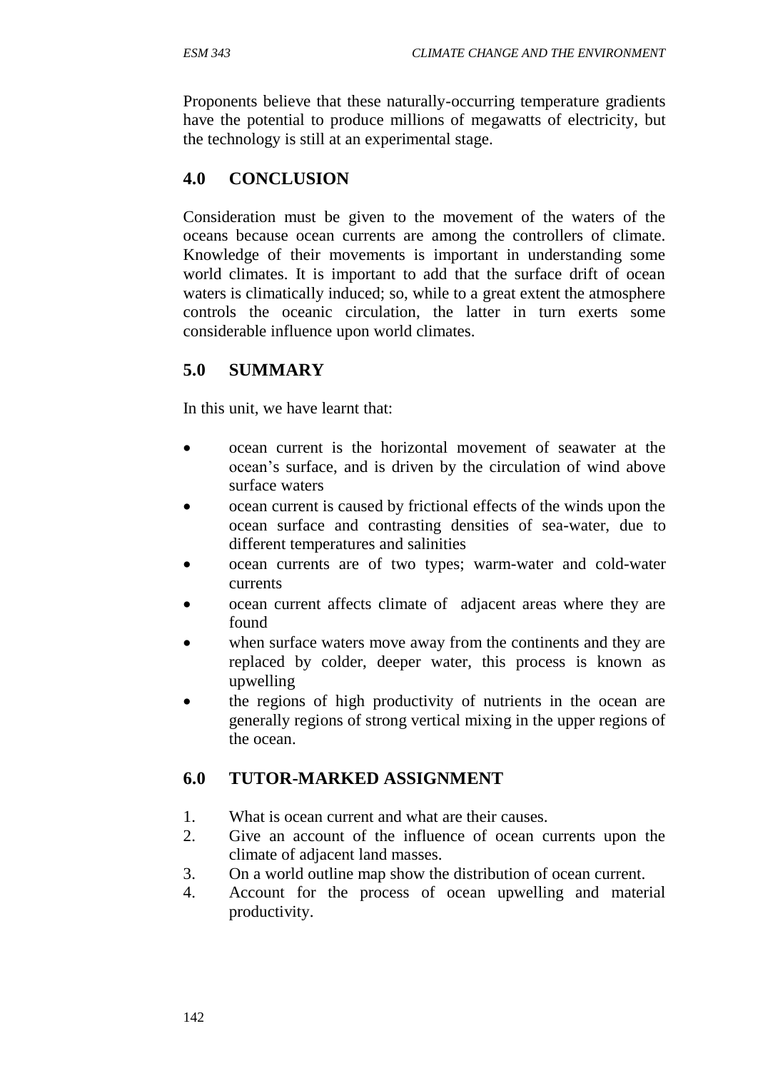Proponents believe that these naturally-occurring temperature gradients have the potential to produce millions of megawatts of electricity, but the technology is still at an experimental stage.

## 4.0 CONCLUSION

Consideration must be given to the movement of the waters of the oceans because ocean currents are among the controllers of climate. Knowledge of their movements is important in understanding some world climates. It is important to add that the surface drift of ocean waters is climatically induced; so, while to a great extent the atmosphere controls the oceanic circulation, the latter in turn exerts some considerable influence upon world climates.

## 5.0 SUMMARY

In this unit, we have learnt that:

- ocean current is the horizontal movement of seawater at the ocean's surface, and is driven by the circulation of wind above surface waters
- ocean current is caused by frictional effects of the winds upon the ocean surface and contrasting densities of sea-water, due to different temperatures and salinities
- ocean currents are of two types; warm-water and cold-water currents
- ocean current affects climate of adjacent areas where they are found
- when surface waters move away from the continents and they are replaced by colder, deeper water, this process is known as upwelling
- the regions of high productivity of nutrients in the ocean are generally regions of strong vertical mixing in the upper regions of the ocean.

## 6.0 TUTOR-MARKED ASSIGNMENT

1. What is ocean current and what are their causes.
2. Give an account of the influence of ocean currents upon the climate of adjacent land masses.
3. On a world outline map show the distribution of ocean current.
4. Account for the process of ocean upwelling and material productivity.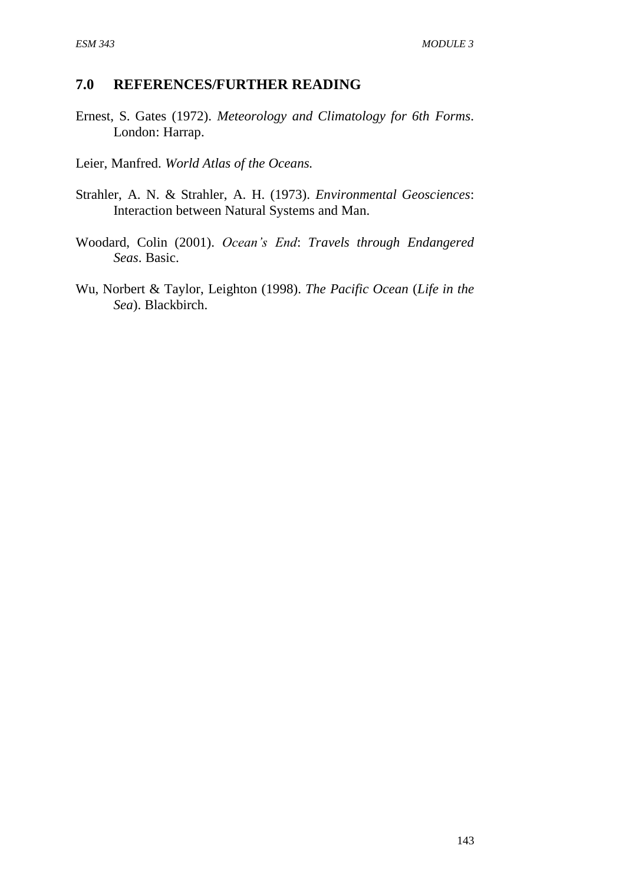## 7.0 REFERENCES/FURTHER READING

Ernest, S. Gates (1972). *Meteorology and Climatology for 6th Forms*. London: Harrap.

Leier, Manfred. *World Atlas of the Oceans.*

Strahler, A. N. & Strahler, A. H. (1973). *Environmental Geosciences*: Interaction between Natural Systems and Man.

Woodard, Colin (2001). *Ocean's End*: *Travels through Endangered Seas*. Basic.

Wu, Norbert & Taylor, Leighton (1998). *The Pacific Ocean* (*Life in the Sea*). Blackbirch.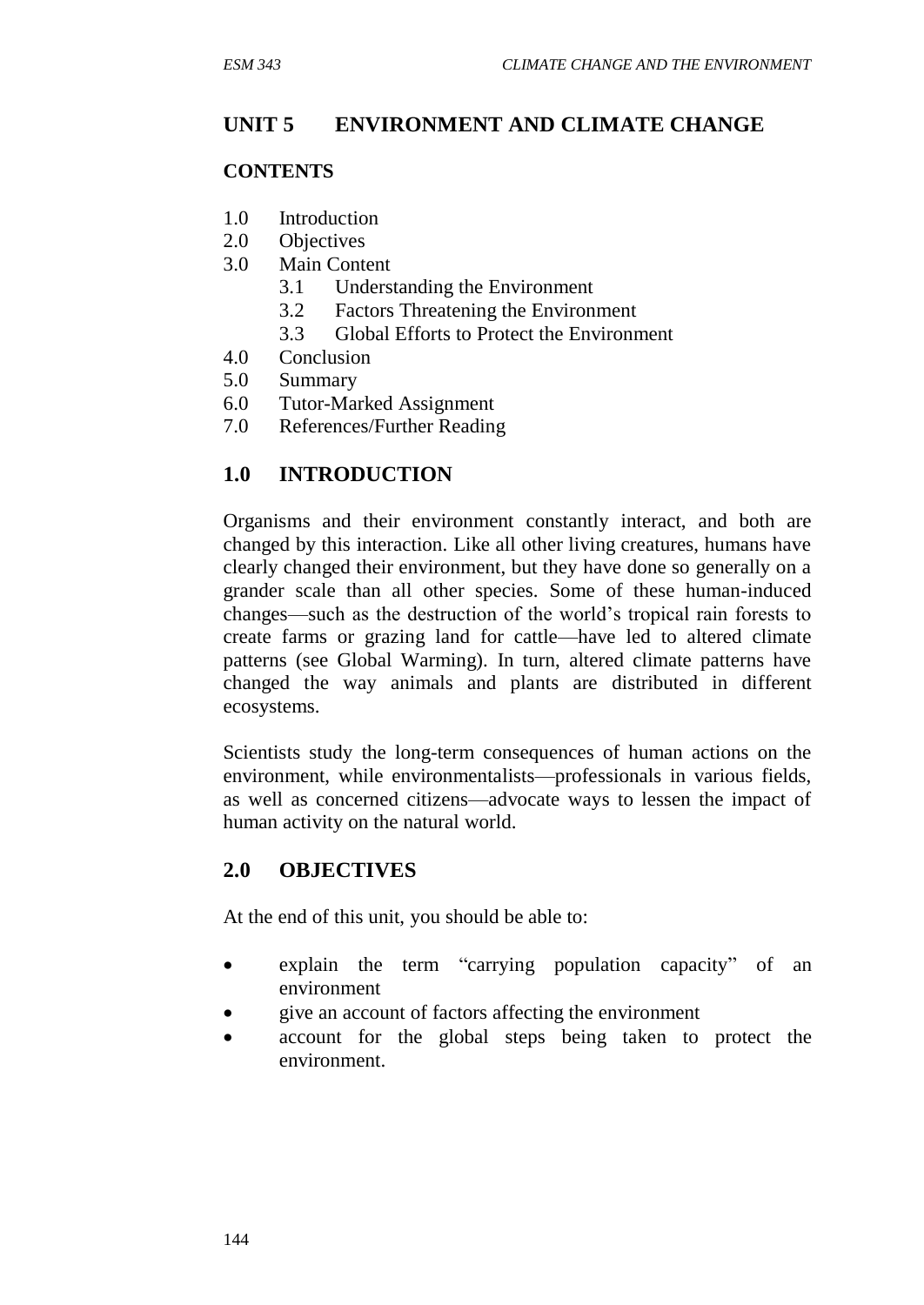## UNIT 5 ENVIRONMENT AND CLIMATE CHANGE

**CONTENTS**

- 1.0 Introduction
- 2.0 Objectives
- 3.0 Main Content
  - 3.1 Understanding the Environment
  - 3.2 Factors Threatening the Environment
  - 3.3 Global Efforts to Protect the Environment
- 4.0 Conclusion
- 5.0 Summary
- 6.0 Tutor-Marked Assignment
- 7.0 References/Further Reading

## 1.0 INTRODUCTION

Organisms and their environment constantly interact, and both are changed by this interaction. Like all other living creatures, humans have clearly changed their environment, but they have done so generally on a grander scale than all other species. Some of these human-induced changes—such as the destruction of the world's tropical rain forests to create farms or grazing land for cattle—have led to altered climate patterns (see Global Warming). In turn, altered climate patterns have changed the way animals and plants are distributed in different ecosystems.

Scientists study the long-term consequences of human actions on the environment, while environmentalists—professionals in various fields, as well as concerned citizens—advocate ways to lessen the impact of human activity on the natural world.

## 2.0 OBJECTIVES

At the end of this unit, you should be able to:

- explain the term "carrying population capacity" of an environment
- give an account of factors affecting the environment
- account for the global steps being taken to protect the environment.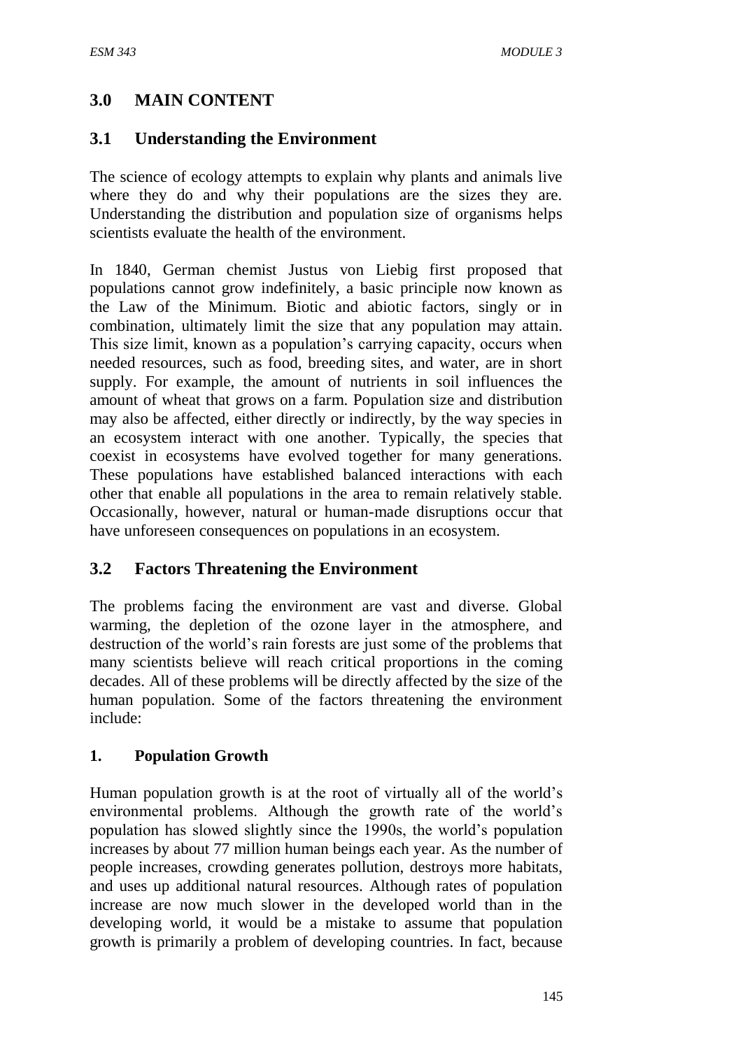## 3.0 MAIN CONTENT

### 3.1 Understanding the Environment

The science of ecology attempts to explain why plants and animals live where they do and why their populations are the sizes they are. Understanding the distribution and population size of organisms helps scientists evaluate the health of the environment.

In 1840, German chemist Justus von Liebig first proposed that populations cannot grow indefinitely, a basic principle now known as the Law of the Minimum. Biotic and abiotic factors, singly or in combination, ultimately limit the size that any population may attain. This size limit, known as a population's carrying capacity, occurs when needed resources, such as food, breeding sites, and water, are in short supply. For example, the amount of nutrients in soil influences the amount of wheat that grows on a farm. Population size and distribution may also be affected, either directly or indirectly, by the way species in an ecosystem interact with one another. Typically, the species that coexist in ecosystems have evolved together for many generations. These populations have established balanced interactions with each other that enable all populations in the area to remain relatively stable. Occasionally, however, natural or human-made disruptions occur that have unforeseen consequences on populations in an ecosystem.

### 3.2 Factors Threatening the Environment

The problems facing the environment are vast and diverse. Global warming, the depletion of the ozone layer in the atmosphere, and destruction of the world's rain forests are just some of the problems that many scientists believe will reach critical proportions in the coming decades. All of these problems will be directly affected by the size of the human population. Some of the factors threatening the environment include:

#### 1. Population Growth

Human population growth is at the root of virtually all of the world's environmental problems. Although the growth rate of the world's population has slowed slightly since the 1990s, the world's population increases by about 77 million human beings each year. As the number of people increases, crowding generates pollution, destroys more habitats, and uses up additional natural resources. Although rates of population increase are now much slower in the developed world than in the developing world, it would be a mistake to assume that population growth is primarily a problem of developing countries. In fact, because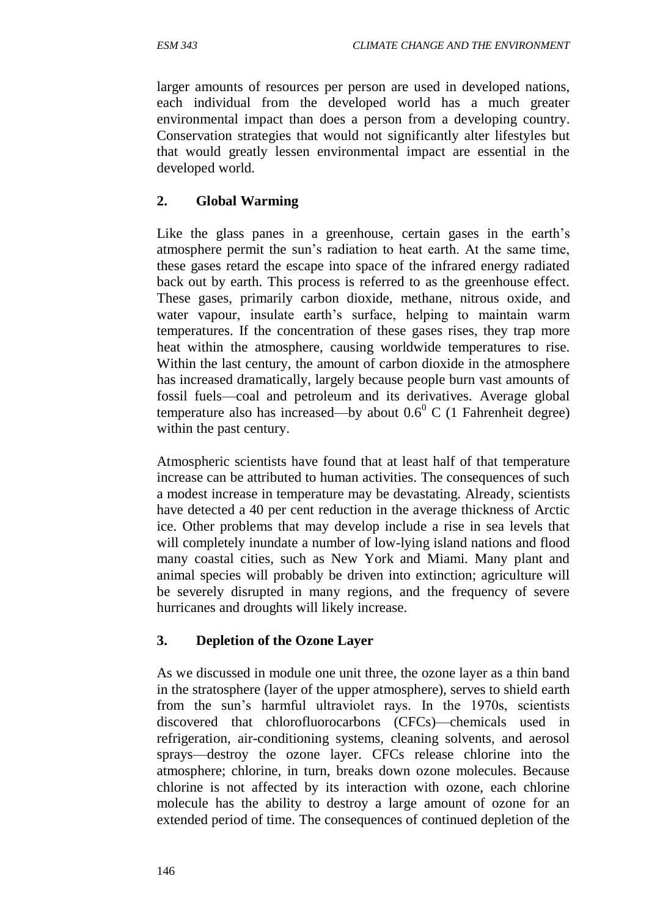larger amounts of resources per person are used in developed nations, each individual from the developed world has a much greater environmental impact than does a person from a developing country. Conservation strategies that would not significantly alter lifestyles but that would greatly lessen environmental impact are essential in the developed world.

## 2. Global Warming

Like the glass panes in a greenhouse, certain gases in the earth's atmosphere permit the sun's radiation to heat earth. At the same time, these gases retard the escape into space of the infrared energy radiated back out by earth. This process is referred to as the greenhouse effect. These gases, primarily carbon dioxide, methane, nitrous oxide, and water vapour, insulate earth's surface, helping to maintain warm temperatures. If the concentration of these gases rises, they trap more heat within the atmosphere, causing worldwide temperatures to rise. Within the last century, the amount of carbon dioxide in the atmosphere has increased dramatically, largely because people burn vast amounts of fossil fuels—coal and petroleum and its derivatives. Average global temperature also has increased—by about $0.6^0$ C (1 Fahrenheit degree) within the past century.

Atmospheric scientists have found that at least half of that temperature increase can be attributed to human activities. The consequences of such a modest increase in temperature may be devastating. Already, scientists have detected a 40 per cent reduction in the average thickness of Arctic ice. Other problems that may develop include a rise in sea levels that will completely inundate a number of low-lying island nations and flood many coastal cities, such as New York and Miami. Many plant and animal species will probably be driven into extinction; agriculture will be severely disrupted in many regions, and the frequency of severe hurricanes and droughts will likely increase.

## 3. Depletion of the Ozone Layer

As we discussed in module one unit three, the ozone layer as a thin band in the stratosphere (layer of the upper atmosphere), serves to shield earth from the sun's harmful ultraviolet rays. In the 1970s, scientists discovered that chlorofluorocarbons (CFCs)—chemicals used in refrigeration, air-conditioning systems, cleaning solvents, and aerosol sprays—destroy the ozone layer. CFCs release chlorine into the atmosphere; chlorine, in turn, breaks down ozone molecules. Because chlorine is not affected by its interaction with ozone, each chlorine molecule has the ability to destroy a large amount of ozone for an extended period of time. The consequences of continued depletion of the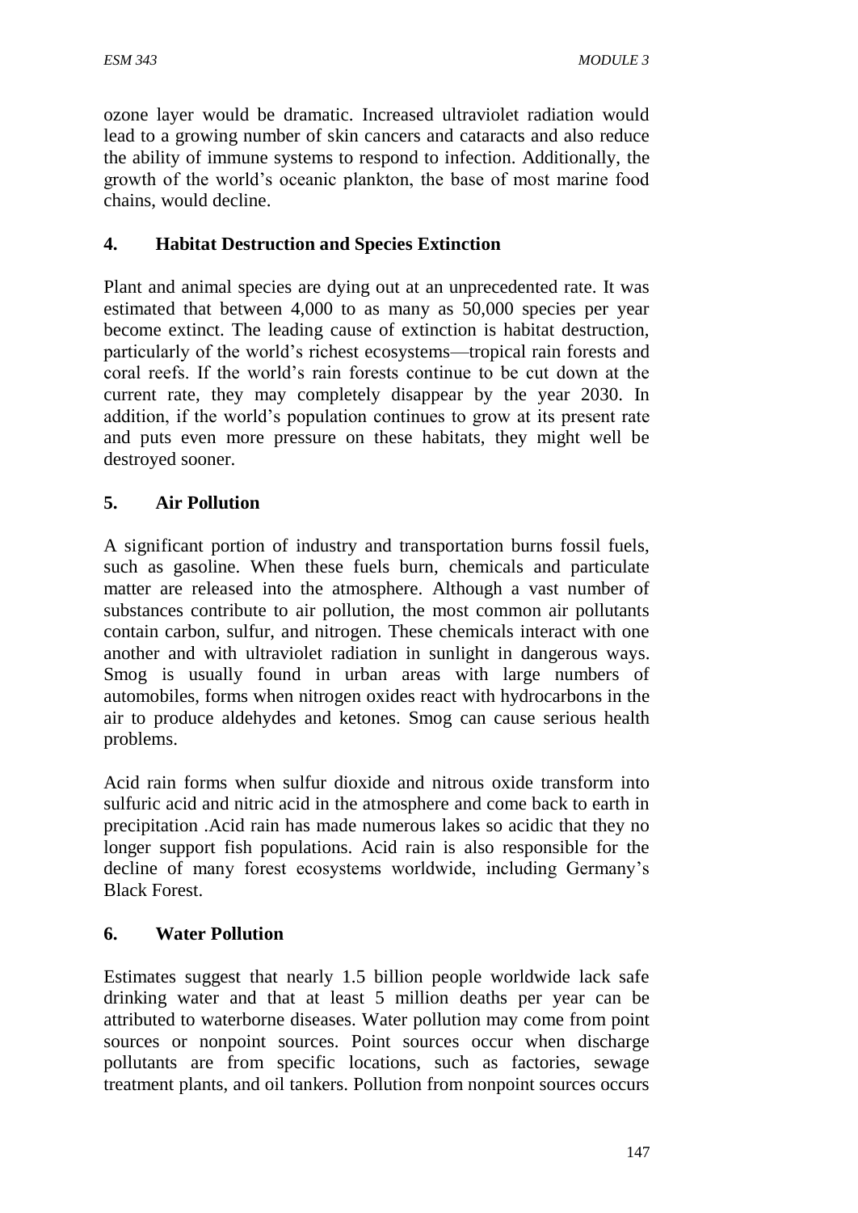ozone layer would be dramatic. Increased ultraviolet radiation would lead to a growing number of skin cancers and cataracts and also reduce the ability of immune systems to respond to infection. Additionally, the growth of the world's oceanic plankton, the base of most marine food chains, would decline.

## 4. Habitat Destruction and Species Extinction

Plant and animal species are dying out at an unprecedented rate. It was estimated that between 4,000 to as many as 50,000 species per year become extinct. The leading cause of extinction is habitat destruction, particularly of the world's richest ecosystems—tropical rain forests and coral reefs. If the world's rain forests continue to be cut down at the current rate, they may completely disappear by the year 2030. In addition, if the world's population continues to grow at its present rate and puts even more pressure on these habitats, they might well be destroyed sooner.

## 5. Air Pollution

A significant portion of industry and transportation burns fossil fuels, such as gasoline. When these fuels burn, chemicals and particulate matter are released into the atmosphere. Although a vast number of substances contribute to air pollution, the most common air pollutants contain carbon, sulfur, and nitrogen. These chemicals interact with one another and with ultraviolet radiation in sunlight in dangerous ways. Smog is usually found in urban areas with large numbers of automobiles, forms when nitrogen oxides react with hydrocarbons in the air to produce aldehydes and ketones. Smog can cause serious health problems.

Acid rain forms when sulfur dioxide and nitrous oxide transform into sulfuric acid and nitric acid in the atmosphere and come back to earth in precipitation .Acid rain has made numerous lakes so acidic that they no longer support fish populations. Acid rain is also responsible for the decline of many forest ecosystems worldwide, including Germany's Black Forest.

## 6. Water Pollution

Estimates suggest that nearly 1.5 billion people worldwide lack safe drinking water and that at least 5 million deaths per year can be attributed to waterborne diseases. Water pollution may come from point sources or nonpoint sources. Point sources occur when discharge pollutants are from specific locations, such as factories, sewage treatment plants, and oil tankers. Pollution from nonpoint sources occurs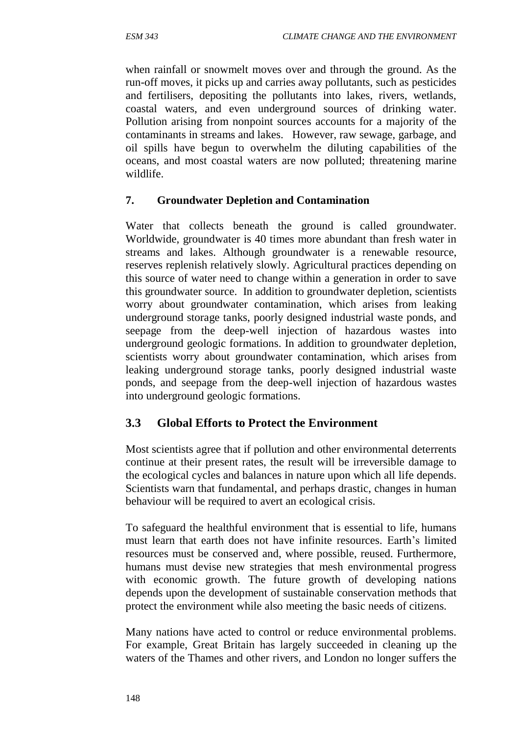when rainfall or snowmelt moves over and through the ground. As the run-off moves, it picks up and carries away pollutants, such as pesticides and fertilisers, depositing the pollutants into lakes, rivers, wetlands, coastal waters, and even underground sources of drinking water. Pollution arising from nonpoint sources accounts for a majority of the contaminants in streams and lakes. However, raw sewage, garbage, and oil spills have begun to overwhelm the diluting capabilities of the oceans, and most coastal waters are now polluted; threatening marine wildlife.

**7. Groundwater Depletion and Contamination**

Water that collects beneath the ground is called groundwater. Worldwide, groundwater is 40 times more abundant than fresh water in streams and lakes. Although groundwater is a renewable resource, reserves replenish relatively slowly. Agricultural practices depending on this source of water need to change within a generation in order to save this groundwater source. In addition to groundwater depletion, scientists worry about groundwater contamination, which arises from leaking underground storage tanks, poorly designed industrial waste ponds, and seepage from the deep-well injection of hazardous wastes into underground geologic formations. In addition to groundwater depletion, scientists worry about groundwater contamination, which arises from leaking underground storage tanks, poorly designed industrial waste ponds, and seepage from the deep-well injection of hazardous wastes into underground geologic formations.

## 3.3 Global Efforts to Protect the Environment

Most scientists agree that if pollution and other environmental deterrents continue at their present rates, the result will be irreversible damage to the ecological cycles and balances in nature upon which all life depends. Scientists warn that fundamental, and perhaps drastic, changes in human behaviour will be required to avert an ecological crisis.

To safeguard the healthful environment that is essential to life, humans must learn that earth does not have infinite resources. Earth's limited resources must be conserved and, where possible, reused. Furthermore, humans must devise new strategies that mesh environmental progress with economic growth. The future growth of developing nations depends upon the development of sustainable conservation methods that protect the environment while also meeting the basic needs of citizens.

Many nations have acted to control or reduce environmental problems. For example, Great Britain has largely succeeded in cleaning up the waters of the Thames and other rivers, and London no longer suffers the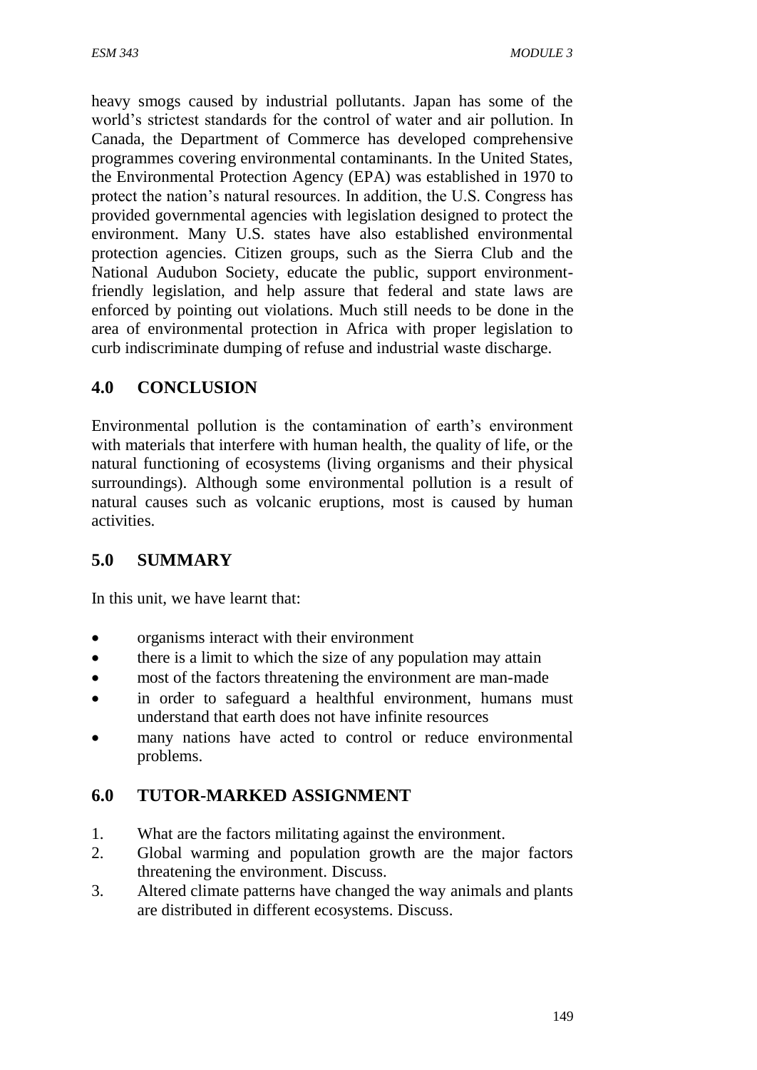heavy smogs caused by industrial pollutants. Japan has some of the world's strictest standards for the control of water and air pollution. In Canada, the Department of Commerce has developed comprehensive programmes covering environmental contaminants. In the United States, the Environmental Protection Agency (EPA) was established in 1970 to protect the nation's natural resources. In addition, the U.S. Congress has provided governmental agencies with legislation designed to protect the environment. Many U.S. states have also established environmental protection agencies. Citizen groups, such as the Sierra Club and the National Audubon Society, educate the public, support environment-friendly legislation, and help assure that federal and state laws are enforced by pointing out violations. Much still needs to be done in the area of environmental protection in Africa with proper legislation to curb indiscriminate dumping of refuse and industrial waste discharge.

## 4.0 CONCLUSION

Environmental pollution is the contamination of earth's environment with materials that interfere with human health, the quality of life, or the natural functioning of ecosystems (living organisms and their physical surroundings). Although some environmental pollution is a result of natural causes such as volcanic eruptions, most is caused by human activities.

## 5.0 SUMMARY

In this unit, we have learnt that:

- organisms interact with their environment
- there is a limit to which the size of any population may attain
- most of the factors threatening the environment are man-made
- in order to safeguard a healthful environment, humans must understand that earth does not have infinite resources
- many nations have acted to control or reduce environmental problems.

## 6.0 TUTOR-MARKED ASSIGNMENT

1. What are the factors militating against the environment.
2. Global warming and population growth are the major factors threatening the environment. Discuss.
3. Altered climate patterns have changed the way animals and plants are distributed in different ecosystems. Discuss.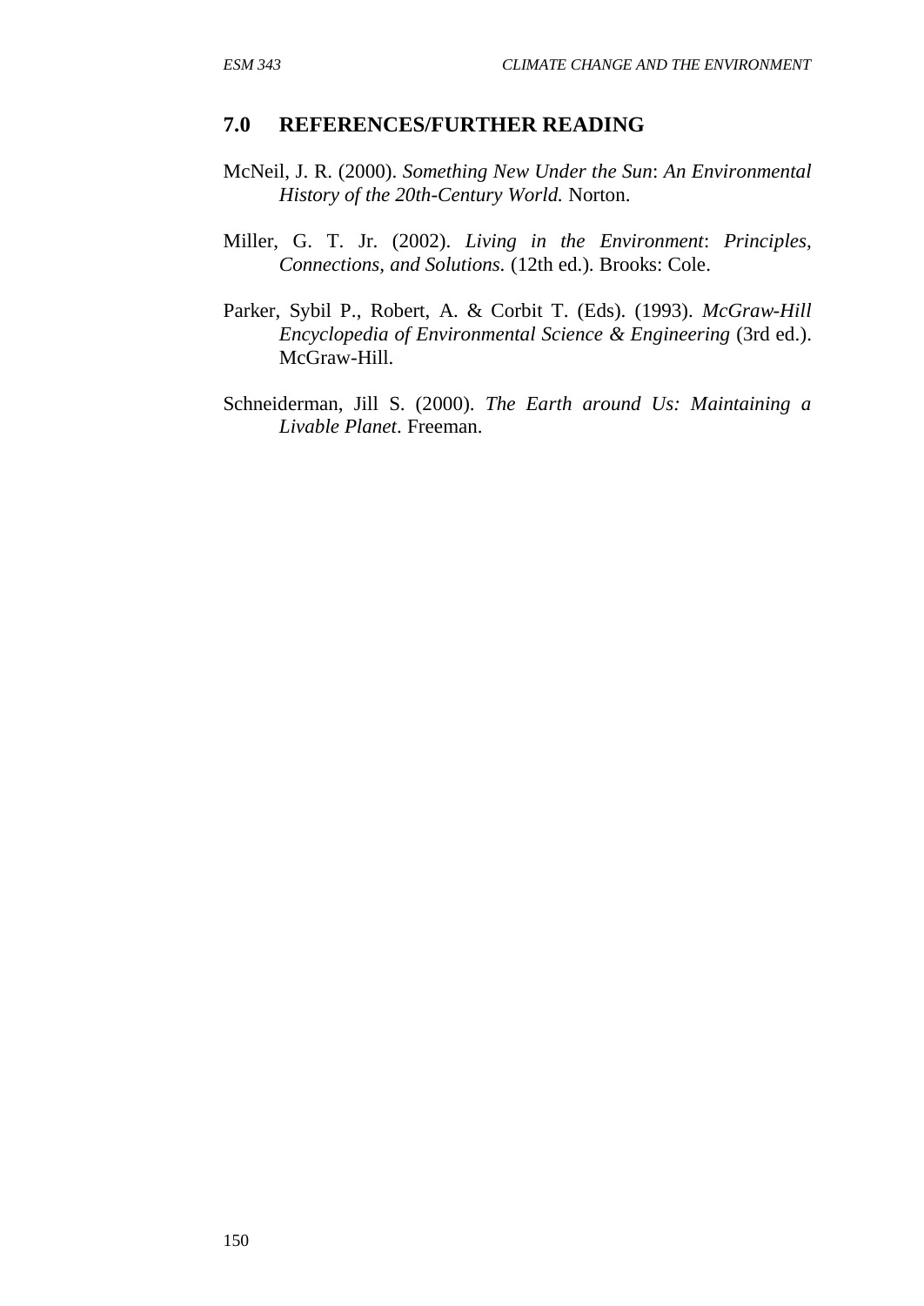## 7.0 REFERENCES/FURTHER READING

McNeil, J. R. (2000). *Something New Under the Sun*: *An Environmental History of the 20th-Century World.* Norton.

Miller, G. T. Jr. (2002). *Living in the Environment*: *Principles, Connections, and Solutions*. (12th ed.). Brooks: Cole.

Parker, Sybil P., Robert, A. & Corbit T. (Eds). (1993). *McGraw-Hill Encyclopedia of Environmental Science & Engineering* (3rd ed.). McGraw-Hill.

Schneiderman, Jill S. (2000). *The Earth around Us: Maintaining a Livable Planet*. Freeman.